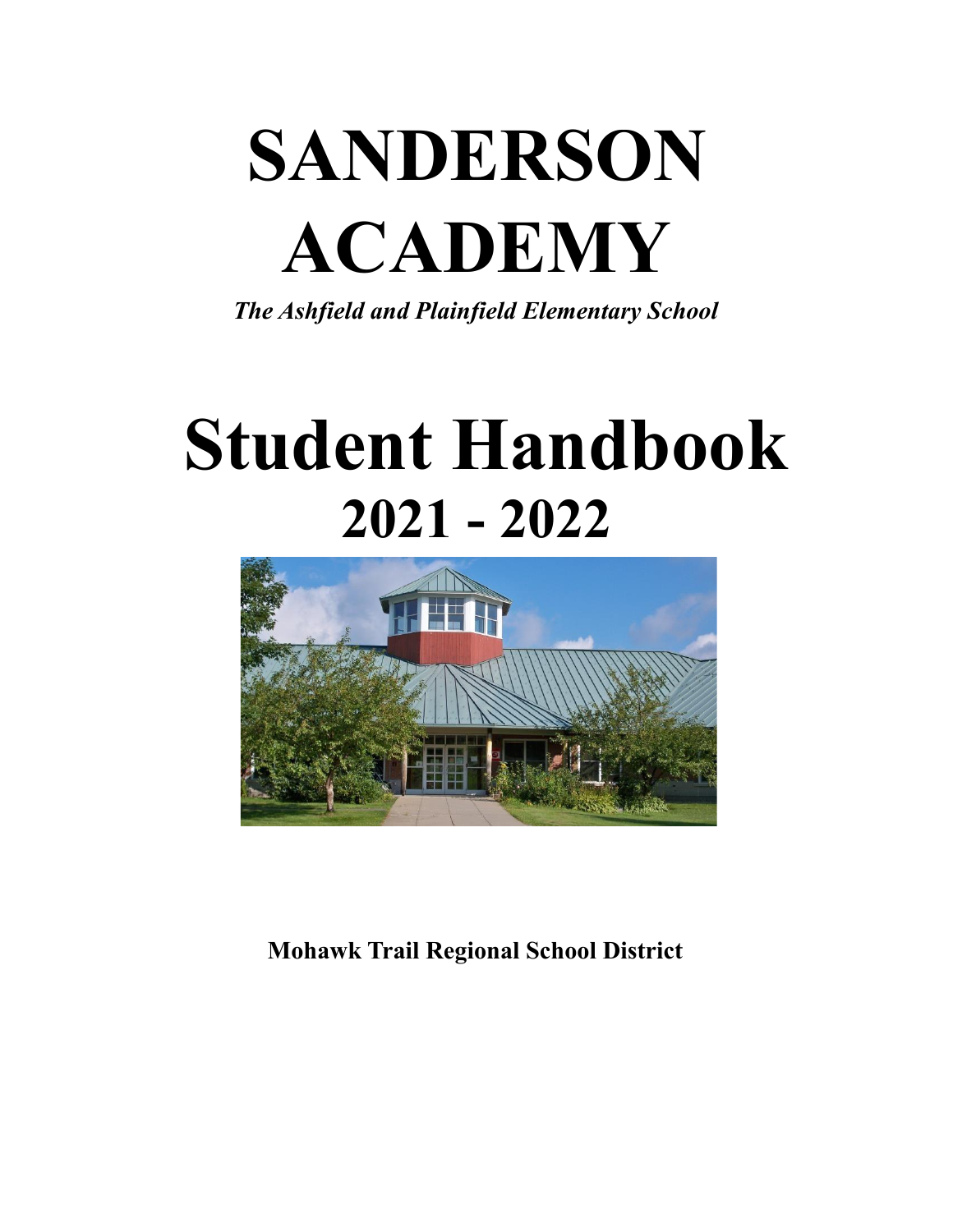# SANDERSON ACADEMY

***The Ashfield and Plainfield Elementary School***

# Student Handbook

## 2021 - 2022

**Mohawk Trail Regional School District**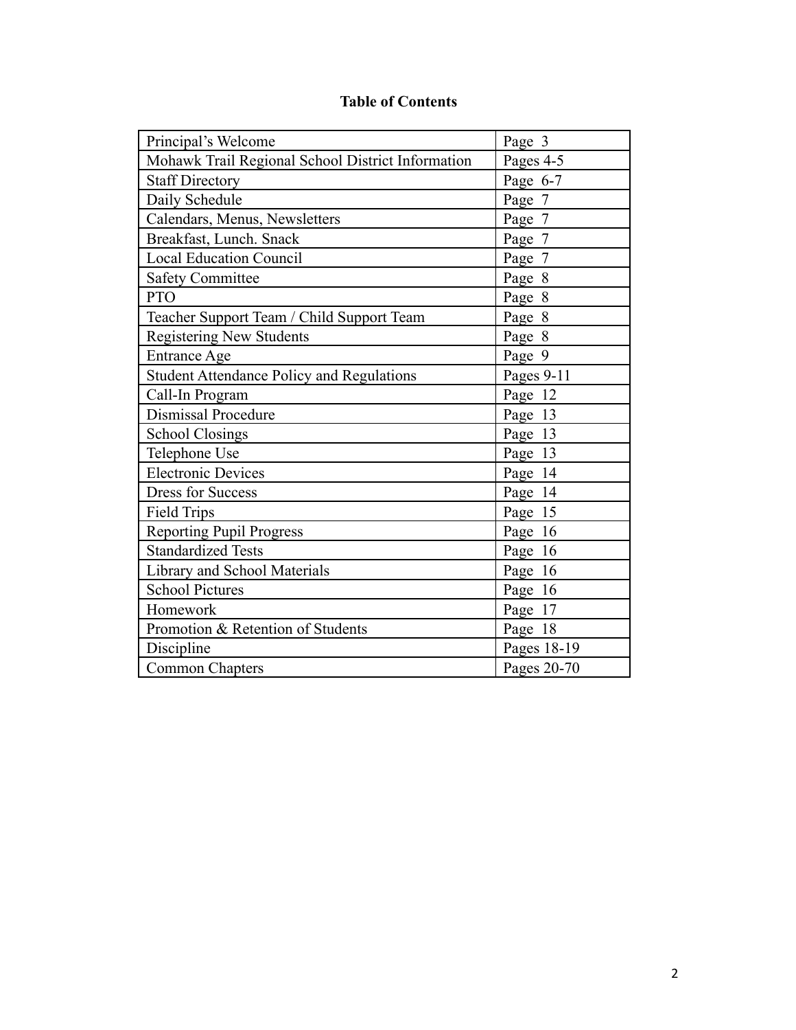# Table of Contents

| | |
|---|---|
| Principal's Welcome | Page 3 |
| Mohawk Trail Regional School District Information | Pages 4-5 |
| Staff Directory | Page 6-7 |
| Daily Schedule | Page 7 |
| Calendars, Menus, Newsletters | Page 7 |
| Breakfast, Lunch. Snack | Page 7 |
| Local Education Council | Page 7 |
| Safety Committee | Page 8 |
| PTO | Page 8 |
| Teacher Support Team / Child Support Team | Page 8 |
| Registering New Students | Page 8 |
| Entrance Age | Page 9 |
| Student Attendance Policy and Regulations | Pages 9-11 |
| Call-In Program | Page 12 |
| Dismissal Procedure | Page 13 |
| School Closings | Page 13 |
| Telephone Use | Page 13 |
| Electronic Devices | Page 14 |
| Dress for Success | Page 14 |
| Field Trips | Page 15 |
| Reporting Pupil Progress | Page 16 |
| Standardized Tests | Page 16 |
| Library and School Materials | Page 16 |
| School Pictures | Page 16 |
| Homework | Page 17 |
| Promotion & Retention of Students | Page 18 |
| Discipline | Pages 18-19 |
| Common Chapters | Pages 20-70 |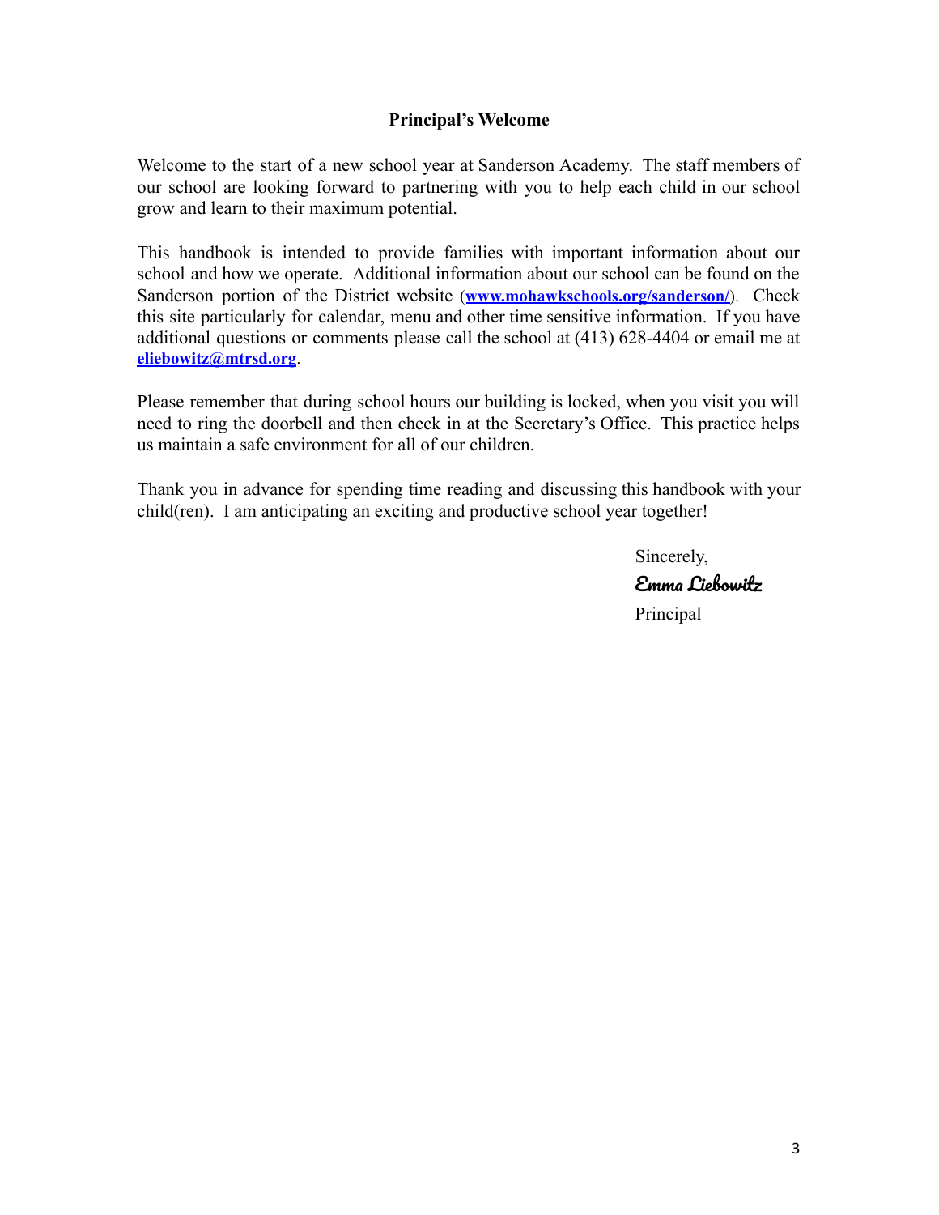## Principal's Welcome

Welcome to the start of a new school year at Sanderson Academy. The staff members of our school are looking forward to partnering with you to help each child in our school grow and learn to their maximum potential.

This handbook is intended to provide families with important information about our school and how we operate. Additional information about our school can be found on the Sanderson portion of the District website (**www.mohawkschools.org/sanderson/**). Check this site particularly for calendar, menu and other time sensitive information. If you have additional questions or comments please call the school at (413) 628-4404 or email me at **eliebowitz@mtrsd.org**.

Please remember that during school hours our building is locked, when you visit you will need to ring the doorbell and then check in at the Secretary's Office. This practice helps us maintain a safe environment for all of our children.

Thank you in advance for spending time reading and discussing this handbook with your child(ren). I am anticipating an exciting and productive school year together!

Sincerely,
*Emma Liebowitz*
Principal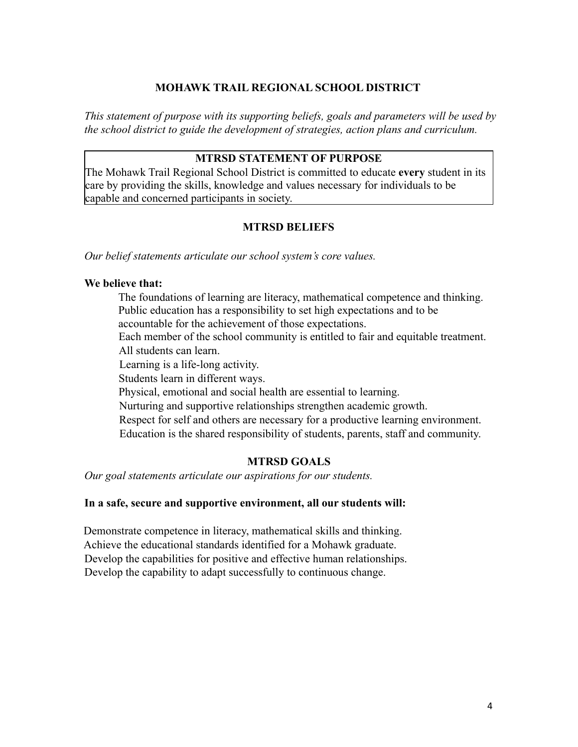# MOHAWK TRAIL REGIONAL SCHOOL DISTRICT

*This statement of purpose with its supporting beliefs, goals and parameters will be used by the school district to guide the development of strategies, action plans and curriculum.*

## MTRSD STATEMENT OF PURPOSE

The Mohawk Trail Regional School District is committed to educate **every** student in its care by providing the skills, knowledge and values necessary for individuals to be capable and concerned participants in society.

## MTRSD BELIEFS

*Our belief statements articulate our school system's core values.*

**We believe that:**

The foundations of learning are literacy, mathematical competence and thinking.
Public education has a responsibility to set high expectations and to be accountable for the achievement of those expectations.
Each member of the school community is entitled to fair and equitable treatment.
All students can learn.
Learning is a life-long activity.
Students learn in different ways.
Physical, emotional and social health are essential to learning.
Nurturing and supportive relationships strengthen academic growth.
Respect for self and others are necessary for a productive learning environment.
Education is the shared responsibility of students, parents, staff and community.

## MTRSD GOALS

*Our goal statements articulate our aspirations for our students.*

**In a safe, secure and supportive environment, all our students will:**

Demonstrate competence in literacy, mathematical skills and thinking.
Achieve the educational standards identified for a Mohawk graduate.
Develop the capabilities for positive and effective human relationships.
Develop the capability to adapt successfully to continuous change.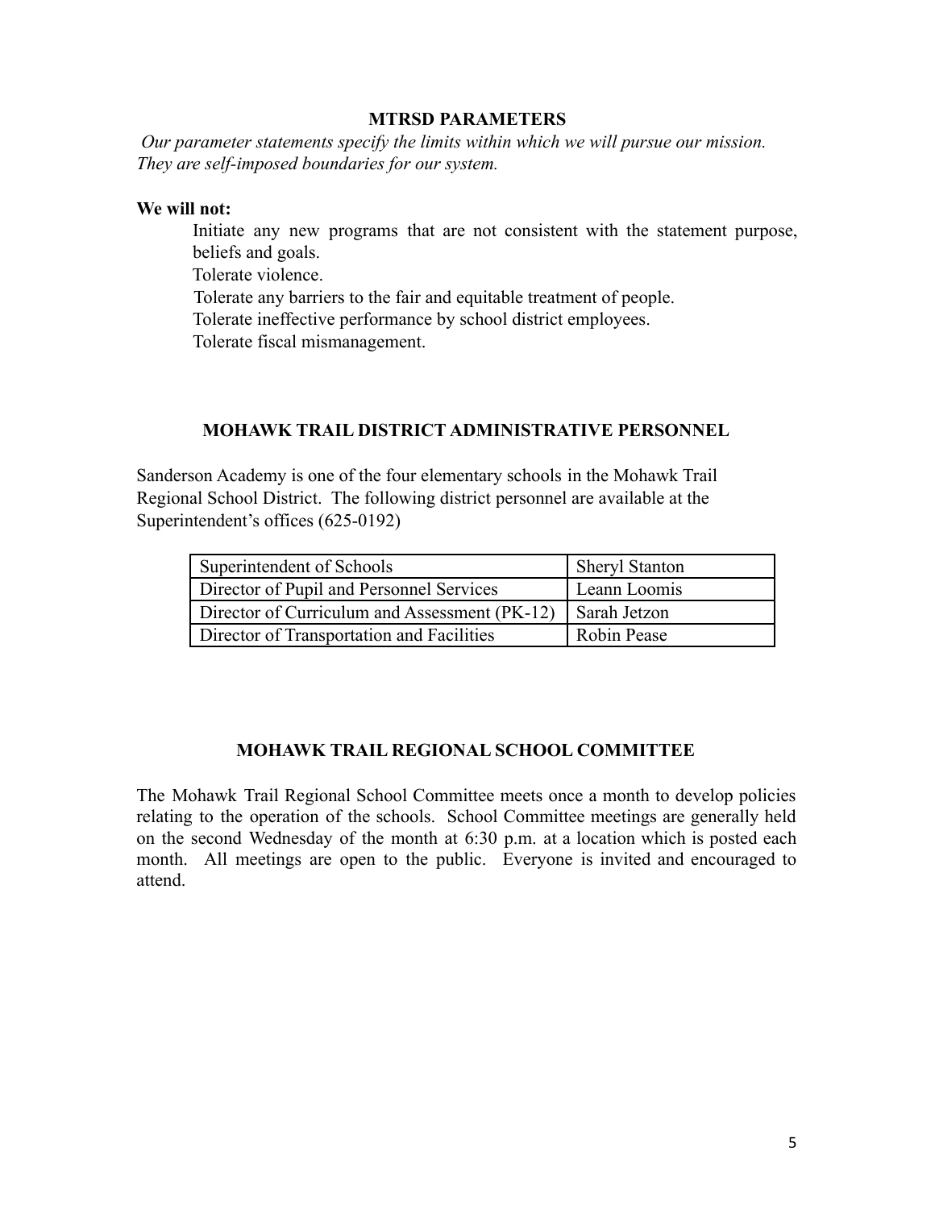## MTRSD PARAMETERS

*Our parameter statements specify the limits within which we will pursue our mission. They are self-imposed boundaries for our system.*

**We will not:**

Initiate any new programs that are not consistent with the statement purpose, beliefs and goals.
Tolerate violence.
Tolerate any barriers to the fair and equitable treatment of people.
Tolerate ineffective performance by school district employees.
Tolerate fiscal mismanagement.

## MOHAWK TRAIL DISTRICT ADMINISTRATIVE PERSONNEL

Sanderson Academy is one of the four elementary schools in the Mohawk Trail Regional School District. The following district personnel are available at the Superintendent's offices (625-0192)

| Superintendent of Schools | Sheryl Stanton |
|---|---|
| Director of Pupil and Personnel Services | Leann Loomis |
| Director of Curriculum and Assessment (PK-12) | Sarah Jetzon |
| Director of Transportation and Facilities | Robin Pease |

## MOHAWK TRAIL REGIONAL SCHOOL COMMITTEE

The Mohawk Trail Regional School Committee meets once a month to develop policies relating to the operation of the schools. School Committee meetings are generally held on the second Wednesday of the month at 6:30 p.m. at a location which is posted each month. All meetings are open to the public. Everyone is invited and encouraged to attend.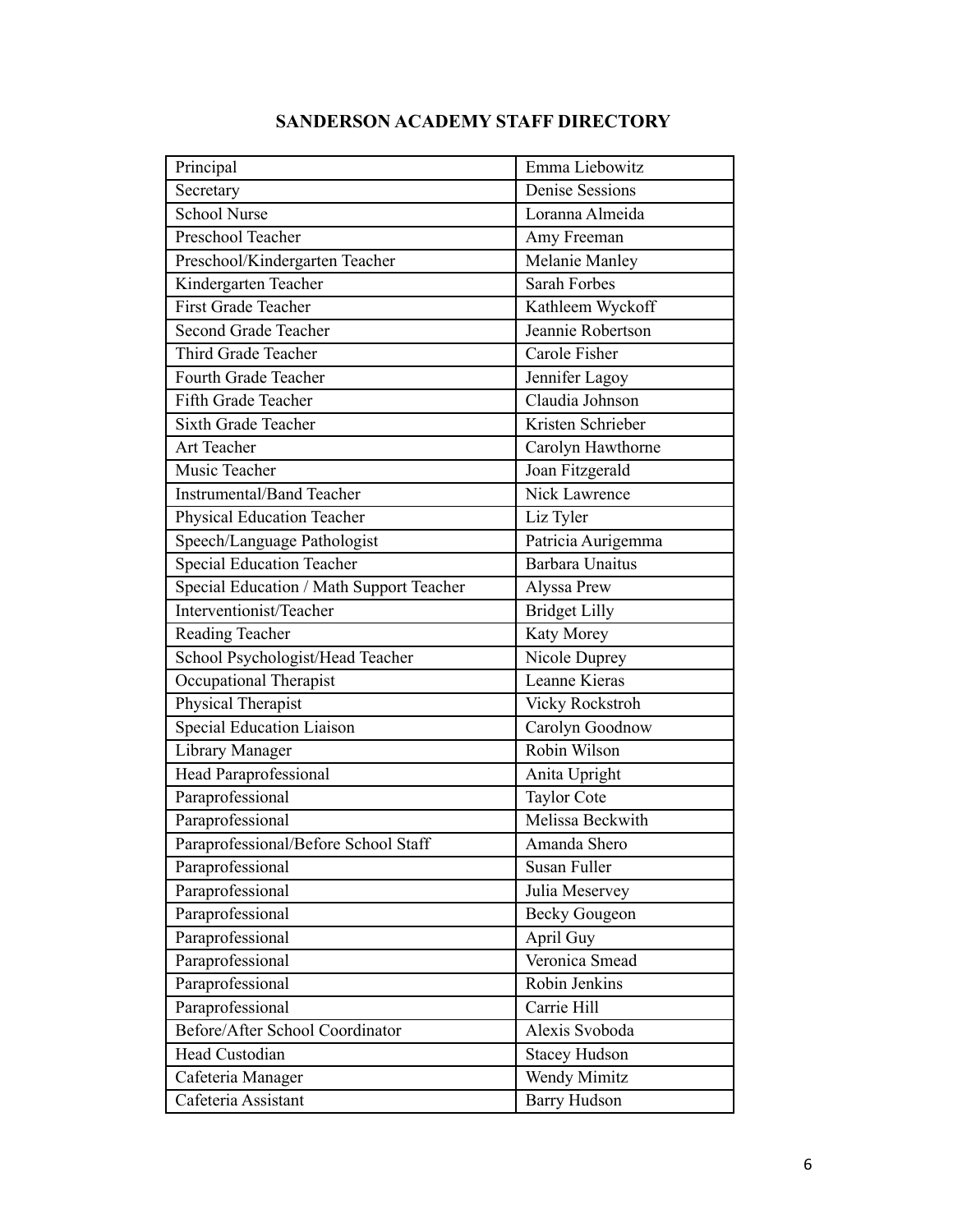# SANDERSON ACADEMY STAFF DIRECTORY

| | |
|---|---|
| Principal | Emma Liebowitz |
| Secretary | Denise Sessions |
| School Nurse | Loranna Almeida |
| Preschool Teacher | Amy Freeman |
| Preschool/Kindergarten Teacher | Melanie Manley |
| Kindergarten Teacher | Sarah Forbes |
| First Grade Teacher | Kathleem Wyckoff |
| Second Grade Teacher | Jeannie Robertson |
| Third Grade Teacher | Carole Fisher |
| Fourth Grade Teacher | Jennifer Lagoy |
| Fifth Grade Teacher | Claudia Johnson |
| Sixth Grade Teacher | Kristen Schrieber |
| Art Teacher | Carolyn Hawthorne |
| Music Teacher | Joan Fitzgerald |
| Instrumental/Band Teacher | Nick Lawrence |
| Physical Education Teacher | Liz Tyler |
| Speech/Language Pathologist | Patricia Aurigemma |
| Special Education Teacher | Barbara Unaitus |
| Special Education / Math Support Teacher | Alyssa Prew |
| Interventionist/Teacher | Bridget Lilly |
| Reading Teacher | Katy Morey |
| School Psychologist/Head Teacher | Nicole Duprey |
| Occupational Therapist | Leanne Kieras |
| Physical Therapist | Vicky Rockstroh |
| Special Education Liaison | Carolyn Goodnow |
| Library Manager | Robin Wilson |
| Head Paraprofessional | Anita Upright |
| Paraprofessional | Taylor Cote |
| Paraprofessional | Melissa Beckwith |
| Paraprofessional/Before School Staff | Amanda Shero |
| Paraprofessional | Susan Fuller |
| Paraprofessional | Julia Meservey |
| Paraprofessional | Becky Gougeon |
| Paraprofessional | April Guy |
| Paraprofessional | Veronica Smead |
| Paraprofessional | Robin Jenkins |
| Paraprofessional | Carrie Hill |
| Before/After School Coordinator | Alexis Svoboda |
| Head Custodian | Stacey Hudson |
| Cafeteria Manager | Wendy Mimitz |
| Cafeteria Assistant | Barry Hudson |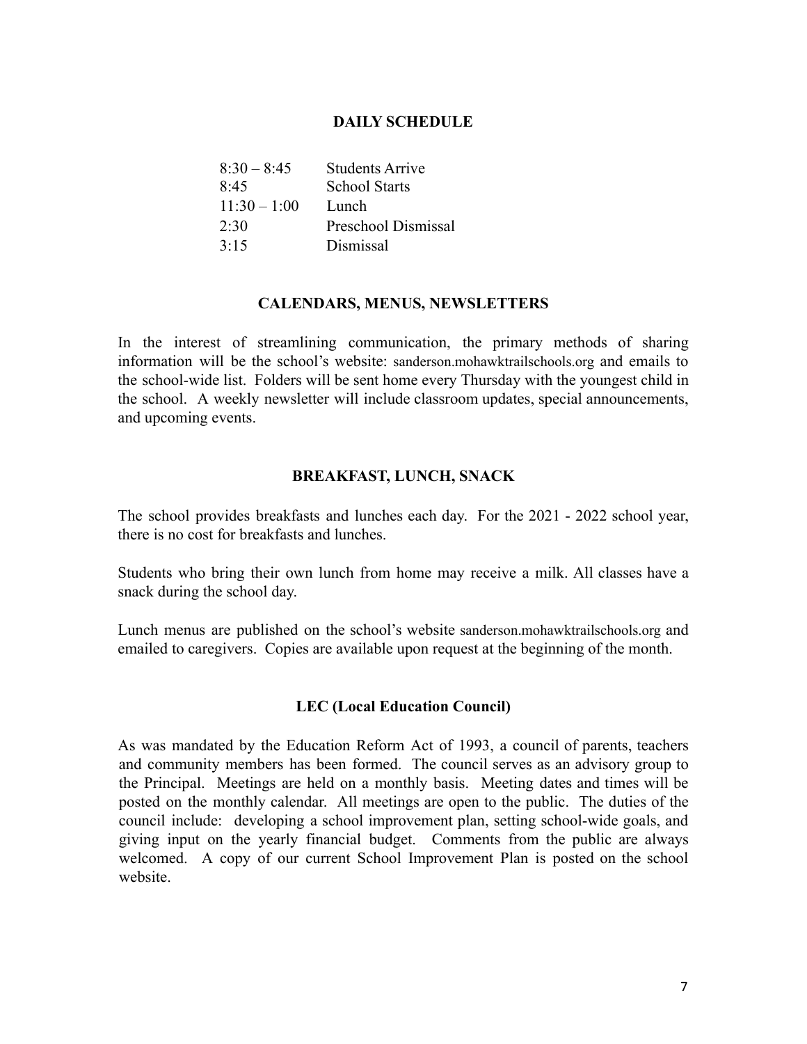## DAILY SCHEDULE

| | |
|---|---|
| 8:30 – 8:45 | Students Arrive |
| 8:45 | School Starts |
| 11:30 – 1:00 | Lunch |
| 2:30 | Preschool Dismissal |
| 3:15 | Dismissal |

## CALENDARS, MENUS, NEWSLETTERS

In the interest of streamlining communication, the primary methods of sharing information will be the school's website: sanderson.mohawktrailschools.org and emails to the school-wide list. Folders will be sent home every Thursday with the youngest child in the school. A weekly newsletter will include classroom updates, special announcements, and upcoming events.

## BREAKFAST, LUNCH, SNACK

The school provides breakfasts and lunches each day. For the 2021 - 2022 school year, there is no cost for breakfasts and lunches.

Students who bring their own lunch from home may receive a milk. All classes have a snack during the school day.

Lunch menus are published on the school's website sanderson.mohawktrailschools.org and emailed to caregivers. Copies are available upon request at the beginning of the month.

## LEC (Local Education Council)

As was mandated by the Education Reform Act of 1993, a council of parents, teachers and community members has been formed. The council serves as an advisory group to the Principal. Meetings are held on a monthly basis. Meeting dates and times will be posted on the monthly calendar. All meetings are open to the public. The duties of the council include: developing a school improvement plan, setting school-wide goals, and giving input on the yearly financial budget. Comments from the public are always welcomed. A copy of our current School Improvement Plan is posted on the school website.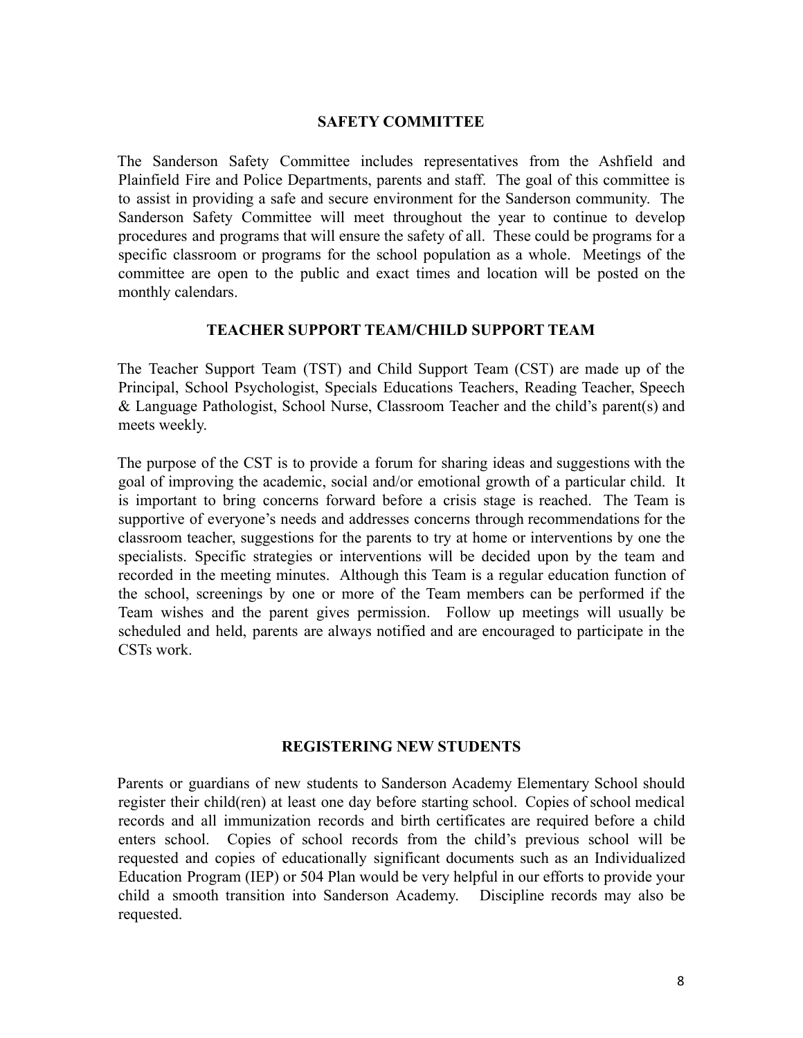## SAFETY COMMITTEE

The Sanderson Safety Committee includes representatives from the Ashfield and Plainfield Fire and Police Departments, parents and staff. The goal of this committee is to assist in providing a safe and secure environment for the Sanderson community. The Sanderson Safety Committee will meet throughout the year to continue to develop procedures and programs that will ensure the safety of all. These could be programs for a specific classroom or programs for the school population as a whole. Meetings of the committee are open to the public and exact times and location will be posted on the monthly calendars.

## TEACHER SUPPORT TEAM/CHILD SUPPORT TEAM

The Teacher Support Team (TST) and Child Support Team (CST) are made up of the Principal, School Psychologist, Specials Educations Teachers, Reading Teacher, Speech & Language Pathologist, School Nurse, Classroom Teacher and the child's parent(s) and meets weekly.

The purpose of the CST is to provide a forum for sharing ideas and suggestions with the goal of improving the academic, social and/or emotional growth of a particular child. It is important to bring concerns forward before a crisis stage is reached. The Team is supportive of everyone's needs and addresses concerns through recommendations for the classroom teacher, suggestions for the parents to try at home or interventions by one the specialists. Specific strategies or interventions will be decided upon by the team and recorded in the meeting minutes. Although this Team is a regular education function of the school, screenings by one or more of the Team members can be performed if the Team wishes and the parent gives permission. Follow up meetings will usually be scheduled and held, parents are always notified and are encouraged to participate in the CSTs work.

## REGISTERING NEW STUDENTS

Parents or guardians of new students to Sanderson Academy Elementary School should register their child(ren) at least one day before starting school. Copies of school medical records and all immunization records and birth certificates are required before a child enters school. Copies of school records from the child's previous school will be requested and copies of educationally significant documents such as an Individualized Education Program (IEP) or 504 Plan would be very helpful in our efforts to provide your child a smooth transition into Sanderson Academy. Discipline records may also be requested.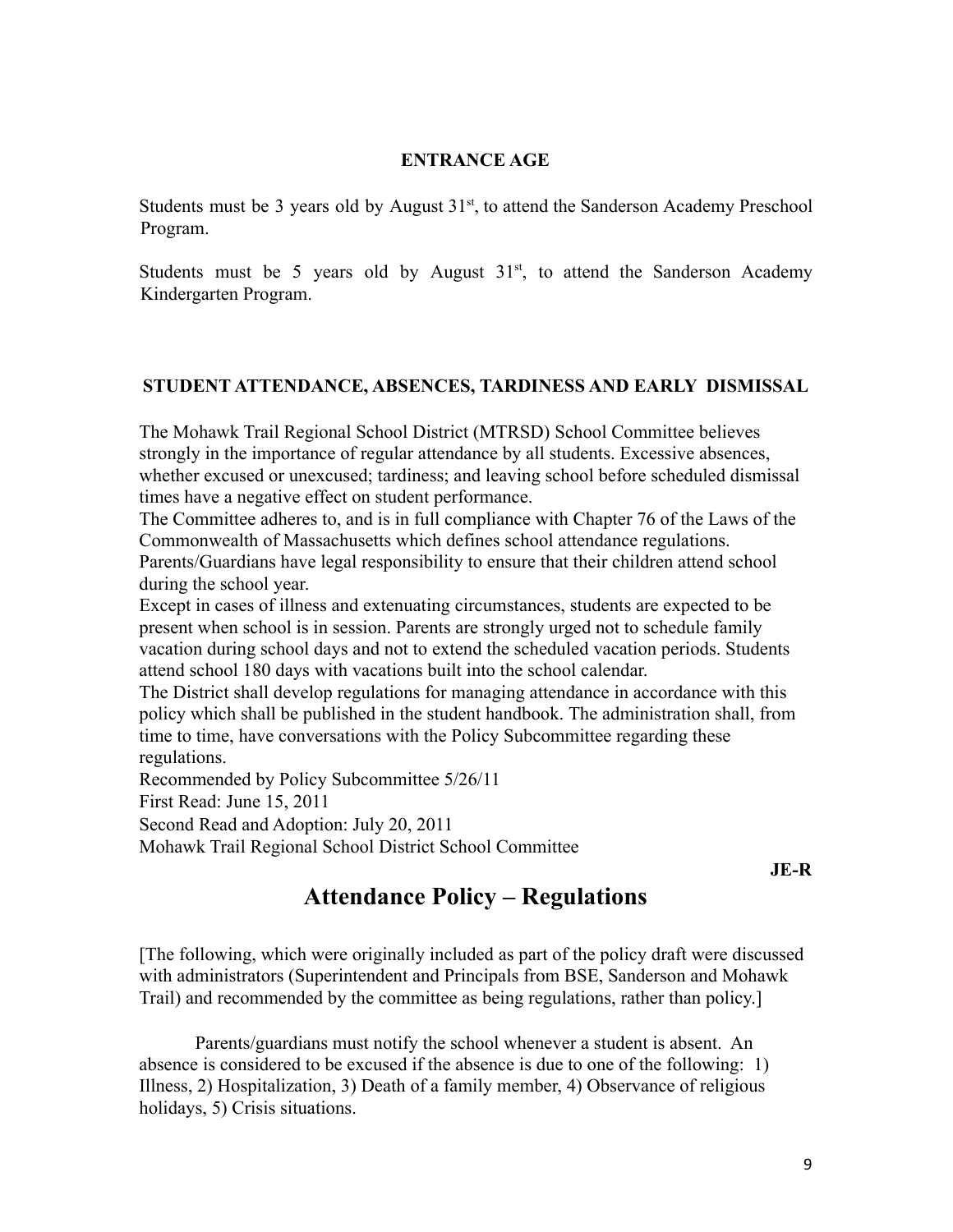## ENTRANCE AGE

Students must be 3 years old by August 31st, to attend the Sanderson Academy Preschool Program.

Students must be 5 years old by August 31st, to attend the Sanderson Academy Kindergarten Program.

## STUDENT ATTENDANCE, ABSENCES, TARDINESS AND EARLY DISMISSAL

The Mohawk Trail Regional School District (MTRSD) School Committee believes strongly in the importance of regular attendance by all students. Excessive absences, whether excused or unexcused; tardiness; and leaving school before scheduled dismissal times have a negative effect on student performance.

The Committee adheres to, and is in full compliance with Chapter 76 of the Laws of the Commonwealth of Massachusetts which defines school attendance regulations.

Parents/Guardians have legal responsibility to ensure that their children attend school during the school year.

Except in cases of illness and extenuating circumstances, students are expected to be present when school is in session. Parents are strongly urged not to schedule family vacation during school days and not to extend the scheduled vacation periods. Students attend school 180 days with vacations built into the school calendar.

The District shall develop regulations for managing attendance in accordance with this policy which shall be published in the student handbook. The administration shall, from time to time, have conversations with the Policy Subcommittee regarding these regulations.

Recommended by Policy Subcommittee 5/26/11

First Read: June 15, 2011

Second Read and Adoption: July 20, 2011

Mohawk Trail Regional School District School Committee

**JE-R**

# Attendance Policy – Regulations

[The following, which were originally included as part of the policy draft were discussed with administrators (Superintendent and Principals from BSE, Sanderson and Mohawk Trail) and recommended by the committee as being regulations, rather than policy.]

Parents/guardians must notify the school whenever a student is absent. An absence is considered to be excused if the absence is due to one of the following: 1) Illness, 2) Hospitalization, 3) Death of a family member, 4) Observance of religious holidays, 5) Crisis situations.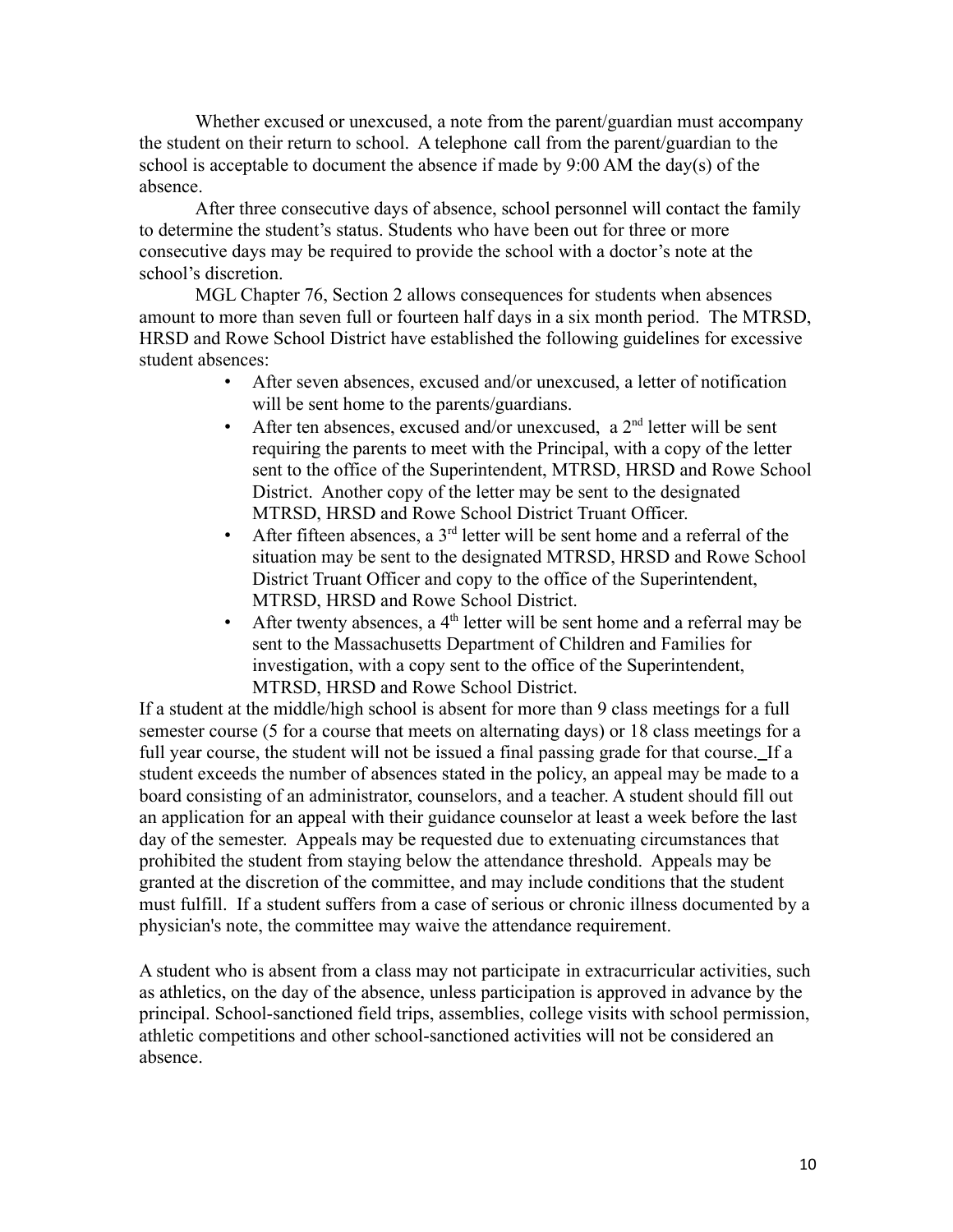Whether excused or unexcused, a note from the parent/guardian must accompany the student on their return to school. A telephone call from the parent/guardian to the school is acceptable to document the absence if made by 9:00 AM the day(s) of the absence.

After three consecutive days of absence, school personnel will contact the family to determine the student's status. Students who have been out for three or more consecutive days may be required to provide the school with a doctor's note at the school's discretion.

MGL Chapter 76, Section 2 allows consequences for students when absences amount to more than seven full or fourteen half days in a six month period. The MTRSD, HRSD and Rowe School District have established the following guidelines for excessive student absences:

- After seven absences, excused and/or unexcused, a letter of notification will be sent home to the parents/guardians.
- After ten absences, excused and/or unexcused, a 2nd letter will be sent requiring the parents to meet with the Principal, with a copy of the letter sent to the office of the Superintendent, MTRSD, HRSD and Rowe School District. Another copy of the letter may be sent to the designated MTRSD, HRSD and Rowe School District Truant Officer.
- After fifteen absences, a 3rd letter will be sent home and a referral of the situation may be sent to the designated MTRSD, HRSD and Rowe School District Truant Officer and copy to the office of the Superintendent, MTRSD, HRSD and Rowe School District.
- After twenty absences, a 4th letter will be sent home and a referral may be sent to the Massachusetts Department of Children and Families for investigation, with a copy sent to the office of the Superintendent, MTRSD, HRSD and Rowe School District.

If a student at the middle/high school is absent for more than 9 class meetings for a full semester course (5 for a course that meets on alternating days) or 18 class meetings for a full year course, the student will not be issued a final passing grade for that course. If a student exceeds the number of absences stated in the policy, an appeal may be made to a board consisting of an administrator, counselors, and a teacher. A student should fill out an application for an appeal with their guidance counselor at least a week before the last day of the semester. Appeals may be requested due to extenuating circumstances that prohibited the student from staying below the attendance threshold. Appeals may be granted at the discretion of the committee, and may include conditions that the student must fulfill. If a student suffers from a case of serious or chronic illness documented by a physician's note, the committee may waive the attendance requirement.

A student who is absent from a class may not participate in extracurricular activities, such as athletics, on the day of the absence, unless participation is approved in advance by the principal. School-sanctioned field trips, assemblies, college visits with school permission, athletic competitions and other school-sanctioned activities will not be considered an absence.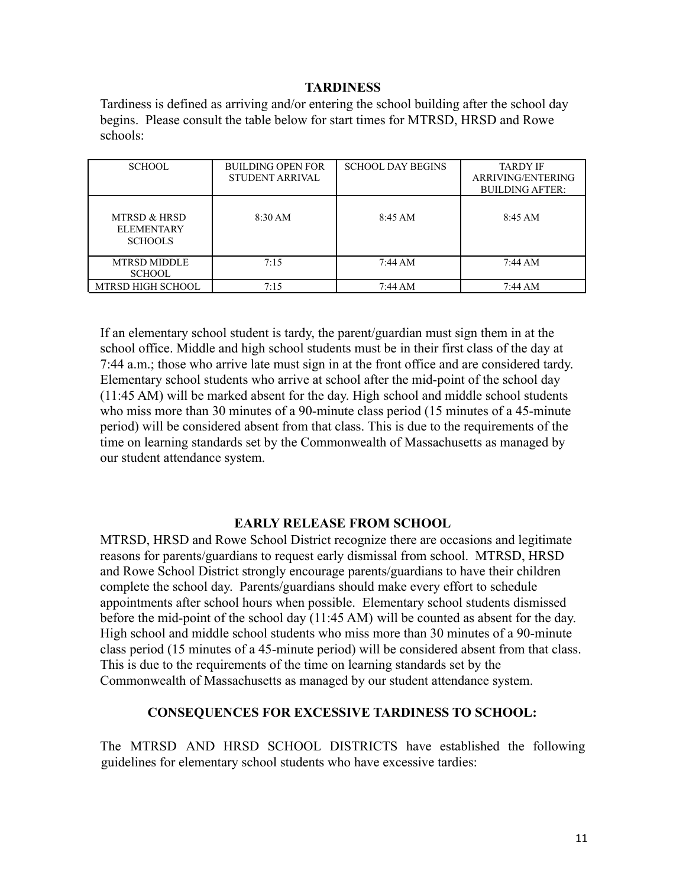## TARDINESS

Tardiness is defined as arriving and/or entering the school building after the school day begins. Please consult the table below for start times for MTRSD, HRSD and Rowe schools:

| SCHOOL | BUILDING OPEN FOR STUDENT ARRIVAL | SCHOOL DAY BEGINS | TARDY IF ARRIVING/ENTERING BUILDING AFTER: |
|---|---|---|---|
| MTRSD & HRSD ELEMENTARY SCHOOLS | 8:30 AM | 8:45 AM | 8:45 AM |
| MTRSD MIDDLE SCHOOL | 7:15 | 7:44 AM | 7:44 AM |
| MTRSD HIGH SCHOOL | 7:15 | 7:44 AM | 7:44 AM |

If an elementary school student is tardy, the parent/guardian must sign them in at the school office. Middle and high school students must be in their first class of the day at 7:44 a.m.; those who arrive late must sign in at the front office and are considered tardy. Elementary school students who arrive at school after the mid-point of the school day (11:45 AM) will be marked absent for the day. High school and middle school students who miss more than 30 minutes of a 90-minute class period (15 minutes of a 45-minute period) will be considered absent from that class. This is due to the requirements of the time on learning standards set by the Commonwealth of Massachusetts as managed by our student attendance system.

## EARLY RELEASE FROM SCHOOL

MTRSD, HRSD and Rowe School District recognize there are occasions and legitimate reasons for parents/guardians to request early dismissal from school. MTRSD, HRSD and Rowe School District strongly encourage parents/guardians to have their children complete the school day. Parents/guardians should make every effort to schedule appointments after school hours when possible. Elementary school students dismissed before the mid-point of the school day (11:45 AM) will be counted as absent for the day. High school and middle school students who miss more than 30 minutes of a 90-minute class period (15 minutes of a 45-minute period) will be considered absent from that class. This is due to the requirements of the time on learning standards set by the Commonwealth of Massachusetts as managed by our student attendance system.

## CONSEQUENCES FOR EXCESSIVE TARDINESS TO SCHOOL:

The MTRSD AND HRSD SCHOOL DISTRICTS have established the following guidelines for elementary school students who have excessive tardies: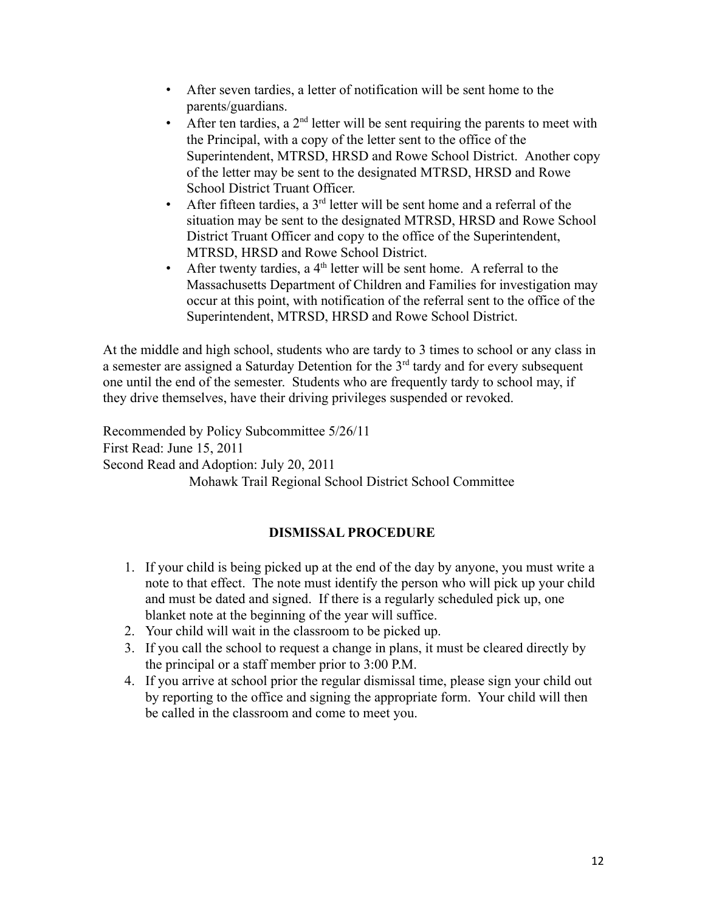- After seven tardies, a letter of notification will be sent home to the parents/guardians.
- After ten tardies, a 2nd letter will be sent requiring the parents to meet with the Principal, with a copy of the letter sent to the office of the Superintendent, MTRSD, HRSD and Rowe School District. Another copy of the letter may be sent to the designated MTRSD, HRSD and Rowe School District Truant Officer.
- After fifteen tardies, a 3rd letter will be sent home and a referral of the situation may be sent to the designated MTRSD, HRSD and Rowe School District Truant Officer and copy to the office of the Superintendent, MTRSD, HRSD and Rowe School District.
- After twenty tardies, a 4th letter will be sent home. A referral to the Massachusetts Department of Children and Families for investigation may occur at this point, with notification of the referral sent to the office of the Superintendent, MTRSD, HRSD and Rowe School District.

At the middle and high school, students who are tardy to 3 times to school or any class in a semester are assigned a Saturday Detention for the 3rd tardy and for every subsequent one until the end of the semester. Students who are frequently tardy to school may, if they drive themselves, have their driving privileges suspended or revoked.

Recommended by Policy Subcommittee 5/26/11
First Read: June 15, 2011
Second Read and Adoption: July 20, 2011
Mohawk Trail Regional School District School Committee

## DISMISSAL PROCEDURE

1. If your child is being picked up at the end of the day by anyone, you must write a note to that effect. The note must identify the person who will pick up your child and must be dated and signed. If there is a regularly scheduled pick up, one blanket note at the beginning of the year will suffice.
2. Your child will wait in the classroom to be picked up.
3. If you call the school to request a change in plans, it must be cleared directly by the principal or a staff member prior to 3:00 P.M.
4. If you arrive at school prior the regular dismissal time, please sign your child out by reporting to the office and signing the appropriate form. Your child will then be called in the classroom and come to meet you.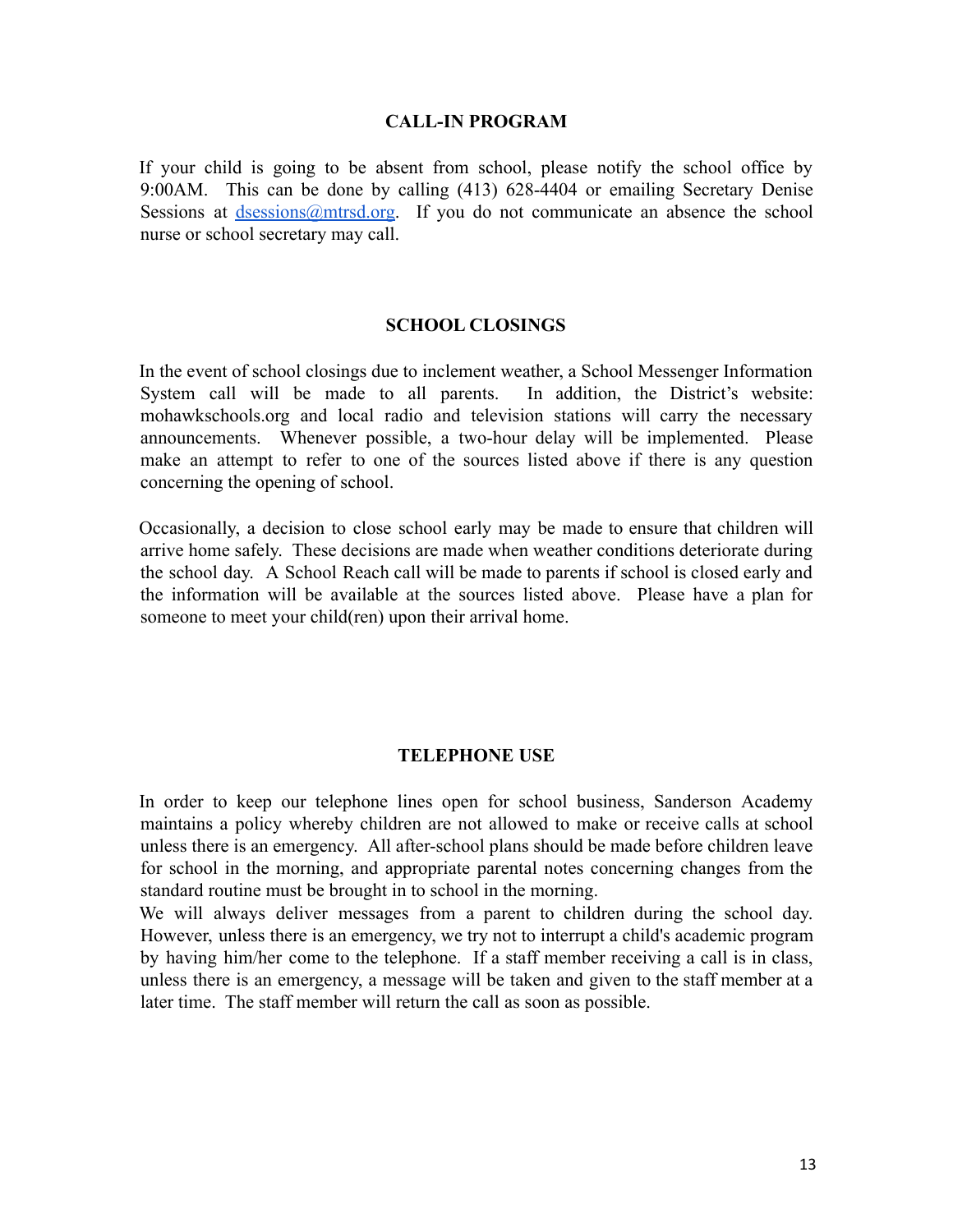## CALL-IN PROGRAM

If your child is going to be absent from school, please notify the school office by 9:00AM. This can be done by calling (413) 628-4404 or emailing Secretary Denise Sessions at dsessions@mtrsd.org. If you do not communicate an absence the school nurse or school secretary may call.

## SCHOOL CLOSINGS

In the event of school closings due to inclement weather, a School Messenger Information System call will be made to all parents. In addition, the District's website: mohawkschools.org and local radio and television stations will carry the necessary announcements. Whenever possible, a two-hour delay will be implemented. Please make an attempt to refer to one of the sources listed above if there is any question concerning the opening of school.

Occasionally, a decision to close school early may be made to ensure that children will arrive home safely. These decisions are made when weather conditions deteriorate during the school day. A School Reach call will be made to parents if school is closed early and the information will be available at the sources listed above. Please have a plan for someone to meet your child(ren) upon their arrival home.

## TELEPHONE USE

In order to keep our telephone lines open for school business, Sanderson Academy maintains a policy whereby children are not allowed to make or receive calls at school unless there is an emergency. All after-school plans should be made before children leave for school in the morning, and appropriate parental notes concerning changes from the standard routine must be brought in to school in the morning.

We will always deliver messages from a parent to children during the school day. However, unless there is an emergency, we try not to interrupt a child's academic program by having him/her come to the telephone. If a staff member receiving a call is in class, unless there is an emergency, a message will be taken and given to the staff member at a later time. The staff member will return the call as soon as possible.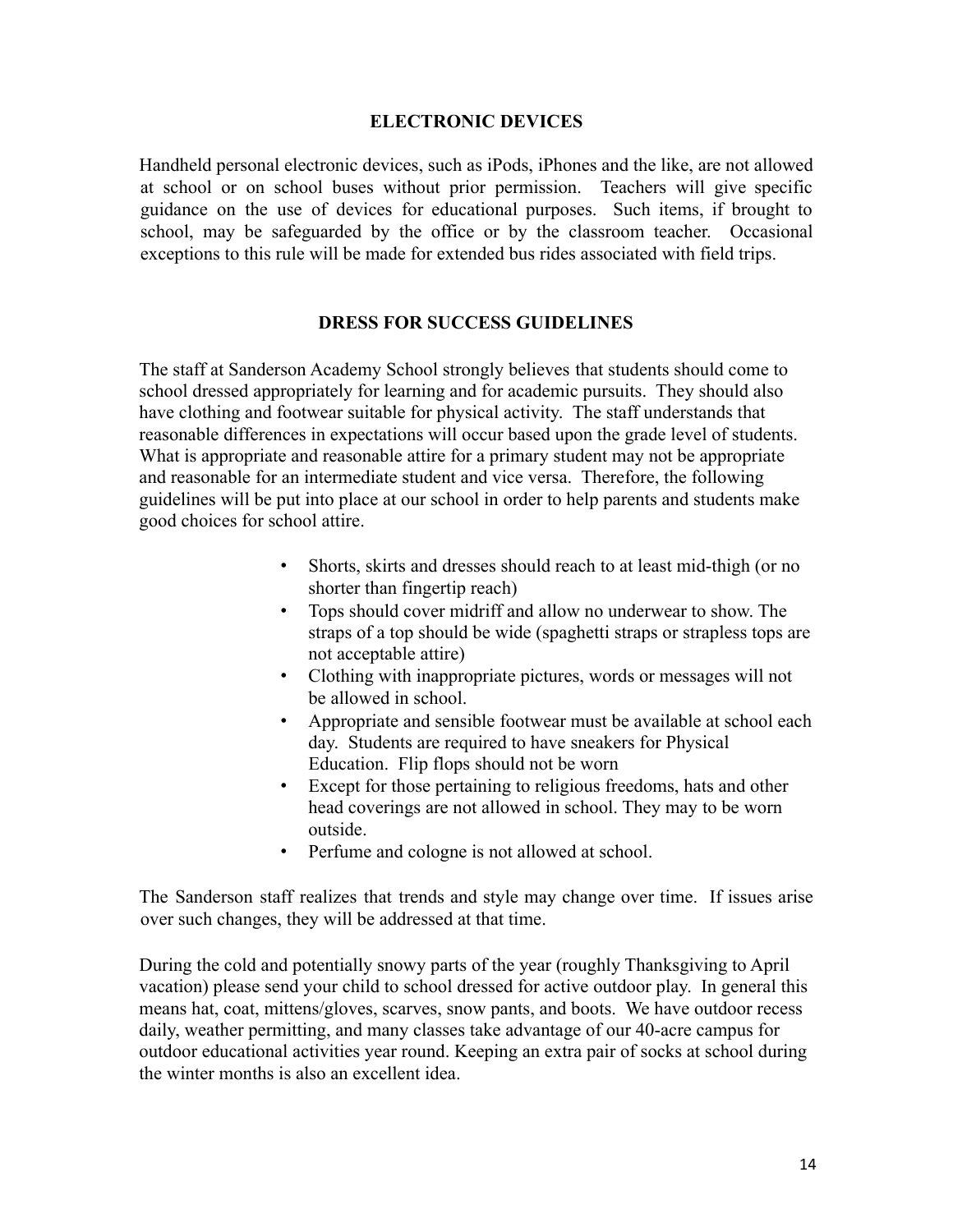## ELECTRONIC DEVICES

Handheld personal electronic devices, such as iPods, iPhones and the like, are not allowed at school or on school buses without prior permission. Teachers will give specific guidance on the use of devices for educational purposes. Such items, if brought to school, may be safeguarded by the office or by the classroom teacher. Occasional exceptions to this rule will be made for extended bus rides associated with field trips.

## DRESS FOR SUCCESS GUIDELINES

The staff at Sanderson Academy School strongly believes that students should come to school dressed appropriately for learning and for academic pursuits. They should also have clothing and footwear suitable for physical activity. The staff understands that reasonable differences in expectations will occur based upon the grade level of students. What is appropriate and reasonable attire for a primary student may not be appropriate and reasonable for an intermediate student and vice versa. Therefore, the following guidelines will be put into place at our school in order to help parents and students make good choices for school attire.

- Shorts, skirts and dresses should reach to at least mid-thigh (or no shorter than fingertip reach)
- Tops should cover midriff and allow no underwear to show. The straps of a top should be wide (spaghetti straps or strapless tops are not acceptable attire)
- Clothing with inappropriate pictures, words or messages will not be allowed in school.
- Appropriate and sensible footwear must be available at school each day. Students are required to have sneakers for Physical Education. Flip flops should not be worn
- Except for those pertaining to religious freedoms, hats and other head coverings are not allowed in school. They may to be worn outside.
- Perfume and cologne is not allowed at school.

The Sanderson staff realizes that trends and style may change over time. If issues arise over such changes, they will be addressed at that time.

During the cold and potentially snowy parts of the year (roughly Thanksgiving to April vacation) please send your child to school dressed for active outdoor play. In general this means hat, coat, mittens/gloves, scarves, snow pants, and boots. We have outdoor recess daily, weather permitting, and many classes take advantage of our 40-acre campus for outdoor educational activities year round. Keeping an extra pair of socks at school during the winter months is also an excellent idea.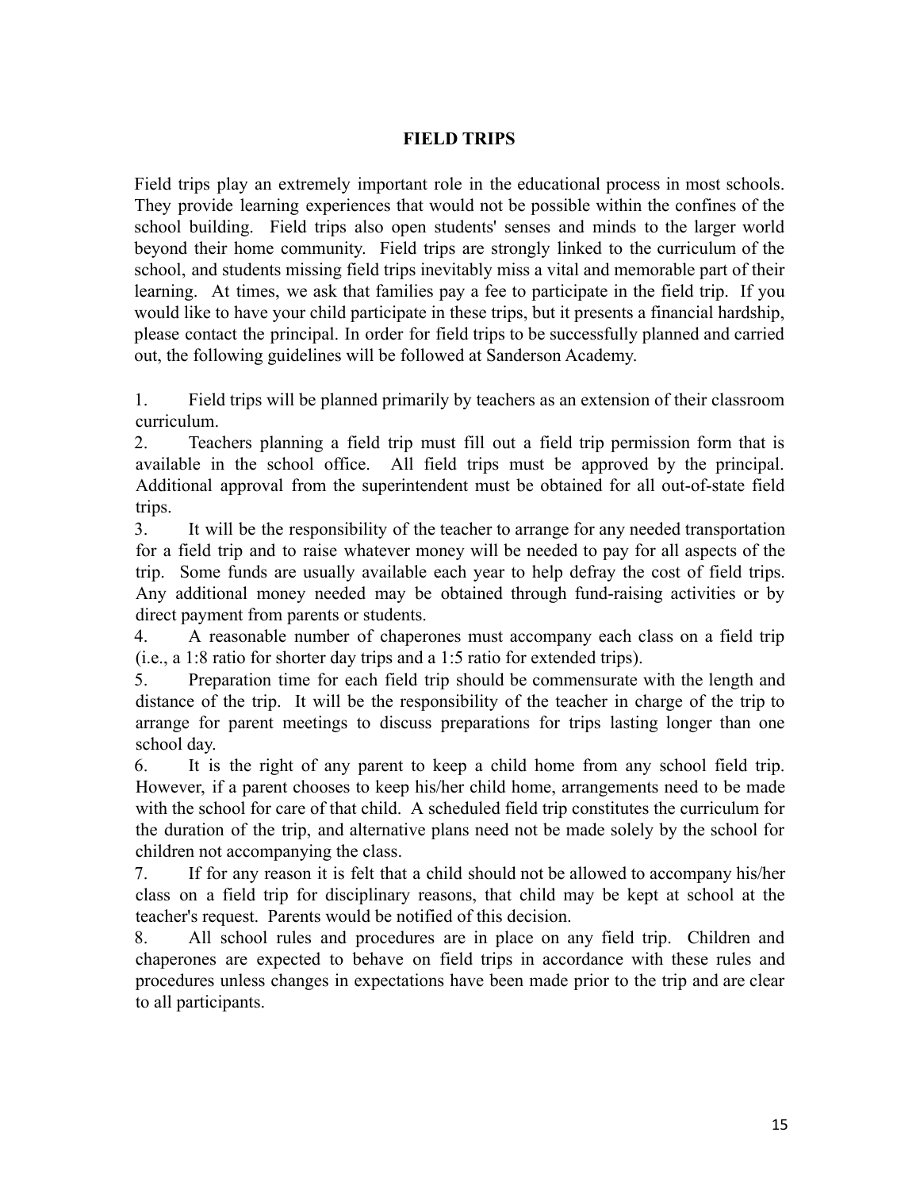## FIELD TRIPS

Field trips play an extremely important role in the educational process in most schools. They provide learning experiences that would not be possible within the confines of the school building. Field trips also open students' senses and minds to the larger world beyond their home community. Field trips are strongly linked to the curriculum of the school, and students missing field trips inevitably miss a vital and memorable part of their learning. At times, we ask that families pay a fee to participate in the field trip. If you would like to have your child participate in these trips, but it presents a financial hardship, please contact the principal. In order for field trips to be successfully planned and carried out, the following guidelines will be followed at Sanderson Academy.

1. Field trips will be planned primarily by teachers as an extension of their classroom curriculum.
2. Teachers planning a field trip must fill out a field trip permission form that is available in the school office. All field trips must be approved by the principal. Additional approval from the superintendent must be obtained for all out-of-state field trips.
3. It will be the responsibility of the teacher to arrange for any needed transportation for a field trip and to raise whatever money will be needed to pay for all aspects of the trip. Some funds are usually available each year to help defray the cost of field trips. Any additional money needed may be obtained through fund-raising activities or by direct payment from parents or students.
4. A reasonable number of chaperones must accompany each class on a field trip (i.e., a 1:8 ratio for shorter day trips and a 1:5 ratio for extended trips).
5. Preparation time for each field trip should be commensurate with the length and distance of the trip. It will be the responsibility of the teacher in charge of the trip to arrange for parent meetings to discuss preparations for trips lasting longer than one school day.
6. It is the right of any parent to keep a child home from any school field trip. However, if a parent chooses to keep his/her child home, arrangements need to be made with the school for care of that child. A scheduled field trip constitutes the curriculum for the duration of the trip, and alternative plans need not be made solely by the school for children not accompanying the class.
7. If for any reason it is felt that a child should not be allowed to accompany his/her class on a field trip for disciplinary reasons, that child may be kept at school at the teacher's request. Parents would be notified of this decision.
8. All school rules and procedures are in place on any field trip. Children and chaperones are expected to behave on field trips in accordance with these rules and procedures unless changes in expectations have been made prior to the trip and are clear to all participants.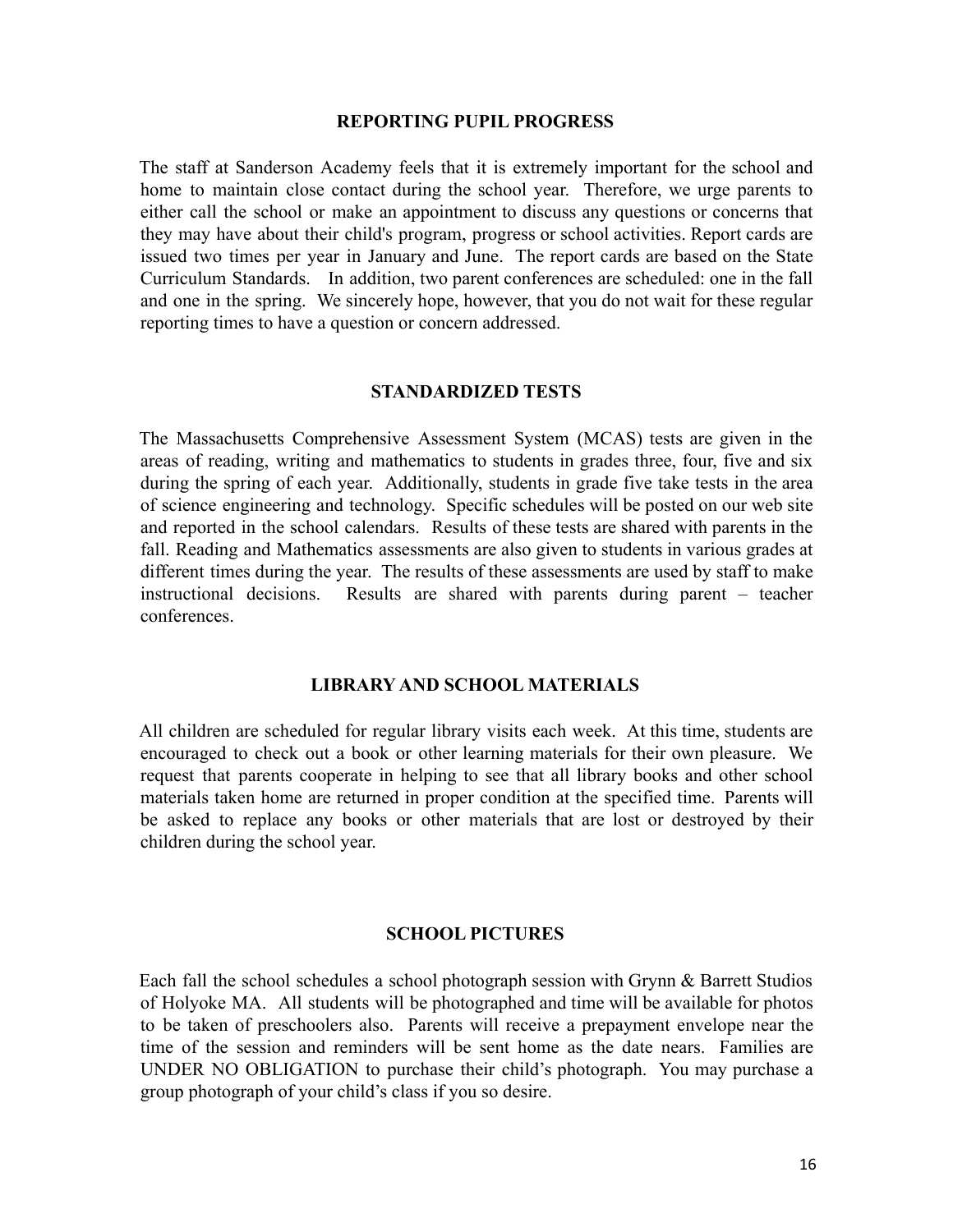## REPORTING PUPIL PROGRESS

The staff at Sanderson Academy feels that it is extremely important for the school and home to maintain close contact during the school year. Therefore, we urge parents to either call the school or make an appointment to discuss any questions or concerns that they may have about their child's program, progress or school activities. Report cards are issued two times per year in January and June. The report cards are based on the State Curriculum Standards. In addition, two parent conferences are scheduled: one in the fall and one in the spring. We sincerely hope, however, that you do not wait for these regular reporting times to have a question or concern addressed.

## STANDARDIZED TESTS

The Massachusetts Comprehensive Assessment System (MCAS) tests are given in the areas of reading, writing and mathematics to students in grades three, four, five and six during the spring of each year. Additionally, students in grade five take tests in the area of science engineering and technology. Specific schedules will be posted on our web site and reported in the school calendars. Results of these tests are shared with parents in the fall. Reading and Mathematics assessments are also given to students in various grades at different times during the year. The results of these assessments are used by staff to make instructional decisions. Results are shared with parents during parent – teacher conferences.

## LIBRARY AND SCHOOL MATERIALS

All children are scheduled for regular library visits each week. At this time, students are encouraged to check out a book or other learning materials for their own pleasure. We request that parents cooperate in helping to see that all library books and other school materials taken home are returned in proper condition at the specified time. Parents will be asked to replace any books or other materials that are lost or destroyed by their children during the school year.

## SCHOOL PICTURES

Each fall the school schedules a school photograph session with Grynn & Barrett Studios of Holyoke MA. All students will be photographed and time will be available for photos to be taken of preschoolers also. Parents will receive a prepayment envelope near the time of the session and reminders will be sent home as the date nears. Families are UNDER NO OBLIGATION to purchase their child's photograph. You may purchase a group photograph of your child's class if you so desire.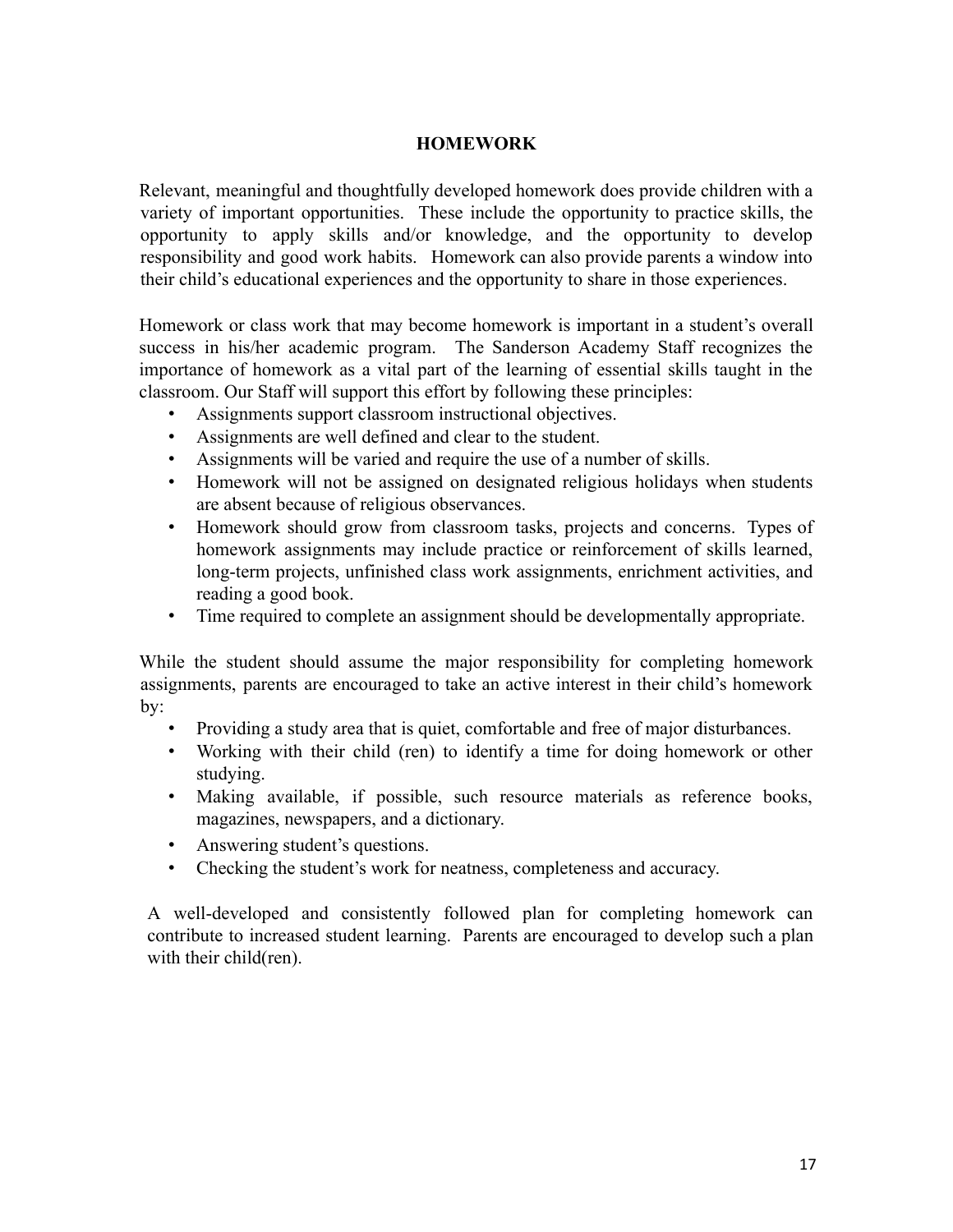# HOMEWORK

Relevant, meaningful and thoughtfully developed homework does provide children with a variety of important opportunities. These include the opportunity to practice skills, the opportunity to apply skills and/or knowledge, and the opportunity to develop responsibility and good work habits. Homework can also provide parents a window into their child's educational experiences and the opportunity to share in those experiences.

Homework or class work that may become homework is important in a student's overall success in his/her academic program. The Sanderson Academy Staff recognizes the importance of homework as a vital part of the learning of essential skills taught in the classroom. Our Staff will support this effort by following these principles:

- Assignments support classroom instructional objectives.
- Assignments are well defined and clear to the student.
- Assignments will be varied and require the use of a number of skills.
- Homework will not be assigned on designated religious holidays when students are absent because of religious observances.
- Homework should grow from classroom tasks, projects and concerns. Types of homework assignments may include practice or reinforcement of skills learned, long-term projects, unfinished class work assignments, enrichment activities, and reading a good book.
- Time required to complete an assignment should be developmentally appropriate.

While the student should assume the major responsibility for completing homework assignments, parents are encouraged to take an active interest in their child's homework by:

- Providing a study area that is quiet, comfortable and free of major disturbances.
- Working with their child (ren) to identify a time for doing homework or other studying.
- Making available, if possible, such resource materials as reference books, magazines, newspapers, and a dictionary.
- Answering student's questions.
- Checking the student's work for neatness, completeness and accuracy.

A well-developed and consistently followed plan for completing homework can contribute to increased student learning. Parents are encouraged to develop such a plan with their child(ren).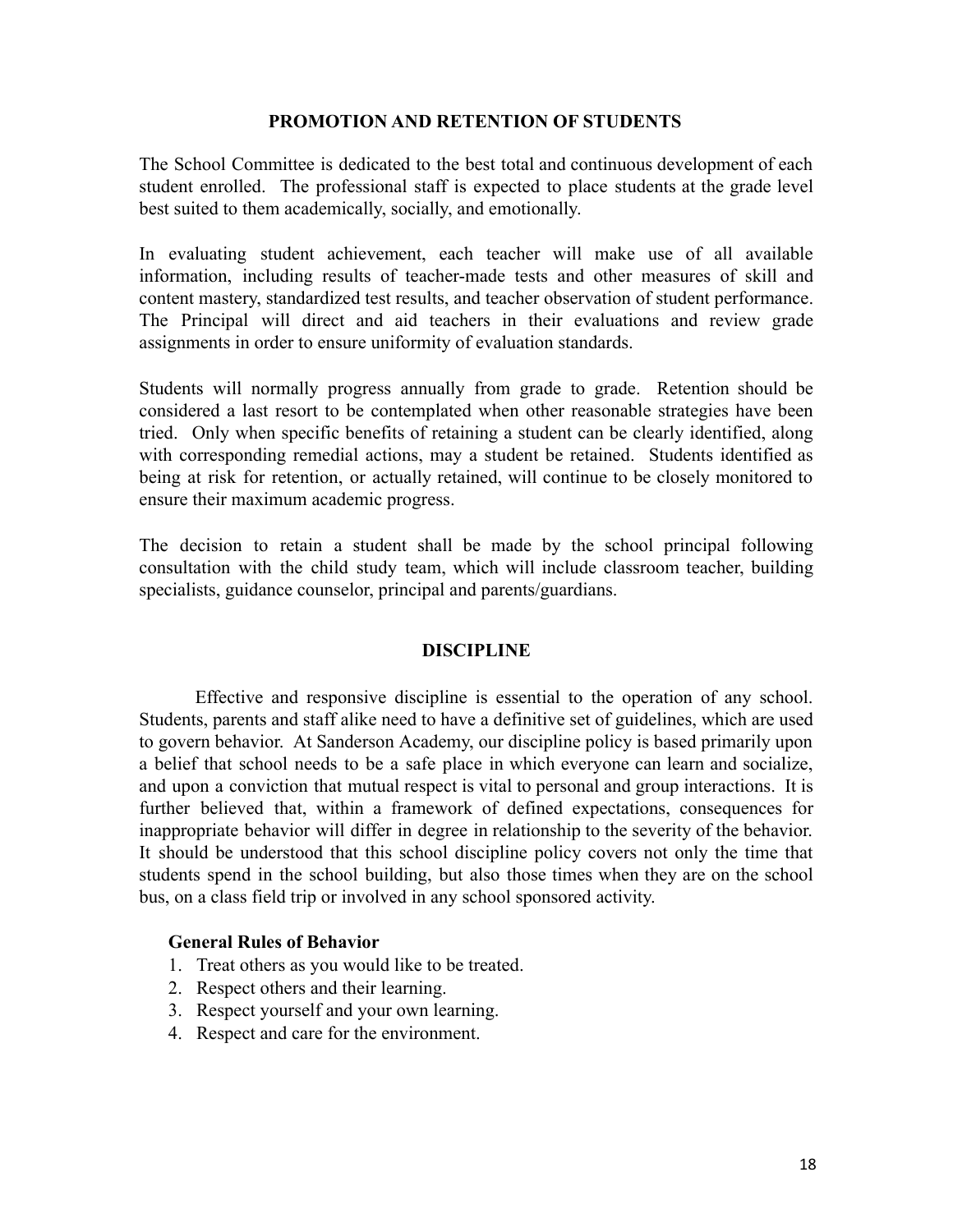## PROMOTION AND RETENTION OF STUDENTS

The School Committee is dedicated to the best total and continuous development of each student enrolled. The professional staff is expected to place students at the grade level best suited to them academically, socially, and emotionally.

In evaluating student achievement, each teacher will make use of all available information, including results of teacher-made tests and other measures of skill and content mastery, standardized test results, and teacher observation of student performance. The Principal will direct and aid teachers in their evaluations and review grade assignments in order to ensure uniformity of evaluation standards.

Students will normally progress annually from grade to grade. Retention should be considered a last resort to be contemplated when other reasonable strategies have been tried. Only when specific benefits of retaining a student can be clearly identified, along with corresponding remedial actions, may a student be retained. Students identified as being at risk for retention, or actually retained, will continue to be closely monitored to ensure their maximum academic progress.

The decision to retain a student shall be made by the school principal following consultation with the child study team, which will include classroom teacher, building specialists, guidance counselor, principal and parents/guardians.

## DISCIPLINE

Effective and responsive discipline is essential to the operation of any school. Students, parents and staff alike need to have a definitive set of guidelines, which are used to govern behavior. At Sanderson Academy, our discipline policy is based primarily upon a belief that school needs to be a safe place in which everyone can learn and socialize, and upon a conviction that mutual respect is vital to personal and group interactions. It is further believed that, within a framework of defined expectations, consequences for inappropriate behavior will differ in degree in relationship to the severity of the behavior. It should be understood that this school discipline policy covers not only the time that students spend in the school building, but also those times when they are on the school bus, on a class field trip or involved in any school sponsored activity.

### General Rules of Behavior

1. Treat others as you would like to be treated.
2. Respect others and their learning.
3. Respect yourself and your own learning.
4. Respect and care for the environment.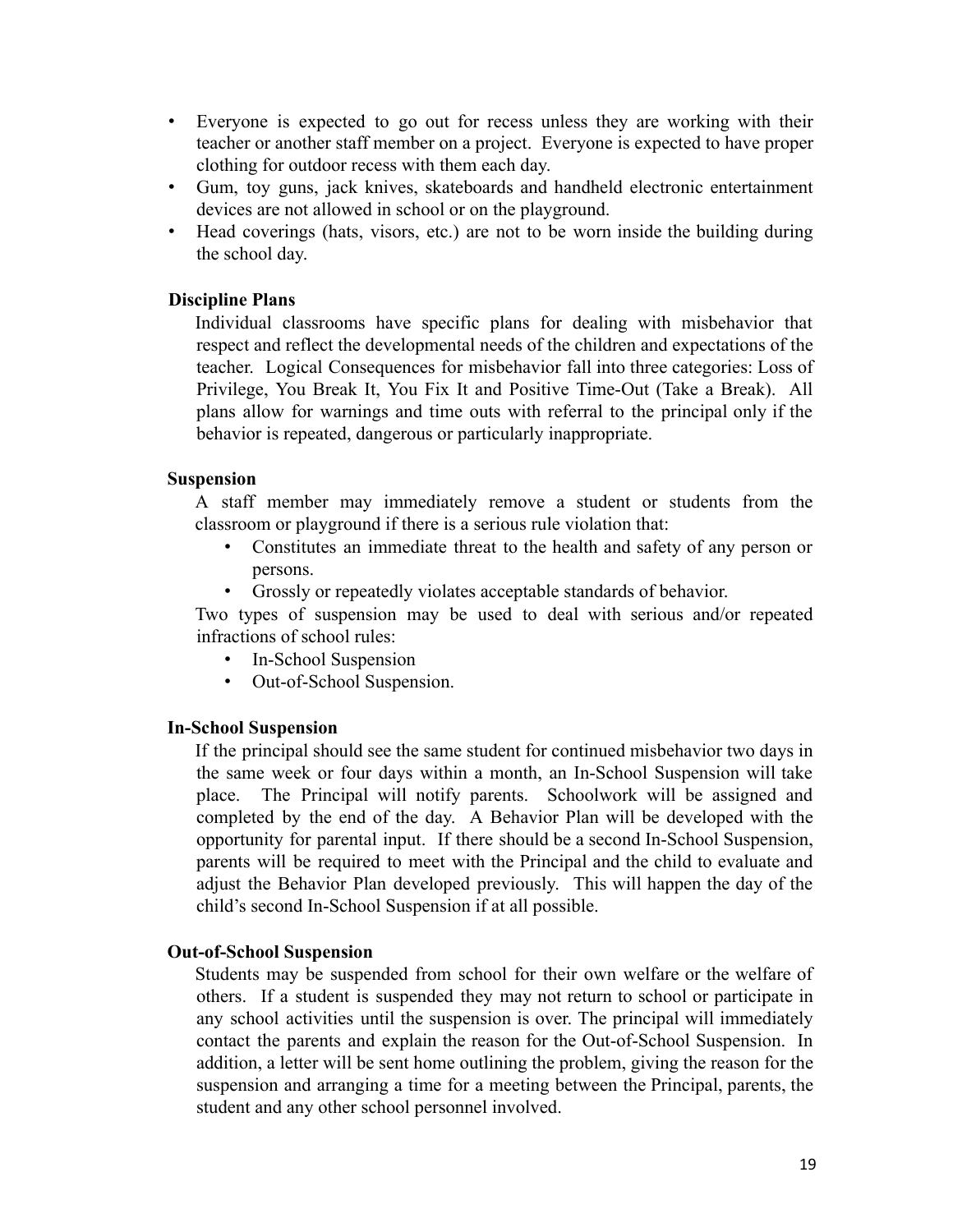- Everyone is expected to go out for recess unless they are working with their teacher or another staff member on a project. Everyone is expected to have proper clothing for outdoor recess with them each day.
- Gum, toy guns, jack knives, skateboards and handheld electronic entertainment devices are not allowed in school or on the playground.
- Head coverings (hats, visors, etc.) are not to be worn inside the building during the school day.

**Discipline Plans**

Individual classrooms have specific plans for dealing with misbehavior that respect and reflect the developmental needs of the children and expectations of the teacher. Logical Consequences for misbehavior fall into three categories: Loss of Privilege, You Break It, You Fix It and Positive Time-Out (Take a Break). All plans allow for warnings and time outs with referral to the principal only if the behavior is repeated, dangerous or particularly inappropriate.

**Suspension**

A staff member may immediately remove a student or students from the classroom or playground if there is a serious rule violation that:

- Constitutes an immediate threat to the health and safety of any person or persons.
- Grossly or repeatedly violates acceptable standards of behavior.

Two types of suspension may be used to deal with serious and/or repeated infractions of school rules:

- In-School Suspension
- Out-of-School Suspension.

**In-School Suspension**

If the principal should see the same student for continued misbehavior two days in the same week or four days within a month, an In-School Suspension will take place. The Principal will notify parents. Schoolwork will be assigned and completed by the end of the day. A Behavior Plan will be developed with the opportunity for parental input. If there should be a second In-School Suspension, parents will be required to meet with the Principal and the child to evaluate and adjust the Behavior Plan developed previously. This will happen the day of the child's second In-School Suspension if at all possible.

**Out-of-School Suspension**

Students may be suspended from school for their own welfare or the welfare of others. If a student is suspended they may not return to school or participate in any school activities until the suspension is over. The principal will immediately contact the parents and explain the reason for the Out-of-School Suspension. In addition, a letter will be sent home outlining the problem, giving the reason for the suspension and arranging a time for a meeting between the Principal, parents, the student and any other school personnel involved.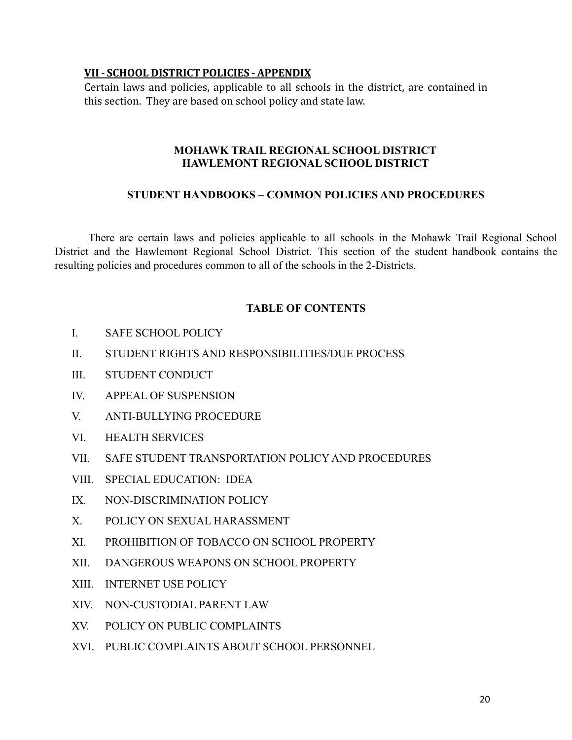## VII - SCHOOL DISTRICT POLICIES - APPENDIX

Certain laws and policies, applicable to all schools in the district, are contained in this section. They are based on school policy and state law.

**MOHAWK TRAIL REGIONAL SCHOOL DISTRICT**
**HAWLEMONT REGIONAL SCHOOL DISTRICT**

**STUDENT HANDBOOKS – COMMON POLICIES AND PROCEDURES**

There are certain laws and policies applicable to all schools in the Mohawk Trail Regional School District and the Hawlemont Regional School District. This section of the student handbook contains the resulting policies and procedures common to all of the schools in the 2-Districts.

**TABLE OF CONTENTS**

I. SAFE SCHOOL POLICY

II. STUDENT RIGHTS AND RESPONSIBILITIES/DUE PROCESS

III. STUDENT CONDUCT

IV. APPEAL OF SUSPENSION

V. ANTI-BULLYING PROCEDURE

VI. HEALTH SERVICES

VII. SAFE STUDENT TRANSPORTATION POLICY AND PROCEDURES

VIII. SPECIAL EDUCATION: IDEA

IX. NON-DISCRIMINATION POLICY

X. POLICY ON SEXUAL HARASSMENT

XI. PROHIBITION OF TOBACCO ON SCHOOL PROPERTY

XII. DANGEROUS WEAPONS ON SCHOOL PROPERTY

XIII. INTERNET USE POLICY

XIV. NON-CUSTODIAL PARENT LAW

XV. POLICY ON PUBLIC COMPLAINTS

XVI. PUBLIC COMPLAINTS ABOUT SCHOOL PERSONNEL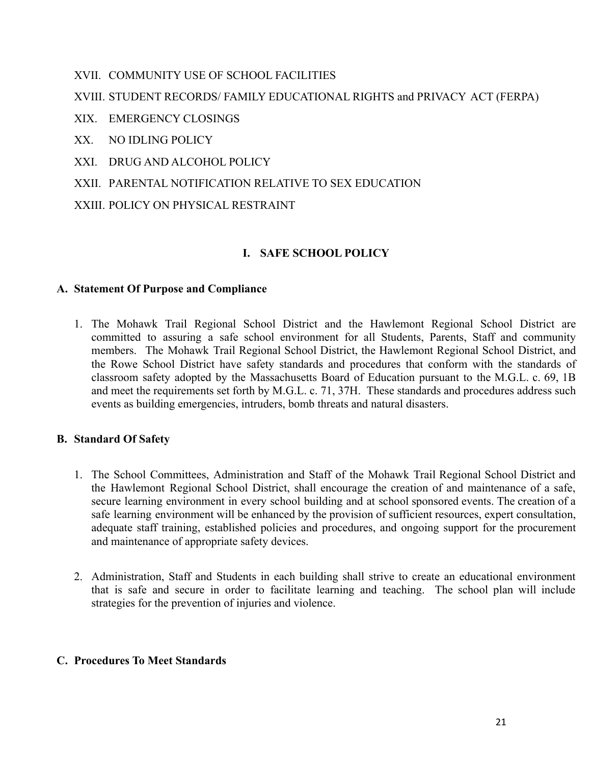XVII. COMMUNITY USE OF SCHOOL FACILITIES

XVIII. STUDENT RECORDS/ FAMILY EDUCATIONAL RIGHTS and PRIVACY ACT (FERPA)

XIX. EMERGENCY CLOSINGS

XX. NO IDLING POLICY

XXI. DRUG AND ALCOHOL POLICY

XXII. PARENTAL NOTIFICATION RELATIVE TO SEX EDUCATION

XXIII. POLICY ON PHYSICAL RESTRAINT

## I. SAFE SCHOOL POLICY

### A. Statement Of Purpose and Compliance

1. The Mohawk Trail Regional School District and the Hawlemont Regional School District are committed to assuring a safe school environment for all Students, Parents, Staff and community members. The Mohawk Trail Regional School District, the Hawlemont Regional School District, and the Rowe School District have safety standards and procedures that conform with the standards of classroom safety adopted by the Massachusetts Board of Education pursuant to the M.G.L. c. 69, 1B and meet the requirements set forth by M.G.L. c. 71, 37H. These standards and procedures address such events as building emergencies, intruders, bomb threats and natural disasters.

### B. Standard Of Safety

1. The School Committees, Administration and Staff of the Mohawk Trail Regional School District and the Hawlemont Regional School District, shall encourage the creation of and maintenance of a safe, secure learning environment in every school building and at school sponsored events. The creation of a safe learning environment will be enhanced by the provision of sufficient resources, expert consultation, adequate staff training, established policies and procedures, and ongoing support for the procurement and maintenance of appropriate safety devices.

2. Administration, Staff and Students in each building shall strive to create an educational environment that is safe and secure in order to facilitate learning and teaching. The school plan will include strategies for the prevention of injuries and violence.

### C. Procedures To Meet Standards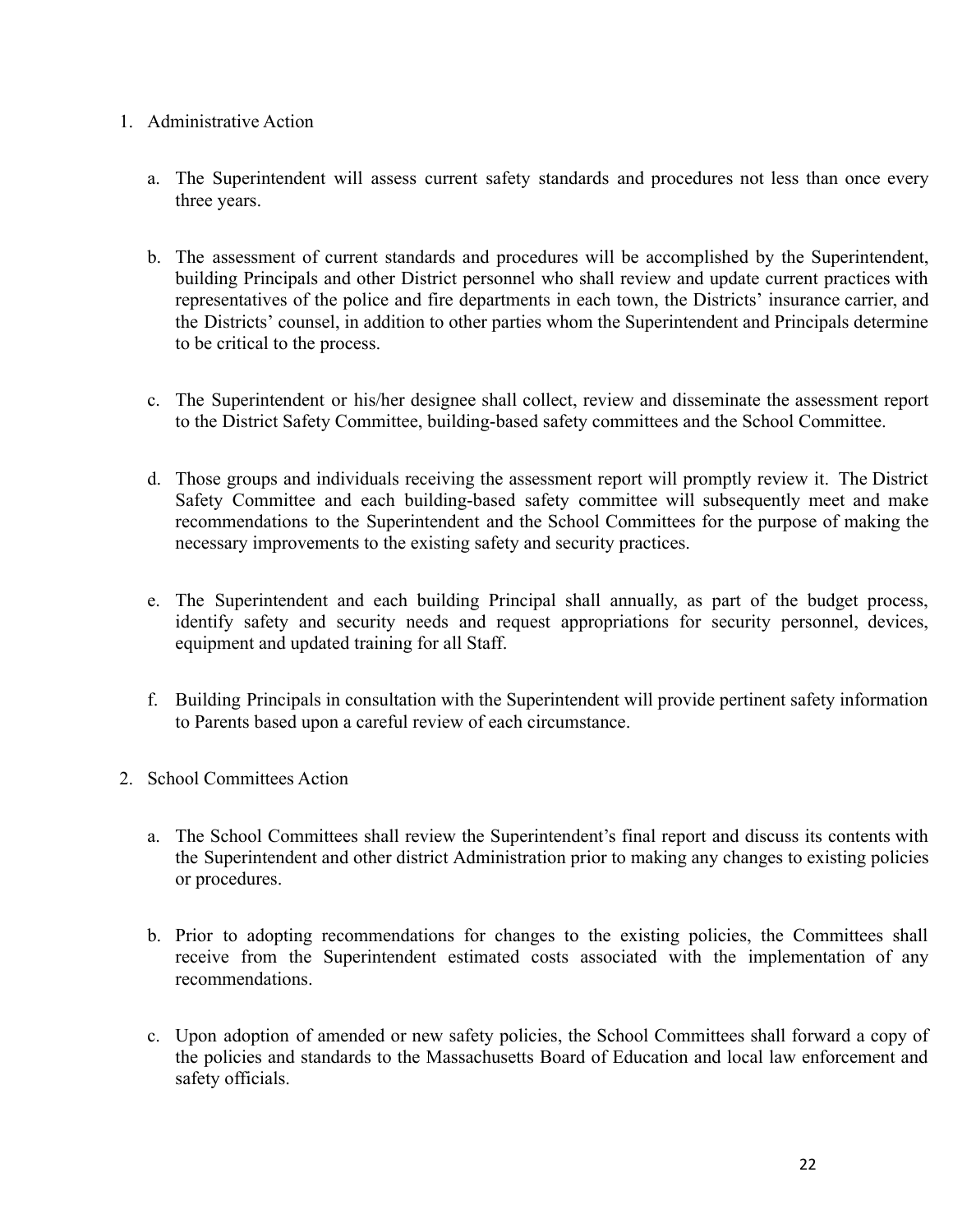1. Administrative Action

    a. The Superintendent will assess current safety standards and procedures not less than once every three years.

    b. The assessment of current standards and procedures will be accomplished by the Superintendent, building Principals and other District personnel who shall review and update current practices with representatives of the police and fire departments in each town, the Districts' insurance carrier, and the Districts' counsel, in addition to other parties whom the Superintendent and Principals determine to be critical to the process.

    c. The Superintendent or his/her designee shall collect, review and disseminate the assessment report to the District Safety Committee, building-based safety committees and the School Committee.

    d. Those groups and individuals receiving the assessment report will promptly review it. The District Safety Committee and each building-based safety committee will subsequently meet and make recommendations to the Superintendent and the School Committees for the purpose of making the necessary improvements to the existing safety and security practices.

    e. The Superintendent and each building Principal shall annually, as part of the budget process, identify safety and security needs and request appropriations for security personnel, devices, equipment and updated training for all Staff.

    f. Building Principals in consultation with the Superintendent will provide pertinent safety information to Parents based upon a careful review of each circumstance.

2. School Committees Action

    a. The School Committees shall review the Superintendent's final report and discuss its contents with the Superintendent and other district Administration prior to making any changes to existing policies or procedures.

    b. Prior to adopting recommendations for changes to the existing policies, the Committees shall receive from the Superintendent estimated costs associated with the implementation of any recommendations.

    c. Upon adoption of amended or new safety policies, the School Committees shall forward a copy of the policies and standards to the Massachusetts Board of Education and local law enforcement and safety officials.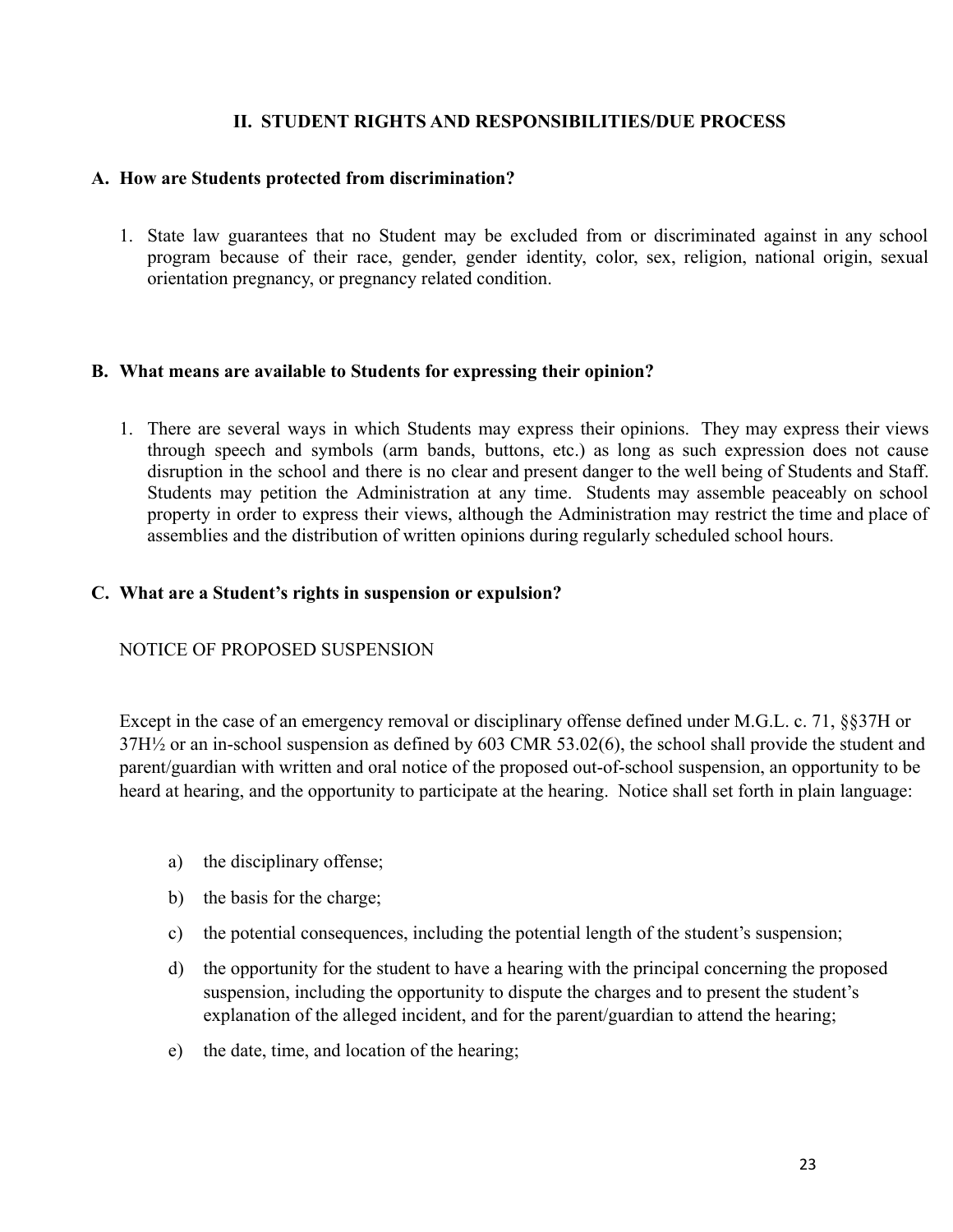## II. STUDENT RIGHTS AND RESPONSIBILITIES/DUE PROCESS

### A. How are Students protected from discrimination?

1. State law guarantees that no Student may be excluded from or discriminated against in any school program because of their race, gender, gender identity, color, sex, religion, national origin, sexual orientation pregnancy, or pregnancy related condition.

### B. What means are available to Students for expressing their opinion?

1. There are several ways in which Students may express their opinions. They may express their views through speech and symbols (arm bands, buttons, etc.) as long as such expression does not cause disruption in the school and there is no clear and present danger to the well being of Students and Staff. Students may petition the Administration at any time. Students may assemble peaceably on school property in order to express their views, although the Administration may restrict the time and place of assemblies and the distribution of written opinions during regularly scheduled school hours.

### C. What are a Student's rights in suspension or expulsion?

NOTICE OF PROPOSED SUSPENSION

Except in the case of an emergency removal or disciplinary offense defined under M.G.L. c. 71, §§37H or 37H½ or an in-school suspension as defined by 603 CMR 53.02(6), the school shall provide the student and parent/guardian with written and oral notice of the proposed out-of-school suspension, an opportunity to be heard at hearing, and the opportunity to participate at the hearing. Notice shall set forth in plain language:

a) the disciplinary offense;

b) the basis for the charge;

c) the potential consequences, including the potential length of the student's suspension;

d) the opportunity for the student to have a hearing with the principal concerning the proposed suspension, including the opportunity to dispute the charges and to present the student's explanation of the alleged incident, and for the parent/guardian to attend the hearing;

e) the date, time, and location of the hearing;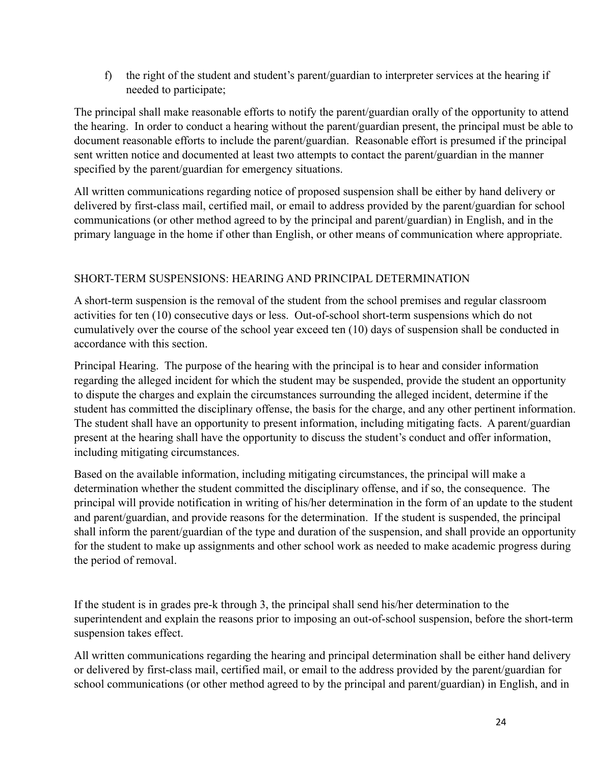f) the right of the student and student's parent/guardian to interpreter services at the hearing if needed to participate;

The principal shall make reasonable efforts to notify the parent/guardian orally of the opportunity to attend the hearing. In order to conduct a hearing without the parent/guardian present, the principal must be able to document reasonable efforts to include the parent/guardian. Reasonable effort is presumed if the principal sent written notice and documented at least two attempts to contact the parent/guardian in the manner specified by the parent/guardian for emergency situations.

All written communications regarding notice of proposed suspension shall be either by hand delivery or delivered by first-class mail, certified mail, or email to address provided by the parent/guardian for school communications (or other method agreed to by the principal and parent/guardian) in English, and in the primary language in the home if other than English, or other means of communication where appropriate.

## SHORT-TERM SUSPENSIONS: HEARING AND PRINCIPAL DETERMINATION

A short-term suspension is the removal of the student from the school premises and regular classroom activities for ten (10) consecutive days or less. Out-of-school short-term suspensions which do not cumulatively over the course of the school year exceed ten (10) days of suspension shall be conducted in accordance with this section.

Principal Hearing. The purpose of the hearing with the principal is to hear and consider information regarding the alleged incident for which the student may be suspended, provide the student an opportunity to dispute the charges and explain the circumstances surrounding the alleged incident, determine if the student has committed the disciplinary offense, the basis for the charge, and any other pertinent information. The student shall have an opportunity to present information, including mitigating facts. A parent/guardian present at the hearing shall have the opportunity to discuss the student's conduct and offer information, including mitigating circumstances.

Based on the available information, including mitigating circumstances, the principal will make a determination whether the student committed the disciplinary offense, and if so, the consequence. The principal will provide notification in writing of his/her determination in the form of an update to the student and parent/guardian, and provide reasons for the determination. If the student is suspended, the principal shall inform the parent/guardian of the type and duration of the suspension, and shall provide an opportunity for the student to make up assignments and other school work as needed to make academic progress during the period of removal.

If the student is in grades pre-k through 3, the principal shall send his/her determination to the superintendent and explain the reasons prior to imposing an out-of-school suspension, before the short-term suspension takes effect.

All written communications regarding the hearing and principal determination shall be either hand delivery or delivered by first-class mail, certified mail, or email to the address provided by the parent/guardian for school communications (or other method agreed to by the principal and parent/guardian) in English, and in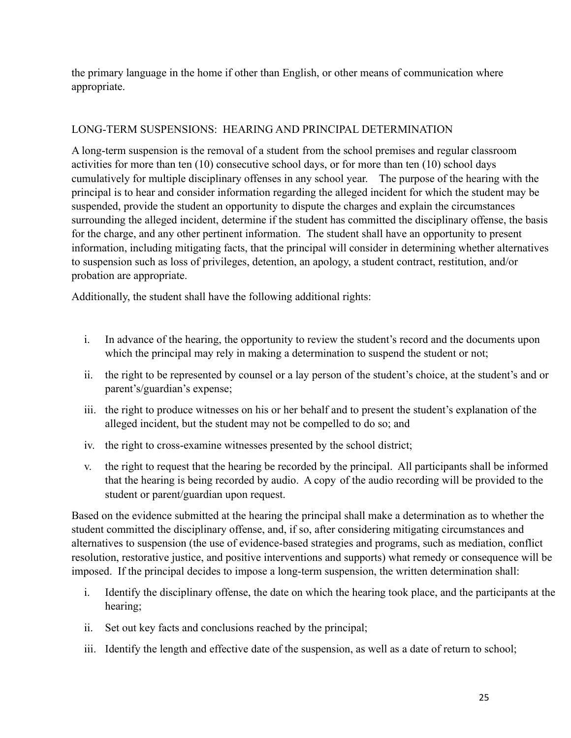the primary language in the home if other than English, or other means of communication where appropriate.

## LONG-TERM SUSPENSIONS: HEARING AND PRINCIPAL DETERMINATION

A long-term suspension is the removal of a student from the school premises and regular classroom activities for more than ten (10) consecutive school days, or for more than ten (10) school days cumulatively for multiple disciplinary offenses in any school year. The purpose of the hearing with the principal is to hear and consider information regarding the alleged incident for which the student may be suspended, provide the student an opportunity to dispute the charges and explain the circumstances surrounding the alleged incident, determine if the student has committed the disciplinary offense, the basis for the charge, and any other pertinent information. The student shall have an opportunity to present information, including mitigating facts, that the principal will consider in determining whether alternatives to suspension such as loss of privileges, detention, an apology, a student contract, restitution, and/or probation are appropriate.

Additionally, the student shall have the following additional rights:

i. In advance of the hearing, the opportunity to review the student's record and the documents upon which the principal may rely in making a determination to suspend the student or not;

ii. the right to be represented by counsel or a lay person of the student's choice, at the student's and or parent's/guardian's expense;

iii. the right to produce witnesses on his or her behalf and to present the student's explanation of the alleged incident, but the student may not be compelled to do so; and

iv. the right to cross-examine witnesses presented by the school district;

v. the right to request that the hearing be recorded by the principal. All participants shall be informed that the hearing is being recorded by audio. A copy of the audio recording will be provided to the student or parent/guardian upon request.

Based on the evidence submitted at the hearing the principal shall make a determination as to whether the student committed the disciplinary offense, and, if so, after considering mitigating circumstances and alternatives to suspension (the use of evidence-based strategies and programs, such as mediation, conflict resolution, restorative justice, and positive interventions and supports) what remedy or consequence will be imposed. If the principal decides to impose a long-term suspension, the written determination shall:

i. Identify the disciplinary offense, the date on which the hearing took place, and the participants at the hearing;

ii. Set out key facts and conclusions reached by the principal;

iii. Identify the length and effective date of the suspension, as well as a date of return to school;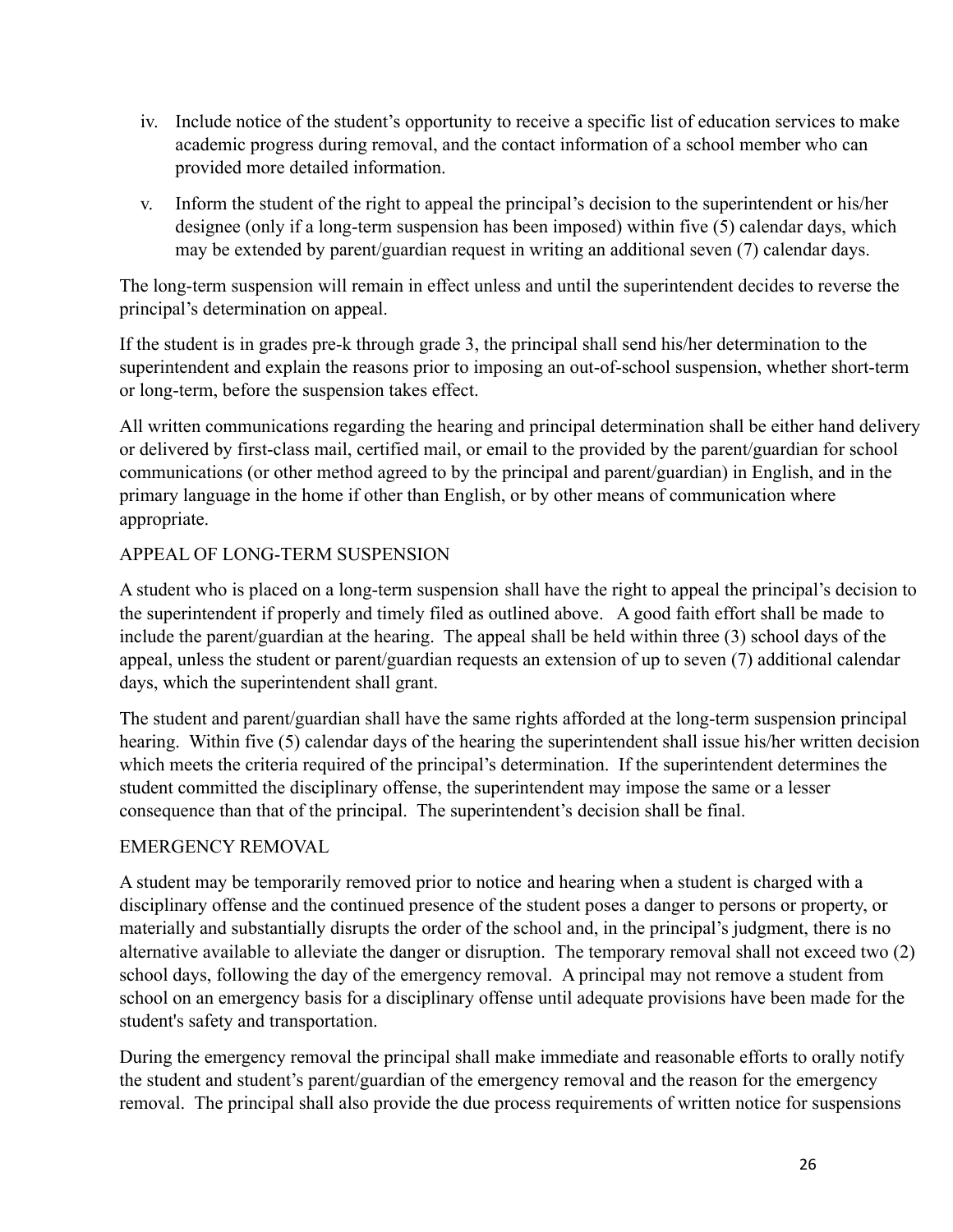iv. Include notice of the student's opportunity to receive a specific list of education services to make academic progress during removal, and the contact information of a school member who can provided more detailed information.

v. Inform the student of the right to appeal the principal's decision to the superintendent or his/her designee (only if a long-term suspension has been imposed) within five (5) calendar days, which may be extended by parent/guardian request in writing an additional seven (7) calendar days.

The long-term suspension will remain in effect unless and until the superintendent decides to reverse the principal's determination on appeal.

If the student is in grades pre-k through grade 3, the principal shall send his/her determination to the superintendent and explain the reasons prior to imposing an out-of-school suspension, whether short-term or long-term, before the suspension takes effect.

All written communications regarding the hearing and principal determination shall be either hand delivery or delivered by first-class mail, certified mail, or email to the provided by the parent/guardian for school communications (or other method agreed to by the principal and parent/guardian) in English, and in the primary language in the home if other than English, or by other means of communication where appropriate.

## APPEAL OF LONG-TERM SUSPENSION

A student who is placed on a long-term suspension shall have the right to appeal the principal's decision to the superintendent if properly and timely filed as outlined above. A good faith effort shall be made to include the parent/guardian at the hearing. The appeal shall be held within three (3) school days of the appeal, unless the student or parent/guardian requests an extension of up to seven (7) additional calendar days, which the superintendent shall grant.

The student and parent/guardian shall have the same rights afforded at the long-term suspension principal hearing. Within five (5) calendar days of the hearing the superintendent shall issue his/her written decision which meets the criteria required of the principal's determination. If the superintendent determines the student committed the disciplinary offense, the superintendent may impose the same or a lesser consequence than that of the principal. The superintendent's decision shall be final.

## EMERGENCY REMOVAL

A student may be temporarily removed prior to notice and hearing when a student is charged with a disciplinary offense and the continued presence of the student poses a danger to persons or property, or materially and substantially disrupts the order of the school and, in the principal's judgment, there is no alternative available to alleviate the danger or disruption. The temporary removal shall not exceed two (2) school days, following the day of the emergency removal. A principal may not remove a student from school on an emergency basis for a disciplinary offense until adequate provisions have been made for the student's safety and transportation.

During the emergency removal the principal shall make immediate and reasonable efforts to orally notify the student and student's parent/guardian of the emergency removal and the reason for the emergency removal. The principal shall also provide the due process requirements of written notice for suspensions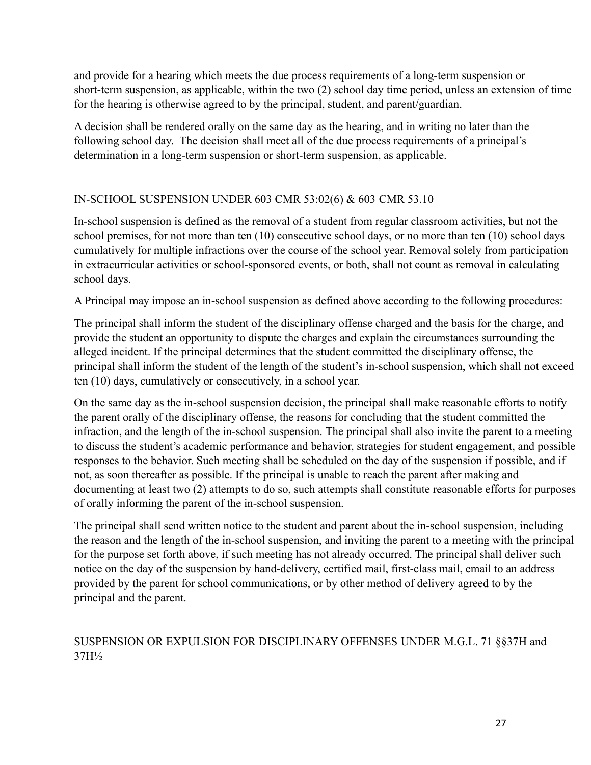and provide for a hearing which meets the due process requirements of a long-term suspension or short-term suspension, as applicable, within the two (2) school day time period, unless an extension of time for the hearing is otherwise agreed to by the principal, student, and parent/guardian.

A decision shall be rendered orally on the same day as the hearing, and in writing no later than the following school day. The decision shall meet all of the due process requirements of a principal's determination in a long-term suspension or short-term suspension, as applicable.

## IN-SCHOOL SUSPENSION UNDER 603 CMR 53:02(6) & 603 CMR 53.10

In-school suspension is defined as the removal of a student from regular classroom activities, but not the school premises, for not more than ten (10) consecutive school days, or no more than ten (10) school days cumulatively for multiple infractions over the course of the school year. Removal solely from participation in extracurricular activities or school-sponsored events, or both, shall not count as removal in calculating school days.

A Principal may impose an in-school suspension as defined above according to the following procedures:

The principal shall inform the student of the disciplinary offense charged and the basis for the charge, and provide the student an opportunity to dispute the charges and explain the circumstances surrounding the alleged incident. If the principal determines that the student committed the disciplinary offense, the principal shall inform the student of the length of the student's in-school suspension, which shall not exceed ten (10) days, cumulatively or consecutively, in a school year.

On the same day as the in-school suspension decision, the principal shall make reasonable efforts to notify the parent orally of the disciplinary offense, the reasons for concluding that the student committed the infraction, and the length of the in-school suspension. The principal shall also invite the parent to a meeting to discuss the student's academic performance and behavior, strategies for student engagement, and possible responses to the behavior. Such meeting shall be scheduled on the day of the suspension if possible, and if not, as soon thereafter as possible. If the principal is unable to reach the parent after making and documenting at least two (2) attempts to do so, such attempts shall constitute reasonable efforts for purposes of orally informing the parent of the in-school suspension.

The principal shall send written notice to the student and parent about the in-school suspension, including the reason and the length of the in-school suspension, and inviting the parent to a meeting with the principal for the purpose set forth above, if such meeting has not already occurred. The principal shall deliver such notice on the day of the suspension by hand-delivery, certified mail, first-class mail, email to an address provided by the parent for school communications, or by other method of delivery agreed to by the principal and the parent.

## SUSPENSION OR EXPULSION FOR DISCIPLINARY OFFENSES UNDER M.G.L. 71 §§37H and 37H½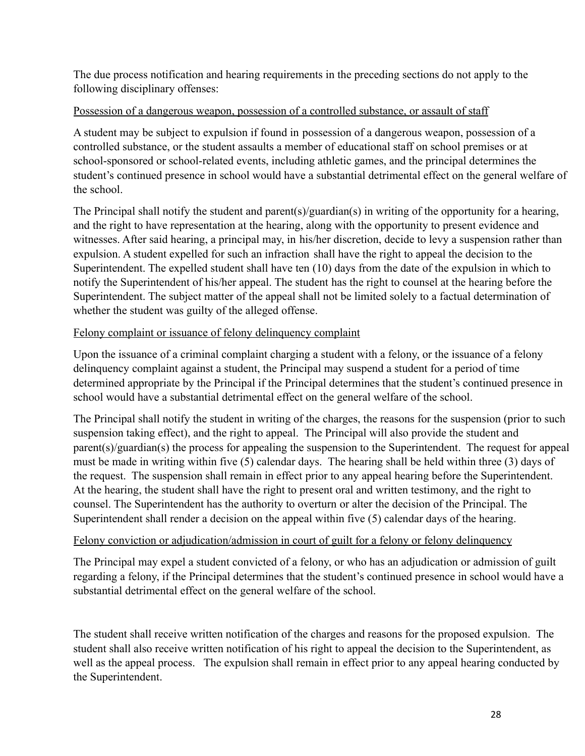The due process notification and hearing requirements in the preceding sections do not apply to the following disciplinary offenses:

<u>Possession of a dangerous weapon, possession of a controlled substance, or assault of staff</u>

A student may be subject to expulsion if found in possession of a dangerous weapon, possession of a controlled substance, or the student assaults a member of educational staff on school premises or at school-sponsored or school-related events, including athletic games, and the principal determines the student's continued presence in school would have a substantial detrimental effect on the general welfare of the school.

The Principal shall notify the student and parent(s)/guardian(s) in writing of the opportunity for a hearing, and the right to have representation at the hearing, along with the opportunity to present evidence and witnesses. After said hearing, a principal may, in his/her discretion, decide to levy a suspension rather than expulsion. A student expelled for such an infraction shall have the right to appeal the decision to the Superintendent. The expelled student shall have ten (10) days from the date of the expulsion in which to notify the Superintendent of his/her appeal. The student has the right to counsel at the hearing before the Superintendent. The subject matter of the appeal shall not be limited solely to a factual determination of whether the student was guilty of the alleged offense.

<u>Felony complaint or issuance of felony delinquency complaint</u>

Upon the issuance of a criminal complaint charging a student with a felony, or the issuance of a felony delinquency complaint against a student, the Principal may suspend a student for a period of time determined appropriate by the Principal if the Principal determines that the student's continued presence in school would have a substantial detrimental effect on the general welfare of the school.

The Principal shall notify the student in writing of the charges, the reasons for the suspension (prior to such suspension taking effect), and the right to appeal. The Principal will also provide the student and parent(s)/guardian(s) the process for appealing the suspension to the Superintendent. The request for appeal must be made in writing within five (5) calendar days. The hearing shall be held within three (3) days of the request. The suspension shall remain in effect prior to any appeal hearing before the Superintendent. At the hearing, the student shall have the right to present oral and written testimony, and the right to counsel. The Superintendent has the authority to overturn or alter the decision of the Principal. The Superintendent shall render a decision on the appeal within five (5) calendar days of the hearing.

<u>Felony conviction or adjudication/admission in court of guilt for a felony or felony delinquency</u>

The Principal may expel a student convicted of a felony, or who has an adjudication or admission of guilt regarding a felony, if the Principal determines that the student's continued presence in school would have a substantial detrimental effect on the general welfare of the school.

The student shall receive written notification of the charges and reasons for the proposed expulsion. The student shall also receive written notification of his right to appeal the decision to the Superintendent, as well as the appeal process. The expulsion shall remain in effect prior to any appeal hearing conducted by the Superintendent.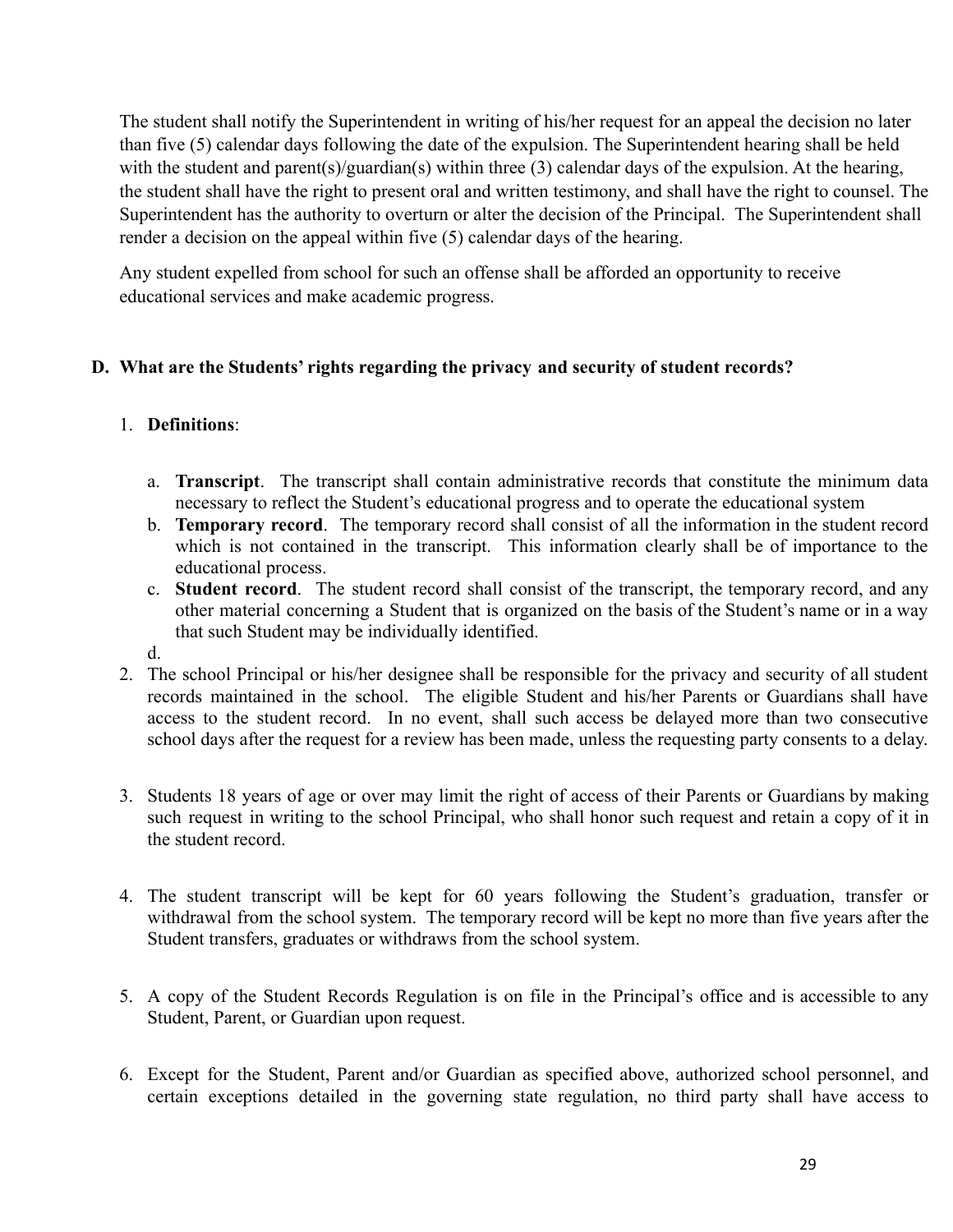The student shall notify the Superintendent in writing of his/her request for an appeal the decision no later than five (5) calendar days following the date of the expulsion. The Superintendent hearing shall be held with the student and parent(s)/guardian(s) within three (3) calendar days of the expulsion. At the hearing, the student shall have the right to present oral and written testimony, and shall have the right to counsel. The Superintendent has the authority to overturn or alter the decision of the Principal. The Superintendent shall render a decision on the appeal within five (5) calendar days of the hearing.

Any student expelled from school for such an offense shall be afforded an opportunity to receive educational services and make academic progress.

## D. What are the Students' rights regarding the privacy and security of student records?

1. **Definitions**:

   a. **Transcript**. The transcript shall contain administrative records that constitute the minimum data necessary to reflect the Student's educational progress and to operate the educational system
   b. **Temporary record**. The temporary record shall consist of all the information in the student record which is not contained in the transcript. This information clearly shall be of importance to the educational process.
   c. **Student record**. The student record shall consist of the transcript, the temporary record, and any other material concerning a Student that is organized on the basis of the Student's name or in a way that such Student may be individually identified.
   d.

2. The school Principal or his/her designee shall be responsible for the privacy and security of all student records maintained in the school. The eligible Student and his/her Parents or Guardians shall have access to the student record. In no event, shall such access be delayed more than two consecutive school days after the request for a review has been made, unless the requesting party consents to a delay.

3. Students 18 years of age or over may limit the right of access of their Parents or Guardians by making such request in writing to the school Principal, who shall honor such request and retain a copy of it in the student record.

4. The student transcript will be kept for 60 years following the Student's graduation, transfer or withdrawal from the school system. The temporary record will be kept no more than five years after the Student transfers, graduates or withdraws from the school system.

5. A copy of the Student Records Regulation is on file in the Principal's office and is accessible to any Student, Parent, or Guardian upon request.

6. Except for the Student, Parent and/or Guardian as specified above, authorized school personnel, and certain exceptions detailed in the governing state regulation, no third party shall have access to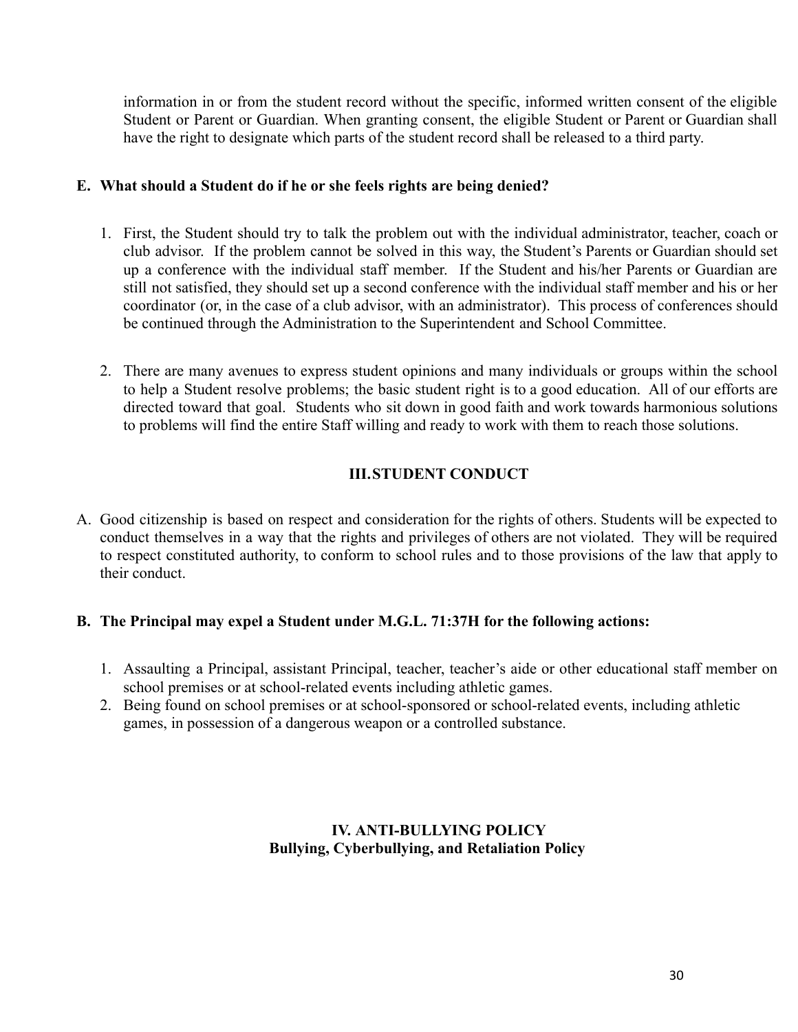information in or from the student record without the specific, informed written consent of the eligible Student or Parent or Guardian. When granting consent, the eligible Student or Parent or Guardian shall have the right to designate which parts of the student record shall be released to a third party.

### E. What should a Student do if he or she feels rights are being denied?

1. First, the Student should try to talk the problem out with the individual administrator, teacher, coach or club advisor. If the problem cannot be solved in this way, the Student's Parents or Guardian should set up a conference with the individual staff member. If the Student and his/her Parents or Guardian are still not satisfied, they should set up a second conference with the individual staff member and his or her coordinator (or, in the case of a club advisor, with an administrator). This process of conferences should be continued through the Administration to the Superintendent and School Committee.

2. There are many avenues to express student opinions and many individuals or groups within the school to help a Student resolve problems; the basic student right is to a good education. All of our efforts are directed toward that goal. Students who sit down in good faith and work towards harmonious solutions to problems will find the entire Staff willing and ready to work with them to reach those solutions.

## III. STUDENT CONDUCT

A. Good citizenship is based on respect and consideration for the rights of others. Students will be expected to conduct themselves in a way that the rights and privileges of others are not violated. They will be required to respect constituted authority, to conform to school rules and to those provisions of the law that apply to their conduct.

### B. The Principal may expel a Student under M.G.L. 71:37H for the following actions:

1. Assaulting a Principal, assistant Principal, teacher, teacher's aide or other educational staff member on school premises or at school-related events including athletic games.
2. Being found on school premises or at school-sponsored or school-related events, including athletic games, in possession of a dangerous weapon or a controlled substance.

## IV. ANTI-BULLYING POLICY
## Bullying, Cyberbullying, and Retaliation Policy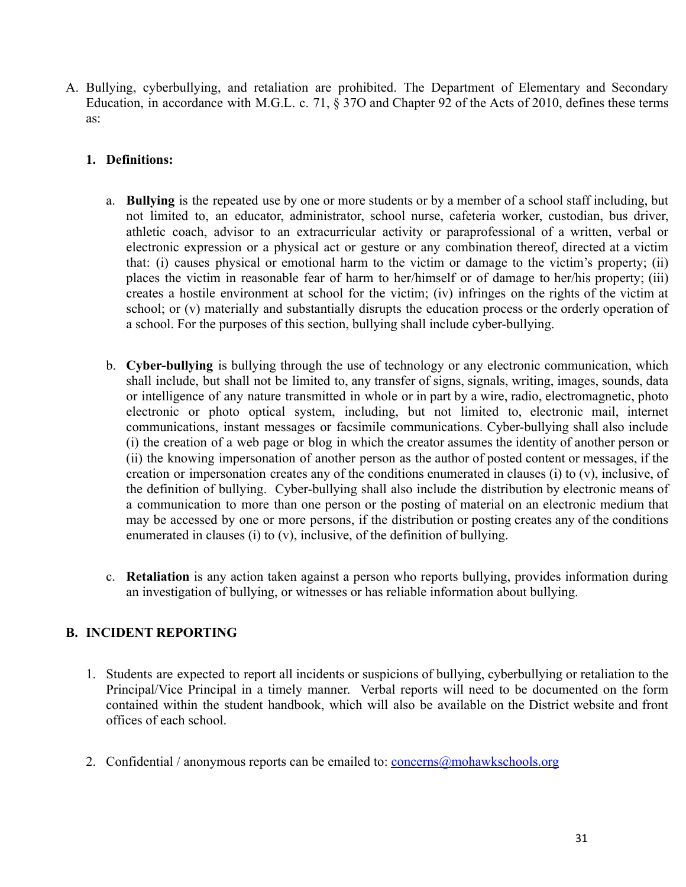A. Bullying, cyberbullying, and retaliation are prohibited. The Department of Elementary and Secondary Education, in accordance with M.G.L. c. 71, § 37O and Chapter 92 of the Acts of 2010, defines these terms as:

   1. **Definitions:**

      a. **Bullying** is the repeated use by one or more students or by a member of a school staff including, but not limited to, an educator, administrator, school nurse, cafeteria worker, custodian, bus driver, athletic coach, advisor to an extracurricular activity or paraprofessional of a written, verbal or electronic expression or a physical act or gesture or any combination thereof, directed at a victim that: (i) causes physical or emotional harm to the victim or damage to the victim's property; (ii) places the victim in reasonable fear of harm to her/himself or of damage to her/his property; (iii) creates a hostile environment at school for the victim; (iv) infringes on the rights of the victim at school; or (v) materially and substantially disrupts the education process or the orderly operation of a school. For the purposes of this section, bullying shall include cyber-bullying.

      b. **Cyber-bullying** is bullying through the use of technology or any electronic communication, which shall include, but shall not be limited to, any transfer of signs, signals, writing, images, sounds, data or intelligence of any nature transmitted in whole or in part by a wire, radio, electromagnetic, photo electronic or photo optical system, including, but not limited to, electronic mail, internet communications, instant messages or facsimile communications. Cyber-bullying shall also include (i) the creation of a web page or blog in which the creator assumes the identity of another person or (ii) the knowing impersonation of another person as the author of posted content or messages, if the creation or impersonation creates any of the conditions enumerated in clauses (i) to (v), inclusive, of the definition of bullying. Cyber-bullying shall also include the distribution by electronic means of a communication to more than one person or the posting of material on an electronic medium that may be accessed by one or more persons, if the distribution or posting creates any of the conditions enumerated in clauses (i) to (v), inclusive, of the definition of bullying.

      c. **Retaliation** is any action taken against a person who reports bullying, provides information during an investigation of bullying, or witnesses or has reliable information about bullying.

**B. INCIDENT REPORTING**

1. Students are expected to report all incidents or suspicions of bullying, cyberbullying or retaliation to the Principal/Vice Principal in a timely manner. Verbal reports will need to be documented on the form contained within the student handbook, which will also be available on the District website and front offices of each school.

2. Confidential / anonymous reports can be emailed to: concerns@mohawkschools.org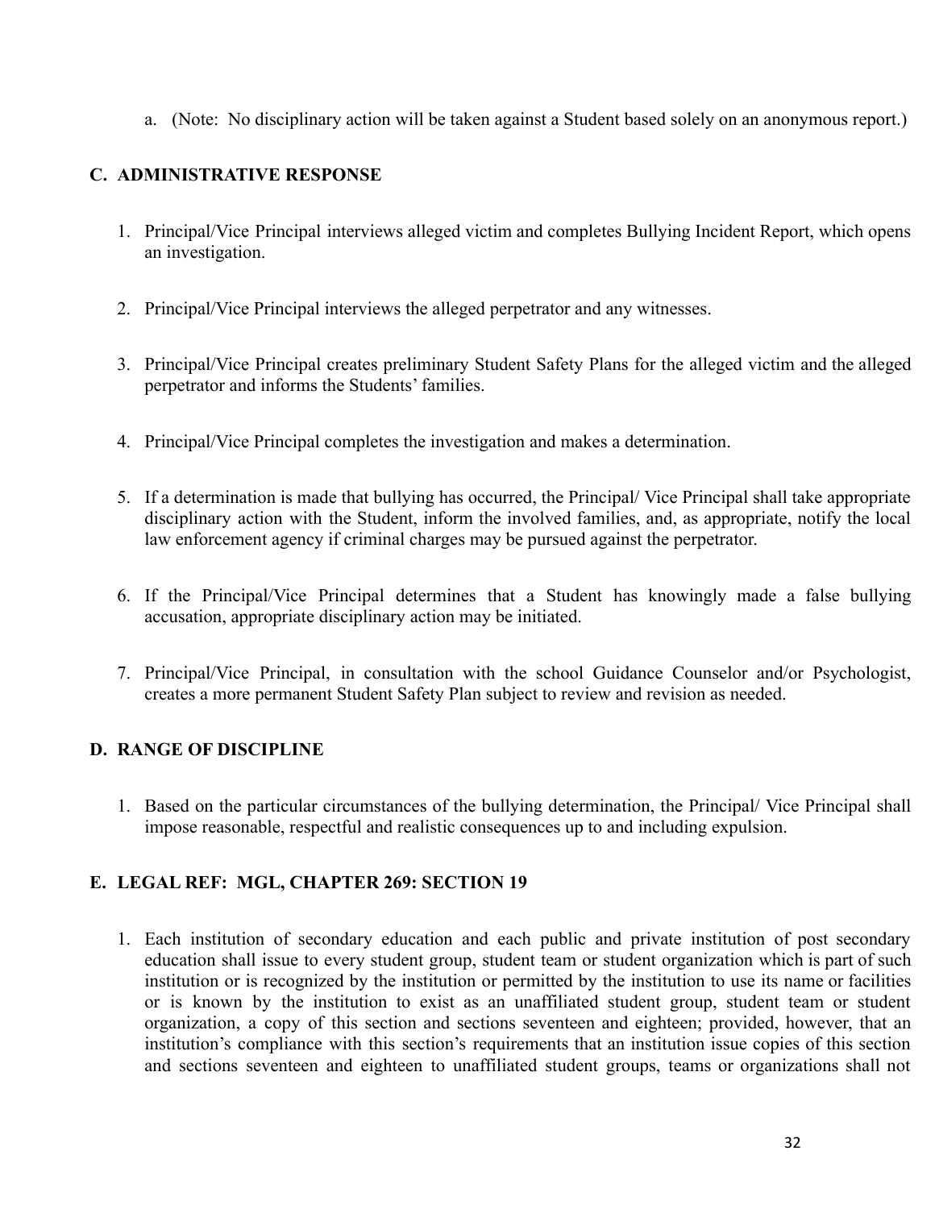a. (Note: No disciplinary action will be taken against a Student based solely on an anonymous report.)

## C. ADMINISTRATIVE RESPONSE

1. Principal/Vice Principal interviews alleged victim and completes Bullying Incident Report, which opens an investigation.

2. Principal/Vice Principal interviews the alleged perpetrator and any witnesses.

3. Principal/Vice Principal creates preliminary Student Safety Plans for the alleged victim and the alleged perpetrator and informs the Students' families.

4. Principal/Vice Principal completes the investigation and makes a determination.

5. If a determination is made that bullying has occurred, the Principal/ Vice Principal shall take appropriate disciplinary action with the Student, inform the involved families, and, as appropriate, notify the local law enforcement agency if criminal charges may be pursued against the perpetrator.

6. If the Principal/Vice Principal determines that a Student has knowingly made a false bullying accusation, appropriate disciplinary action may be initiated.

7. Principal/Vice Principal, in consultation with the school Guidance Counselor and/or Psychologist, creates a more permanent Student Safety Plan subject to review and revision as needed.

## D. RANGE OF DISCIPLINE

1. Based on the particular circumstances of the bullying determination, the Principal/ Vice Principal shall impose reasonable, respectful and realistic consequences up to and including expulsion.

## E. LEGAL REF: MGL, CHAPTER 269: SECTION 19

1. Each institution of secondary education and each public and private institution of post secondary education shall issue to every student group, student team or student organization which is part of such institution or is recognized by the institution or permitted by the institution to use its name or facilities or is known by the institution to exist as an unaffiliated student group, student team or student organization, a copy of this section and sections seventeen and eighteen; provided, however, that an institution's compliance with this section's requirements that an institution issue copies of this section and sections seventeen and eighteen to unaffiliated student groups, teams or organizations shall not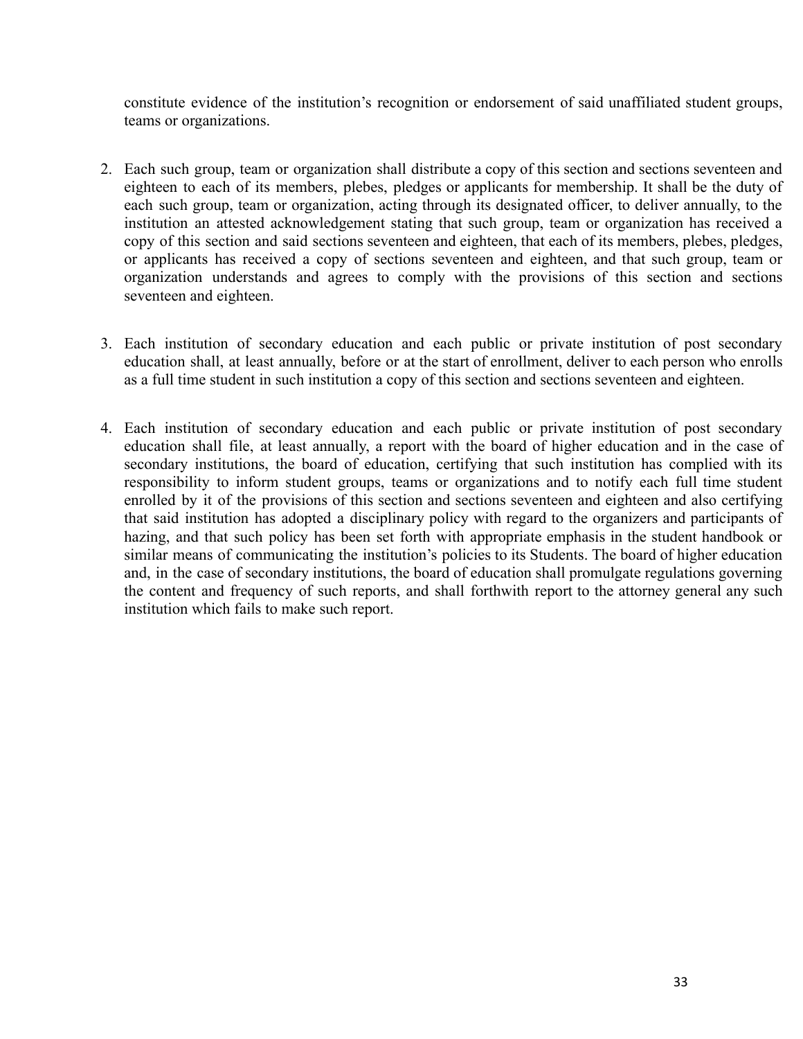constitute evidence of the institution's recognition or endorsement of said unaffiliated student groups, teams or organizations.

2. Each such group, team or organization shall distribute a copy of this section and sections seventeen and eighteen to each of its members, plebes, pledges or applicants for membership. It shall be the duty of each such group, team or organization, acting through its designated officer, to deliver annually, to the institution an attested acknowledgement stating that such group, team or organization has received a copy of this section and said sections seventeen and eighteen, that each of its members, plebes, pledges, or applicants has received a copy of sections seventeen and eighteen, and that such group, team or organization understands and agrees to comply with the provisions of this section and sections seventeen and eighteen.

3. Each institution of secondary education and each public or private institution of post secondary education shall, at least annually, before or at the start of enrollment, deliver to each person who enrolls as a full time student in such institution a copy of this section and sections seventeen and eighteen.

4. Each institution of secondary education and each public or private institution of post secondary education shall file, at least annually, a report with the board of higher education and in the case of secondary institutions, the board of education, certifying that such institution has complied with its responsibility to inform student groups, teams or organizations and to notify each full time student enrolled by it of the provisions of this section and sections seventeen and eighteen and also certifying that said institution has adopted a disciplinary policy with regard to the organizers and participants of hazing, and that such policy has been set forth with appropriate emphasis in the student handbook or similar means of communicating the institution's policies to its Students. The board of higher education and, in the case of secondary institutions, the board of education shall promulgate regulations governing the content and frequency of such reports, and shall forthwith report to the attorney general any such institution which fails to make such report.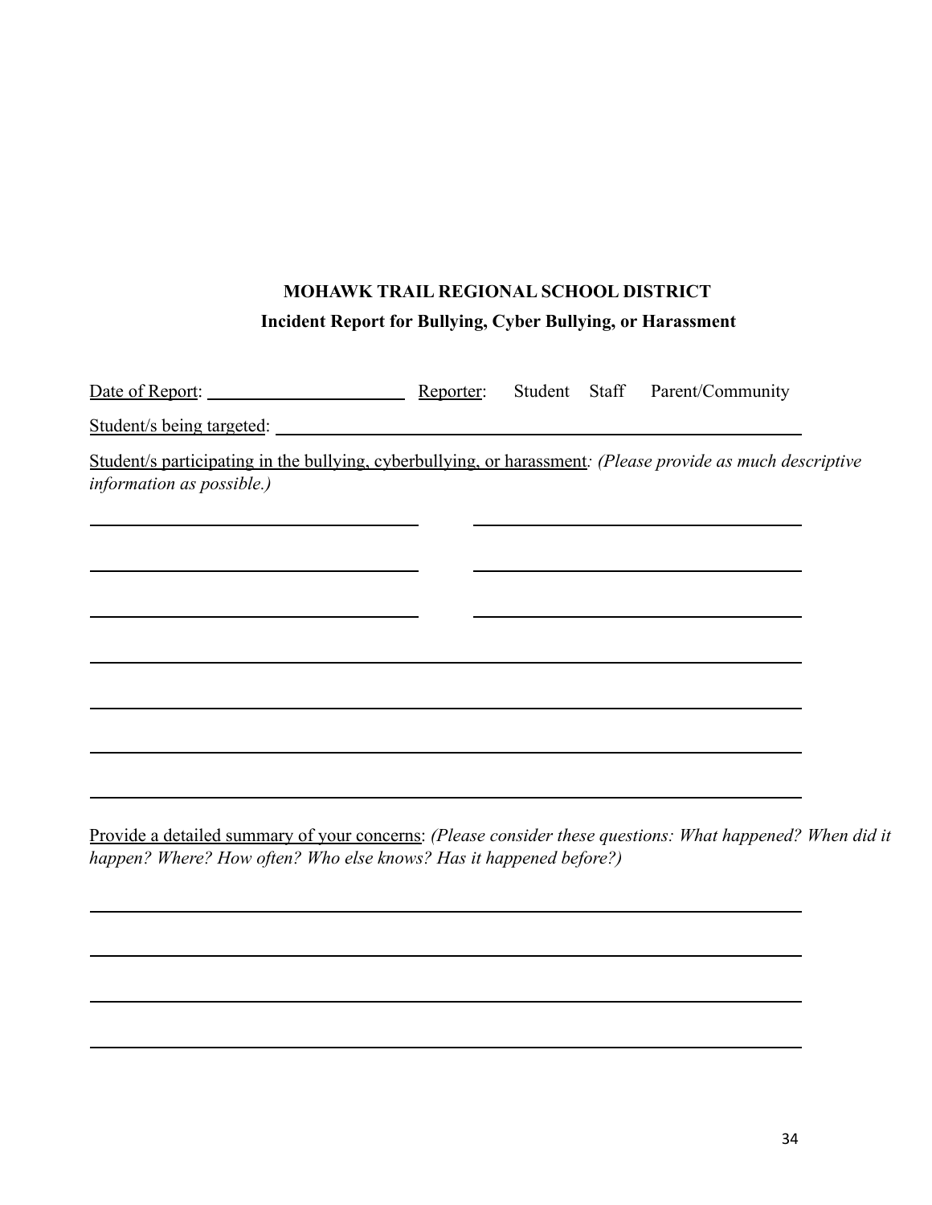**MOHAWK TRAIL REGIONAL SCHOOL DISTRICT**

**Incident Report for Bullying, Cyber Bullying, or Harassment**

Date of Report: ______________________ Reporter: Student Staff Parent/Community

Student/s being targeted: ____________________________________________________________

Student/s participating in the bullying, cyberbullying, or harassment*: (Please provide as much descriptive information as possible.)*

____________________________________ ____________________________________

____________________________________ ____________________________________

____________________________________ ____________________________________

________________________________________________________________________________

________________________________________________________________________________

________________________________________________________________________________

________________________________________________________________________________

Provide a detailed summary of your concerns: *(Please consider these questions: What happened? When did it happen? Where? How often? Who else knows? Has it happened before?)*

________________________________________________________________________________

________________________________________________________________________________

________________________________________________________________________________

________________________________________________________________________________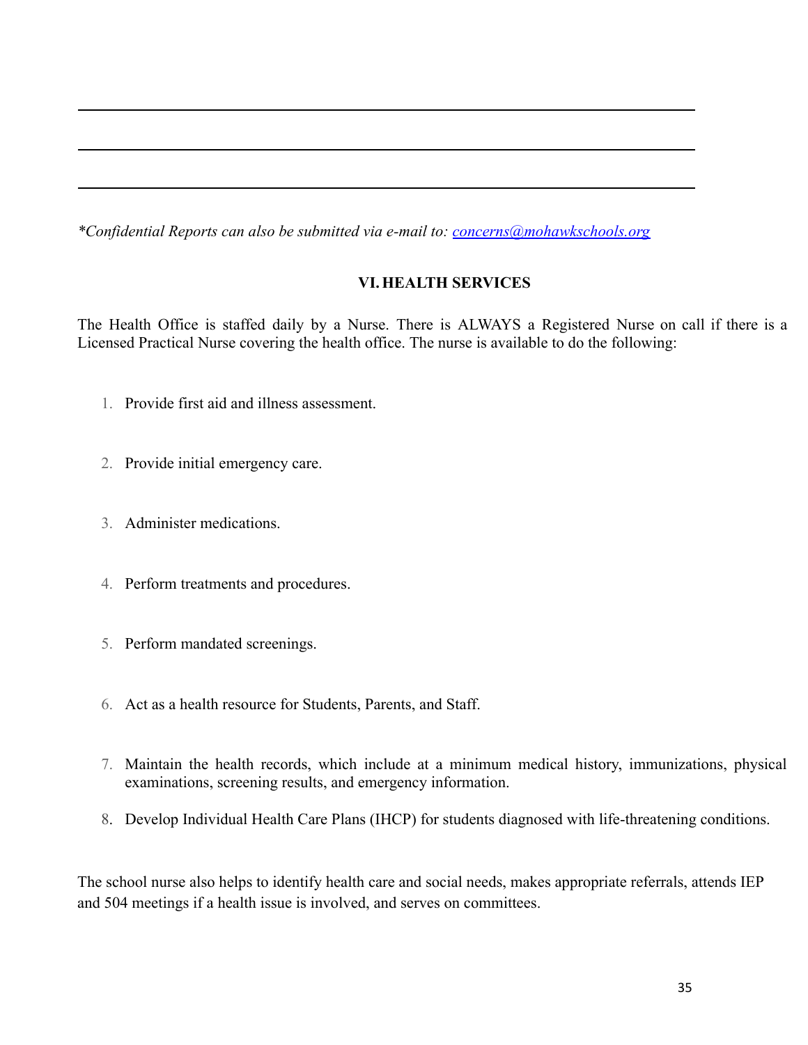______________________________________________________________________

______________________________________________________________________

______________________________________________________________________

*\*Confidential Reports can also be submitted via e-mail to: [concerns@mohawkschools.org](mailto:concerns@mohawkschools.org)*

## VI. HEALTH SERVICES

The Health Office is staffed daily by a Nurse. There is ALWAYS a Registered Nurse on call if there is a Licensed Practical Nurse covering the health office. The nurse is available to do the following:

1. Provide first aid and illness assessment.
2. Provide initial emergency care.
3. Administer medications.
4. Perform treatments and procedures.
5. Perform mandated screenings.
6. Act as a health resource for Students, Parents, and Staff.
7. Maintain the health records, which include at a minimum medical history, immunizations, physical examinations, screening results, and emergency information.
8. Develop Individual Health Care Plans (IHCP) for students diagnosed with life-threatening conditions.

The school nurse also helps to identify health care and social needs, makes appropriate referrals, attends IEP and 504 meetings if a health issue is involved, and serves on committees.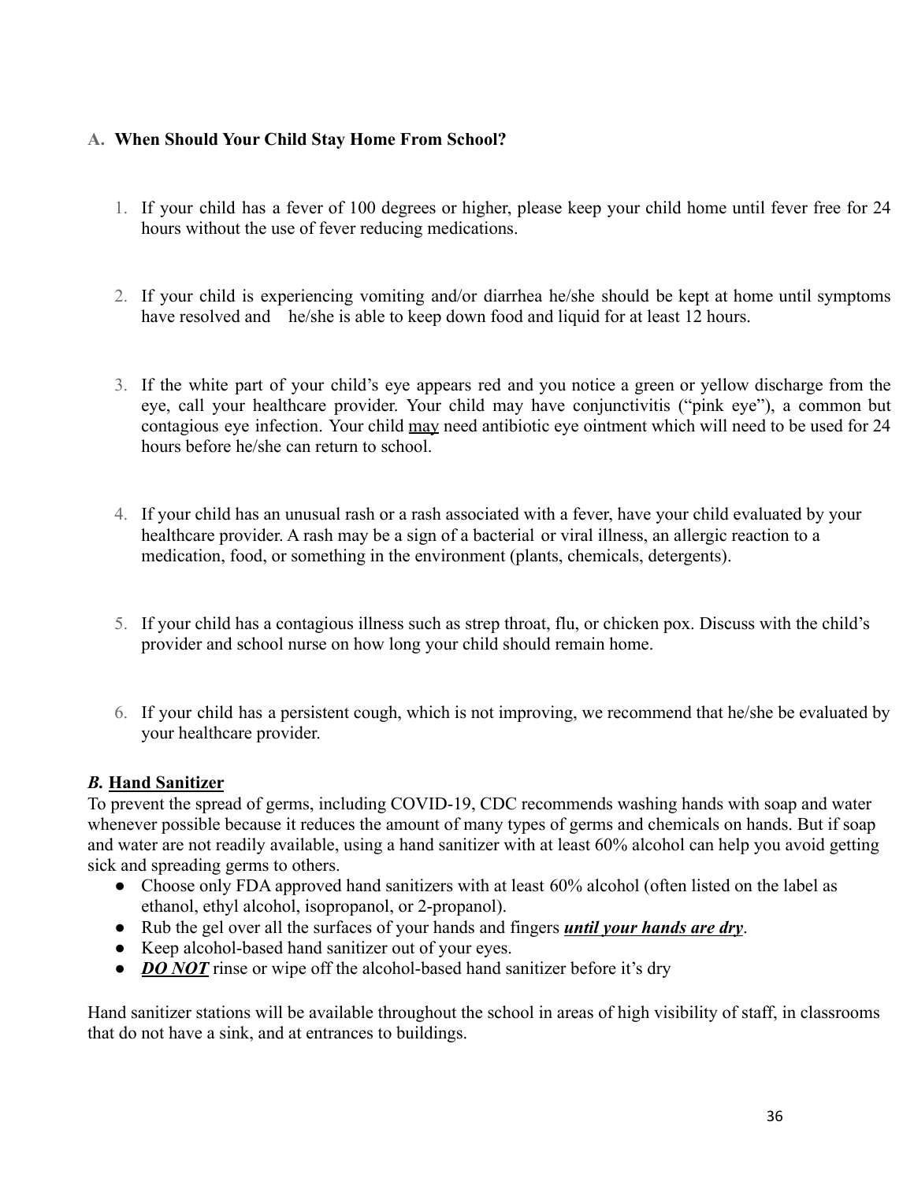### A. When Should Your Child Stay Home From School?

1. If your child has a fever of 100 degrees or higher, please keep your child home until fever free for 24 hours without the use of fever reducing medications.

2. If your child is experiencing vomiting and/or diarrhea he/she should be kept at home until symptoms have resolved and he/she is able to keep down food and liquid for at least 12 hours.

3. If the white part of your child's eye appears red and you notice a green or yellow discharge from the eye, call your healthcare provider. Your child may have conjunctivitis ("pink eye"), a common but contagious eye infection. Your child <u>may</u> need antibiotic eye ointment which will need to be used for 24 hours before he/she can return to school.

4. If your child has an unusual rash or a rash associated with a fever, have your child evaluated by your healthcare provider. A rash may be a sign of a bacterial or viral illness, an allergic reaction to a medication, food, or something in the environment (plants, chemicals, detergents).

5. If your child has a contagious illness such as strep throat, flu, or chicken pox. Discuss with the child's provider and school nurse on how long your child should remain home.

6. If your child has a persistent cough, which is not improving, we recommend that he/she be evaluated by your healthcare provider.

### *B.* <u>Hand Sanitizer</u>

To prevent the spread of germs, including COVID-19, CDC recommends washing hands with soap and water whenever possible because it reduces the amount of many types of germs and chemicals on hands. But if soap and water are not readily available, using a hand sanitizer with at least 60% alcohol can help you avoid getting sick and spreading germs to others.

- Choose only FDA approved hand sanitizers with at least 60% alcohol (often listed on the label as ethanol, ethyl alcohol, isopropanol, or 2-propanol).
- Rub the gel over all the surfaces of your hands and fingers ***<u>until your hands are dry</u>***.
- Keep alcohol-based hand sanitizer out of your eyes.
- ***<u>DO NOT</u>*** rinse or wipe off the alcohol-based hand sanitizer before it's dry

Hand sanitizer stations will be available throughout the school in areas of high visibility of staff, in classrooms that do not have a sink, and at entrances to buildings.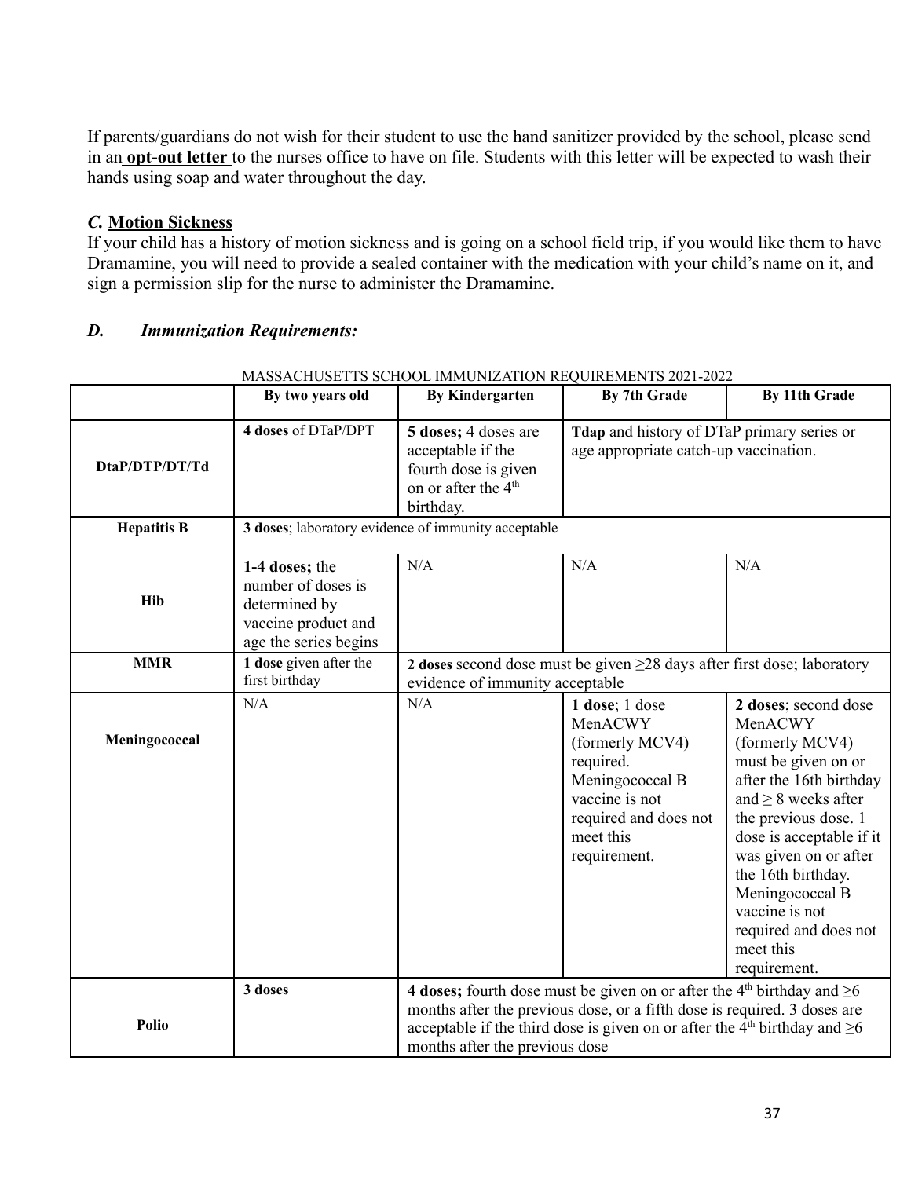If parents/guardians do not wish for their student to use the hand sanitizer provided by the school, please send in an **opt-out letter** to the nurses office to have on file. Students with this letter will be expected to wash their hands using soap and water throughout the day.

### *C.* Motion Sickness

If your child has a history of motion sickness and is going on a school field trip, if you would like them to have Dramamine, you will need to provide a sealed container with the medication with your child's name on it, and sign a permission slip for the nurse to administer the Dramamine.

### *D. Immunization Requirements:*

MASSACHUSETTS SCHOOL IMMUNIZATION REQUIREMENTS 2021-2022

| | By two years old | By Kindergarten | By 7th Grade | By 11th Grade |
|---|---|---|---|---|
| **DtaP/DTP/DT/Td** | **4 doses** of DTaP/DPT | **5 doses;** 4 doses are acceptable if the fourth dose is given on or after the 4th birthday. | **Tdap** and history of DTaP primary series or age appropriate catch-up vaccination. | |
| **Hepatitis B** | **3 doses**; laboratory evidence of immunity acceptable | | | |
| **Hib** | **1-4 doses;** the number of doses is determined by vaccine product and age the series begins | N/A | N/A | N/A |
| **MMR** | **1 dose** given after the first birthday | **2 doses** second dose must be given ≥28 days after first dose; laboratory evidence of immunity acceptable | | |
| **Meningococcal** | N/A | N/A | **1 dose**; 1 dose MenACWY (formerly MCV4) required. Meningococcal B vaccine is not required and does not meet this requirement. | **2 doses**; second dose MenACWY (formerly MCV4) must be given on or after the 16th birthday and ≥ 8 weeks after the previous dose. 1 dose is acceptable if it was given on or after the 16th birthday. Meningococcal B vaccine is not required and does not meet this requirement. |
| **Polio** | **3 doses** | **4 doses;** fourth dose must be given on or after the 4th birthday and ≥6 months after the previous dose, or a fifth dose is required. 3 doses are acceptable if the third dose is given on or after the 4th birthday and ≥6 months after the previous dose | | |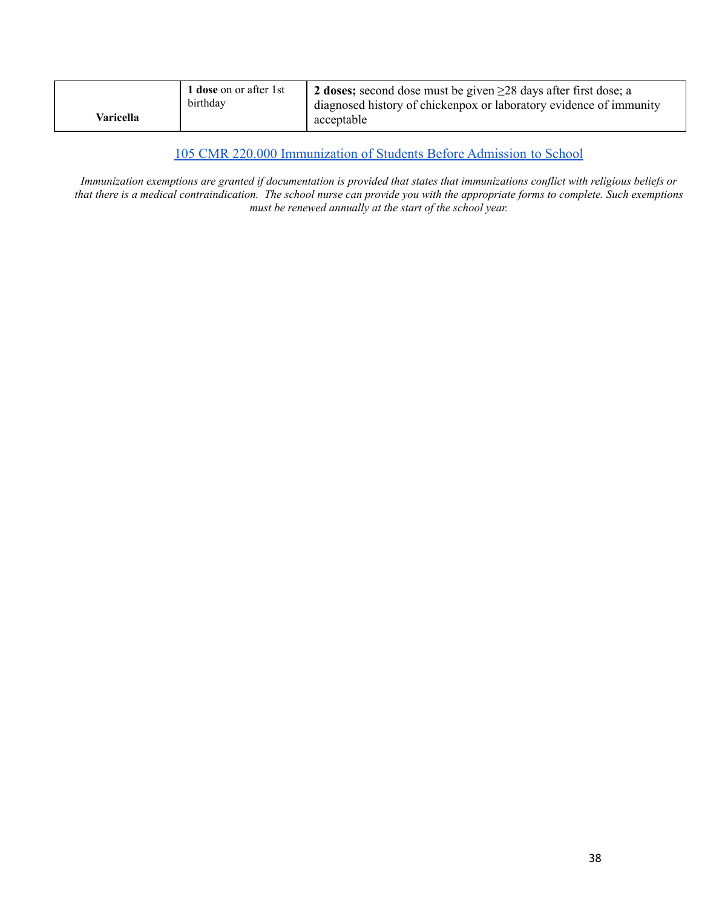| | | |
|---|---|---|
| **Varicella** | **1 dose** on or after 1st birthday | **2 doses;** second dose must be given ≥28 days after first dose; a diagnosed history of chickenpox or laboratory evidence of immunity acceptable |

[105 CMR 220.000 Immunization of Students Before Admission to School]

*Immunization exemptions are granted if documentation is provided that states that immunizations conflict with religious beliefs or that there is a medical contraindication. The school nurse can provide you with the appropriate forms to complete. Such exemptions must be renewed annually at the start of the school year.*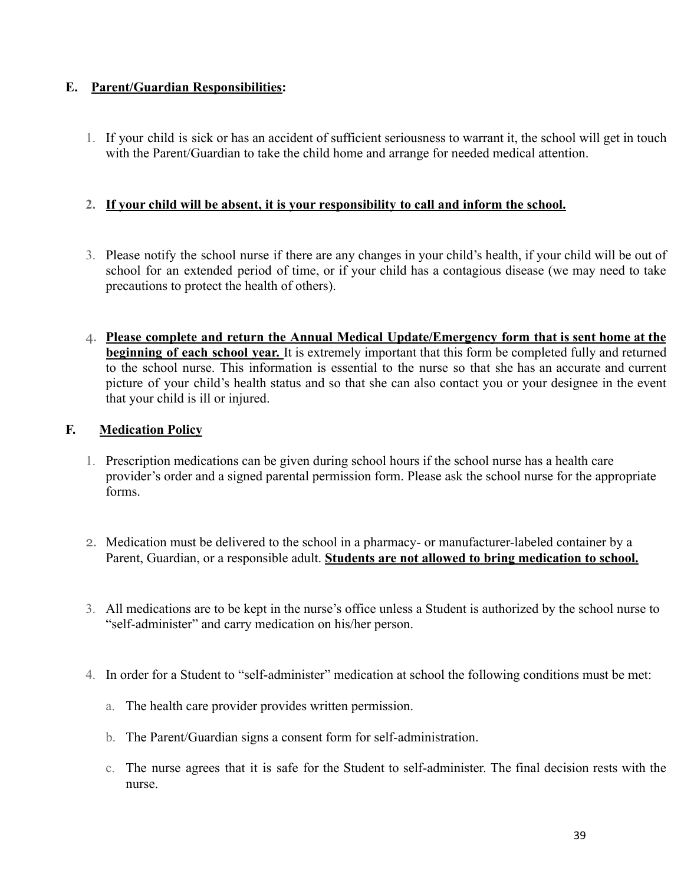### E. <u>Parent/Guardian Responsibilities</u>:

1. If your child is sick or has an accident of sufficient seriousness to warrant it, the school will get in touch with the Parent/Guardian to take the child home and arrange for needed medical attention.

2. **<u>If your child will be absent, it is your responsibility to call and inform the school.</u>**

3. Please notify the school nurse if there are any changes in your child's health, if your child will be out of school for an extended period of time, or if your child has a contagious disease (we may need to take precautions to protect the health of others).

4. **<u>Please complete and return the Annual Medical Update/Emergency form that is sent home at the beginning of each school year.</u>** It is extremely important that this form be completed fully and returned to the school nurse. This information is essential to the nurse so that she has an accurate and current picture of your child's health status and so that she can also contact you or your designee in the event that your child is ill or injured.

### F. <u>Medication Policy</u>

1. Prescription medications can be given during school hours if the school nurse has a health care provider's order and a signed parental permission form. Please ask the school nurse for the appropriate forms.

2. Medication must be delivered to the school in a pharmacy- or manufacturer-labeled container by a Parent, Guardian, or a responsible adult. **<u>Students are not allowed to bring medication to school.</u>**

3. All medications are to be kept in the nurse's office unless a Student is authorized by the school nurse to "self-administer" and carry medication on his/her person.

4. In order for a Student to "self-administer" medication at school the following conditions must be met:

   a. The health care provider provides written permission.

   b. The Parent/Guardian signs a consent form for self-administration.

   c. The nurse agrees that it is safe for the Student to self-administer. The final decision rests with the nurse.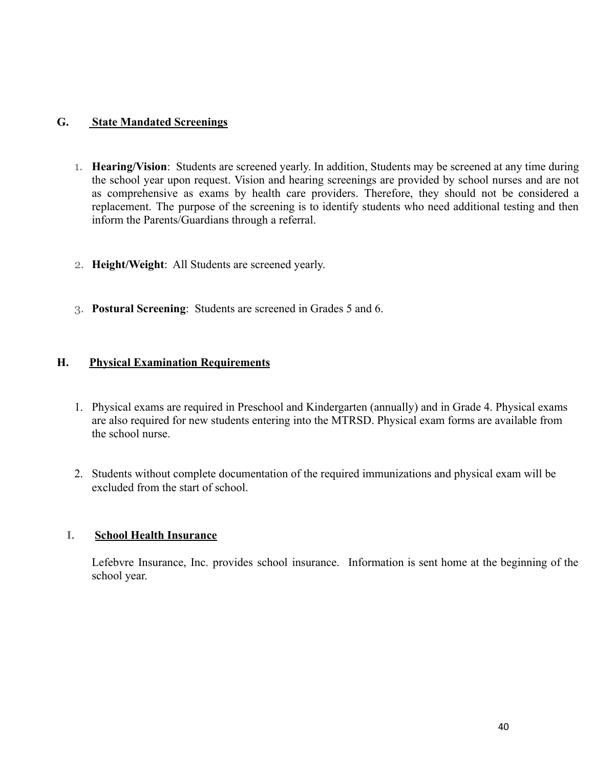## G. State Mandated Screenings

1. **Hearing/Vision**: Students are screened yearly. In addition, Students may be screened at any time during the school year upon request. Vision and hearing screenings are provided by school nurses and are not as comprehensive as exams by health care providers. Therefore, they should not be considered a replacement. The purpose of the screening is to identify students who need additional testing and then inform the Parents/Guardians through a referral.

2. **Height/Weight**: All Students are screened yearly.

3. **Postural Screening**: Students are screened in Grades 5 and 6.

## H. Physical Examination Requirements

1. Physical exams are required in Preschool and Kindergarten (annually) and in Grade 4. Physical exams are also required for new students entering into the MTRSD. Physical exam forms are available from the school nurse.

2. Students without complete documentation of the required immunizations and physical exam will be excluded from the start of school.

## I. School Health Insurance

Lefebvre Insurance, Inc. provides school insurance. Information is sent home at the beginning of the school year.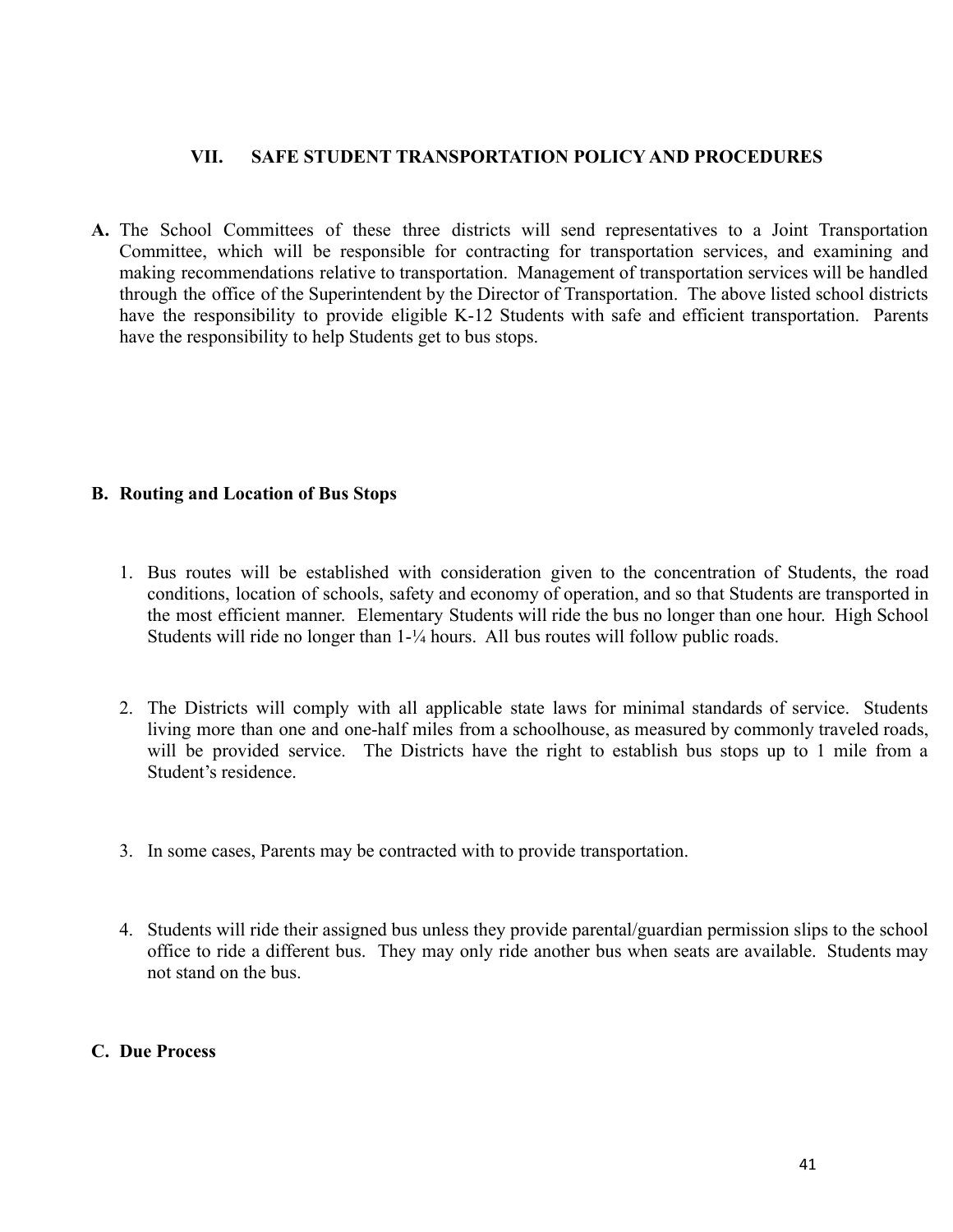## VII. SAFE STUDENT TRANSPORTATION POLICY AND PROCEDURES

**A.** The School Committees of these three districts will send representatives to a Joint Transportation Committee, which will be responsible for contracting for transportation services, and examining and making recommendations relative to transportation. Management of transportation services will be handled through the office of the Superintendent by the Director of Transportation. The above listed school districts have the responsibility to provide eligible K-12 Students with safe and efficient transportation. Parents have the responsibility to help Students get to bus stops.

### B. Routing and Location of Bus Stops

1. Bus routes will be established with consideration given to the concentration of Students, the road conditions, location of schools, safety and economy of operation, and so that Students are transported in the most efficient manner. Elementary Students will ride the bus no longer than one hour. High School Students will ride no longer than 1-¼ hours. All bus routes will follow public roads.

2. The Districts will comply with all applicable state laws for minimal standards of service. Students living more than one and one-half miles from a schoolhouse, as measured by commonly traveled roads, will be provided service. The Districts have the right to establish bus stops up to 1 mile from a Student's residence.

3. In some cases, Parents may be contracted with to provide transportation.

4. Students will ride their assigned bus unless they provide parental/guardian permission slips to the school office to ride a different bus. They may only ride another bus when seats are available. Students may not stand on the bus.

### C. Due Process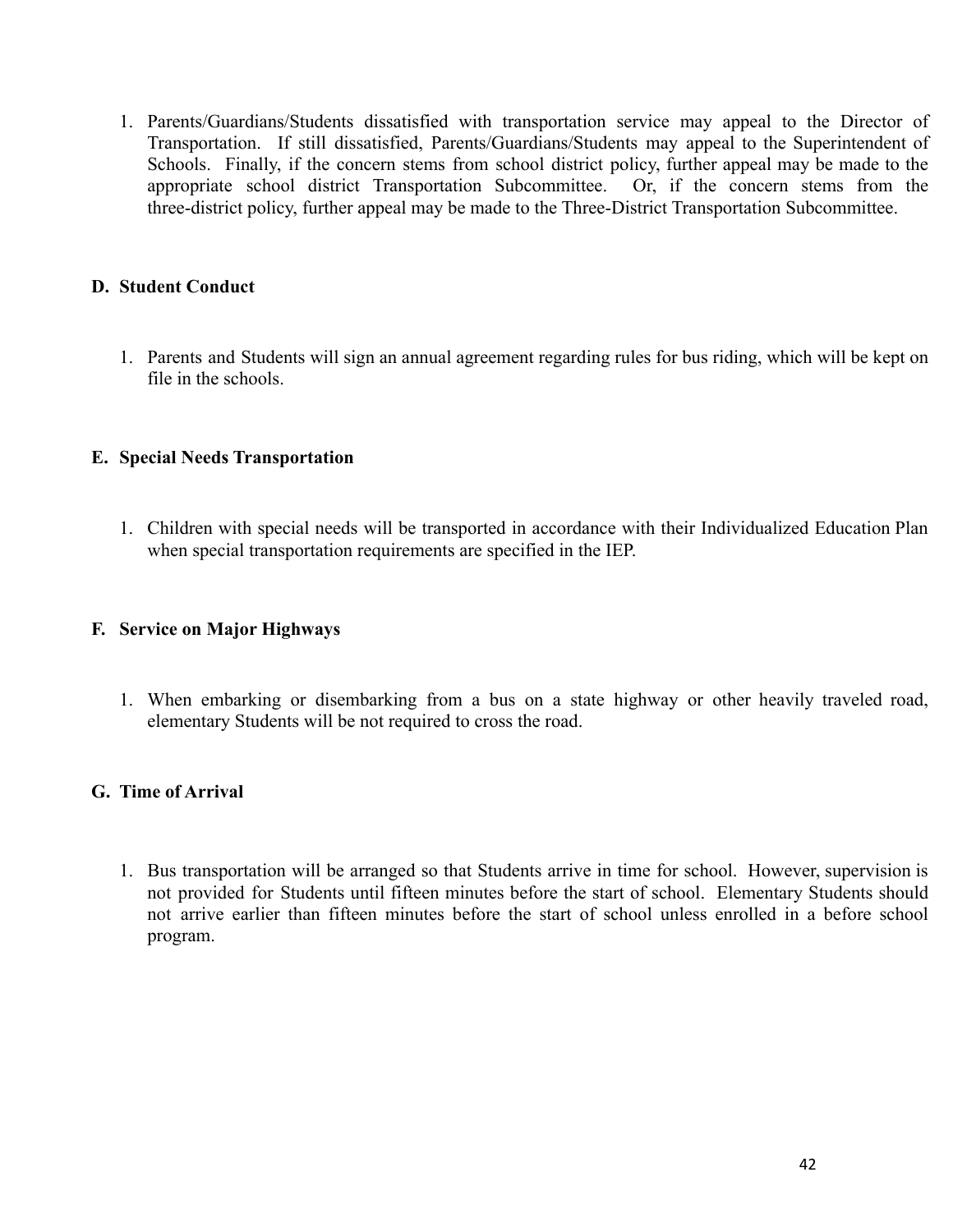1. Parents/Guardians/Students dissatisfied with transportation service may appeal to the Director of Transportation. If still dissatisfied, Parents/Guardians/Students may appeal to the Superintendent of Schools. Finally, if the concern stems from school district policy, further appeal may be made to the appropriate school district Transportation Subcommittee. Or, if the concern stems from the three-district policy, further appeal may be made to the Three-District Transportation Subcommittee.

### D. Student Conduct

1. Parents and Students will sign an annual agreement regarding rules for bus riding, which will be kept on file in the schools.

### E. Special Needs Transportation

1. Children with special needs will be transported in accordance with their Individualized Education Plan when special transportation requirements are specified in the IEP.

### F. Service on Major Highways

1. When embarking or disembarking from a bus on a state highway or other heavily traveled road, elementary Students will be not required to cross the road.

### G. Time of Arrival

1. Bus transportation will be arranged so that Students arrive in time for school. However, supervision is not provided for Students until fifteen minutes before the start of school. Elementary Students should not arrive earlier than fifteen minutes before the start of school unless enrolled in a before school program.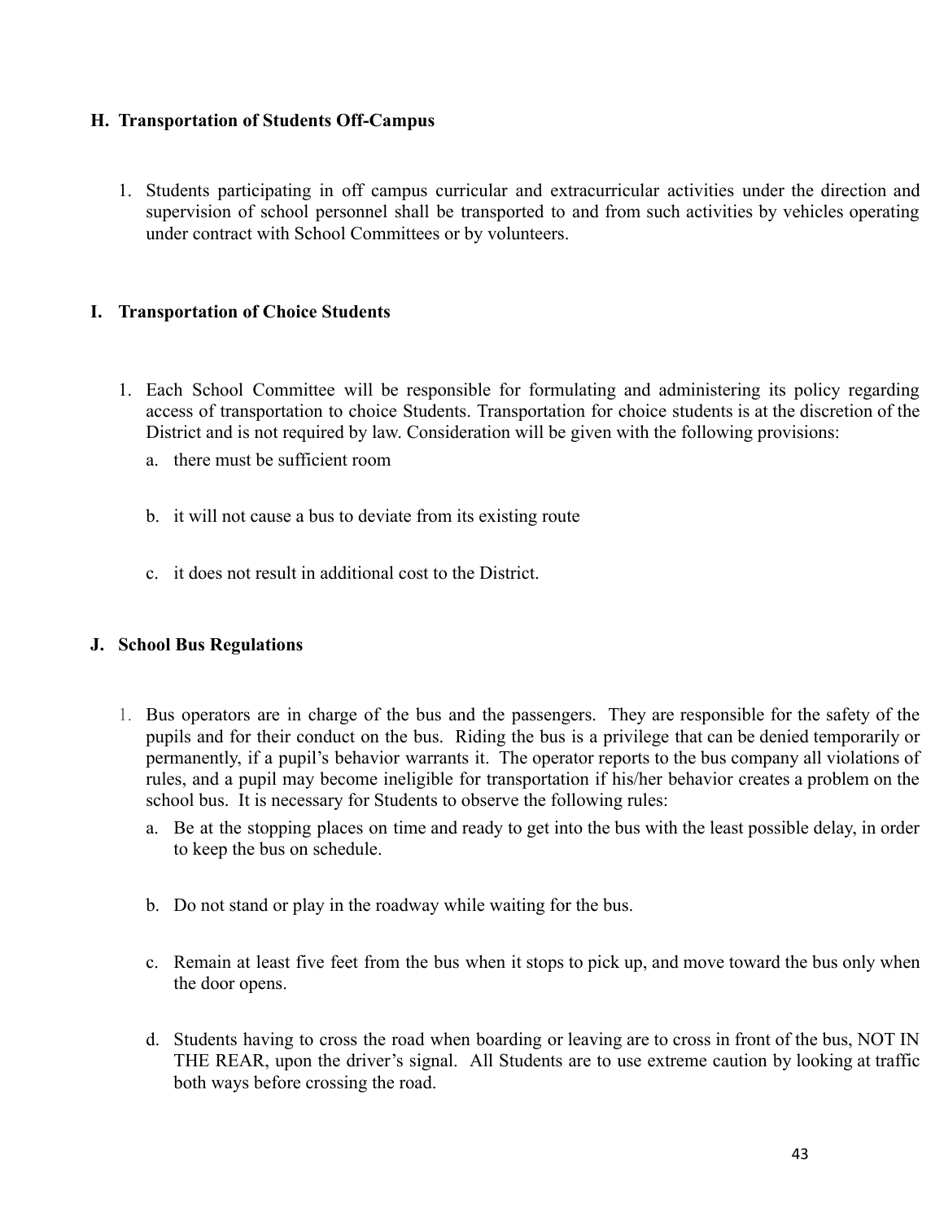### H. Transportation of Students Off-Campus

1. Students participating in off campus curricular and extracurricular activities under the direction and supervision of school personnel shall be transported to and from such activities by vehicles operating under contract with School Committees or by volunteers.

### I. Transportation of Choice Students

1. Each School Committee will be responsible for formulating and administering its policy regarding access of transportation to choice Students. Transportation for choice students is at the discretion of the District and is not required by law. Consideration will be given with the following provisions:
   a. there must be sufficient room

   b. it will not cause a bus to deviate from its existing route

   c. it does not result in additional cost to the District.

### J. School Bus Regulations

1. Bus operators are in charge of the bus and the passengers. They are responsible for the safety of the pupils and for their conduct on the bus. Riding the bus is a privilege that can be denied temporarily or permanently, if a pupil's behavior warrants it. The operator reports to the bus company all violations of rules, and a pupil may become ineligible for transportation if his/her behavior creates a problem on the school bus. It is necessary for Students to observe the following rules:
   a. Be at the stopping places on time and ready to get into the bus with the least possible delay, in order to keep the bus on schedule.

   b. Do not stand or play in the roadway while waiting for the bus.

   c. Remain at least five feet from the bus when it stops to pick up, and move toward the bus only when the door opens.

   d. Students having to cross the road when boarding or leaving are to cross in front of the bus, NOT IN THE REAR, upon the driver's signal. All Students are to use extreme caution by looking at traffic both ways before crossing the road.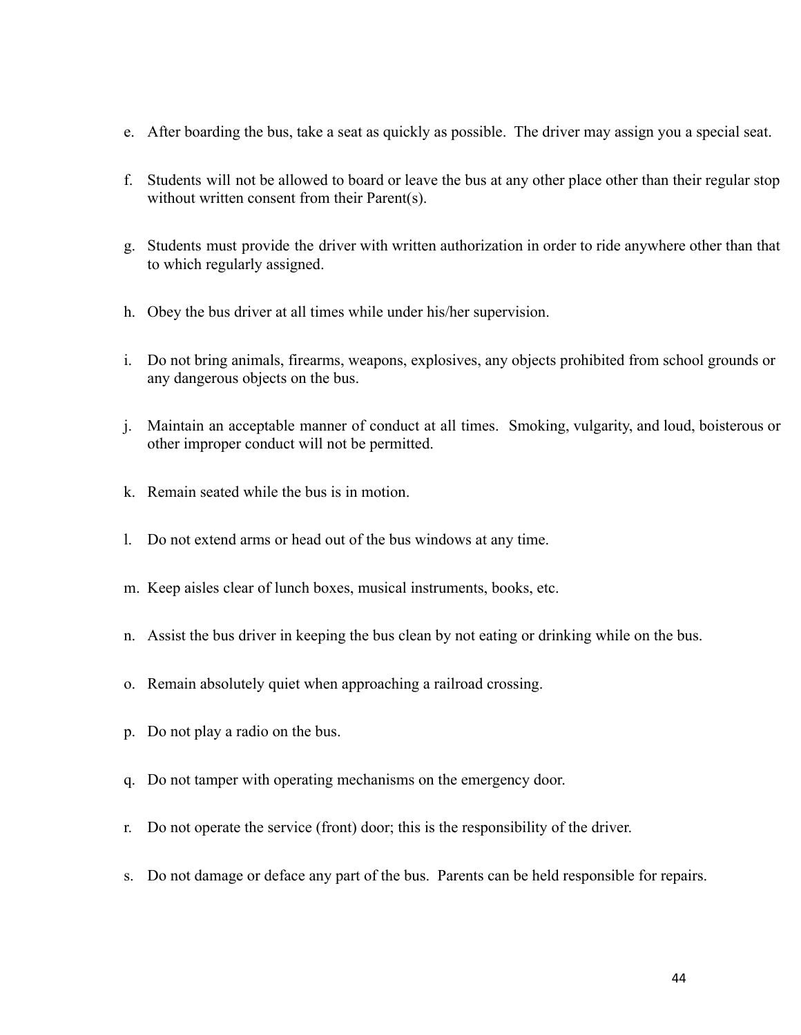e. After boarding the bus, take a seat as quickly as possible. The driver may assign you a special seat.

f. Students will not be allowed to board or leave the bus at any other place other than their regular stop without written consent from their Parent(s).

g. Students must provide the driver with written authorization in order to ride anywhere other than that to which regularly assigned.

h. Obey the bus driver at all times while under his/her supervision.

i. Do not bring animals, firearms, weapons, explosives, any objects prohibited from school grounds or any dangerous objects on the bus.

j. Maintain an acceptable manner of conduct at all times. Smoking, vulgarity, and loud, boisterous or other improper conduct will not be permitted.

k. Remain seated while the bus is in motion.

l. Do not extend arms or head out of the bus windows at any time.

m. Keep aisles clear of lunch boxes, musical instruments, books, etc.

n. Assist the bus driver in keeping the bus clean by not eating or drinking while on the bus.

o. Remain absolutely quiet when approaching a railroad crossing.

p. Do not play a radio on the bus.

q. Do not tamper with operating mechanisms on the emergency door.

r. Do not operate the service (front) door; this is the responsibility of the driver.

s. Do not damage or deface any part of the bus. Parents can be held responsible for repairs.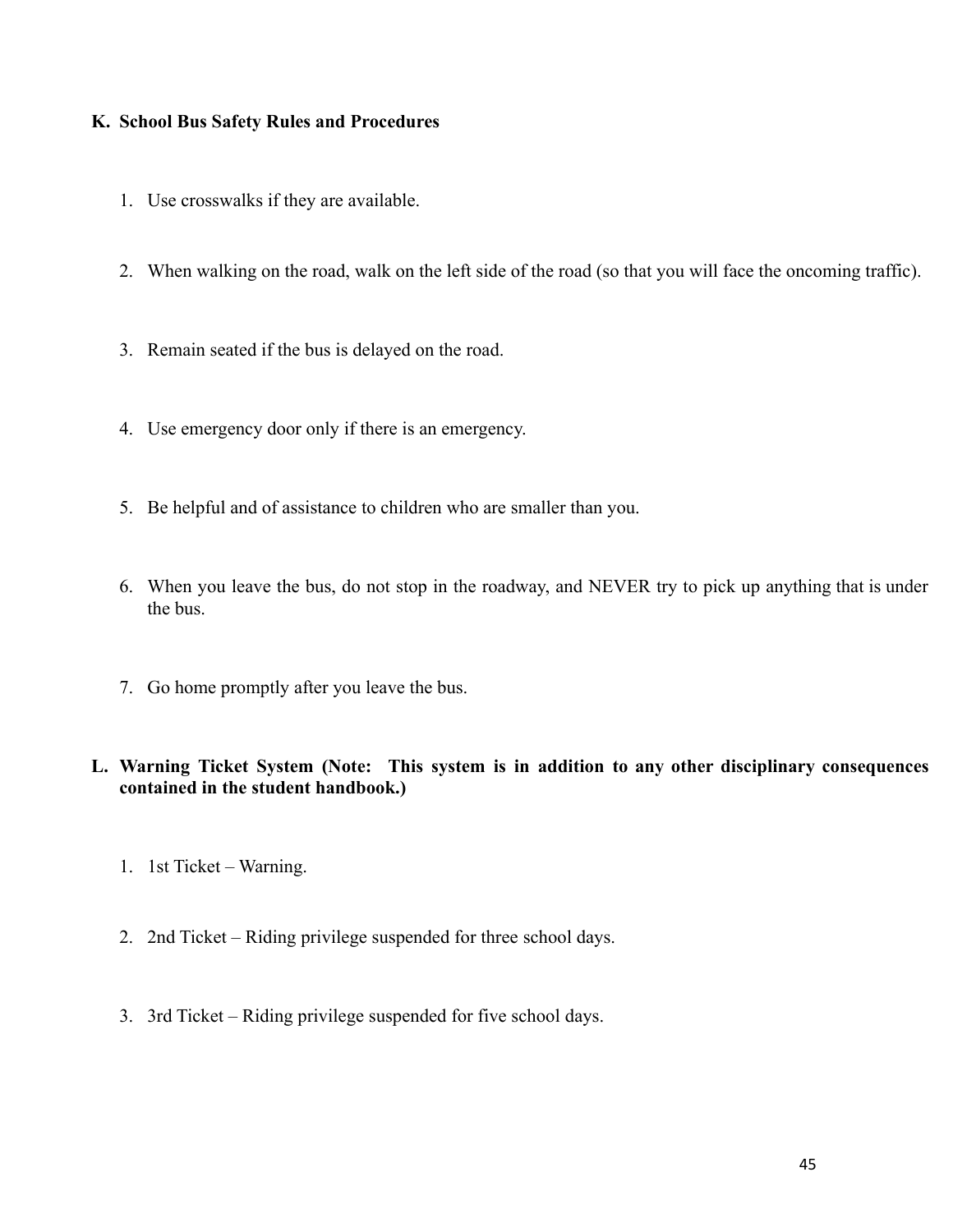**K. School Bus Safety Rules and Procedures**

1. Use crosswalks if they are available.

2. When walking on the road, walk on the left side of the road (so that you will face the oncoming traffic).

3. Remain seated if the bus is delayed on the road.

4. Use emergency door only if there is an emergency.

5. Be helpful and of assistance to children who are smaller than you.

6. When you leave the bus, do not stop in the roadway, and NEVER try to pick up anything that is under the bus.

7. Go home promptly after you leave the bus.

**L. Warning Ticket System (Note: This system is in addition to any other disciplinary consequences contained in the student handbook.)**

1. 1st Ticket – Warning.

2. 2nd Ticket – Riding privilege suspended for three school days.

3. 3rd Ticket – Riding privilege suspended for five school days.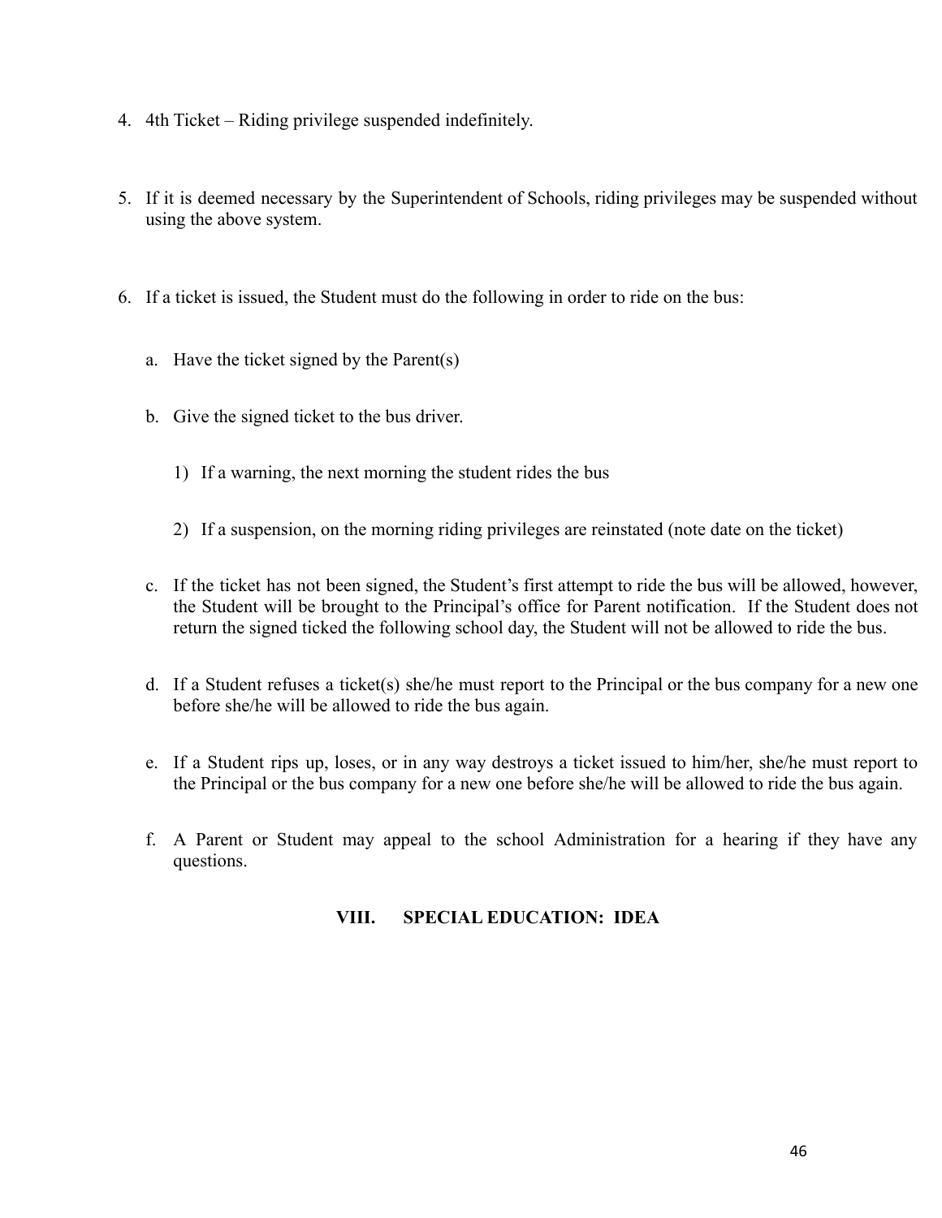4. 4th Ticket – Riding privilege suspended indefinitely.

5. If it is deemed necessary by the Superintendent of Schools, riding privileges may be suspended without using the above system.

6. If a ticket is issued, the Student must do the following in order to ride on the bus:

   a. Have the ticket signed by the Parent(s)

   b. Give the signed ticket to the bus driver.

      1) If a warning, the next morning the student rides the bus

      2) If a suspension, on the morning riding privileges are reinstated (note date on the ticket)

   c. If the ticket has not been signed, the Student's first attempt to ride the bus will be allowed, however, the Student will be brought to the Principal's office for Parent notification. If the Student does not return the signed ticked the following school day, the Student will not be allowed to ride the bus.

   d. If a Student refuses a ticket(s) she/he must report to the Principal or the bus company for a new one before she/he will be allowed to ride the bus again.

   e. If a Student rips up, loses, or in any way destroys a ticket issued to him/her, she/he must report to the Principal or the bus company for a new one before she/he will be allowed to ride the bus again.

   f. A Parent or Student may appeal to the school Administration for a hearing if they have any questions.

## VIII. SPECIAL EDUCATION: IDEA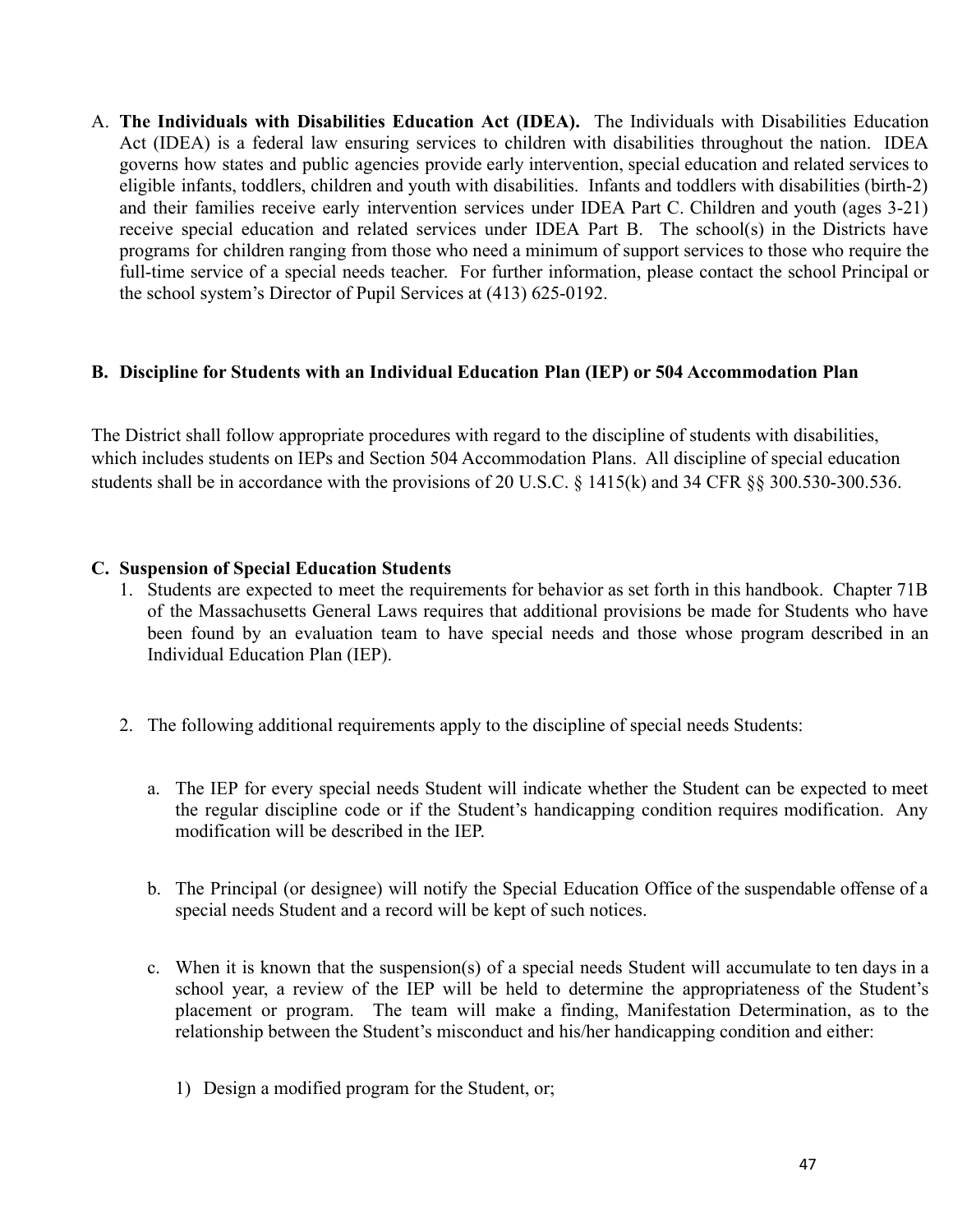A. **The Individuals with Disabilities Education Act (IDEA).** The Individuals with Disabilities Education Act (IDEA) is a federal law ensuring services to children with disabilities throughout the nation. IDEA governs how states and public agencies provide early intervention, special education and related services to eligible infants, toddlers, children and youth with disabilities. Infants and toddlers with disabilities (birth-2) and their families receive early intervention services under IDEA Part C. Children and youth (ages 3-21) receive special education and related services under IDEA Part B. The school(s) in the Districts have programs for children ranging from those who need a minimum of support services to those who require the full-time service of a special needs teacher. For further information, please contact the school Principal or the school system's Director of Pupil Services at (413) 625-0192.

**B. Discipline for Students with an Individual Education Plan (IEP) or 504 Accommodation Plan**

The District shall follow appropriate procedures with regard to the discipline of students with disabilities, which includes students on IEPs and Section 504 Accommodation Plans. All discipline of special education students shall be in accordance with the provisions of 20 U.S.C. § 1415(k) and 34 CFR §§ 300.530-300.536.

**C. Suspension of Special Education Students**

1. Students are expected to meet the requirements for behavior as set forth in this handbook. Chapter 71B of the Massachusetts General Laws requires that additional provisions be made for Students who have been found by an evaluation team to have special needs and those whose program described in an Individual Education Plan (IEP).

2. The following additional requirements apply to the discipline of special needs Students:

   a. The IEP for every special needs Student will indicate whether the Student can be expected to meet the regular discipline code or if the Student's handicapping condition requires modification. Any modification will be described in the IEP.

   b. The Principal (or designee) will notify the Special Education Office of the suspendable offense of a special needs Student and a record will be kept of such notices.

   c. When it is known that the suspension(s) of a special needs Student will accumulate to ten days in a school year, a review of the IEP will be held to determine the appropriateness of the Student's placement or program. The team will make a finding, Manifestation Determination, as to the relationship between the Student's misconduct and his/her handicapping condition and either:

      1) Design a modified program for the Student, or;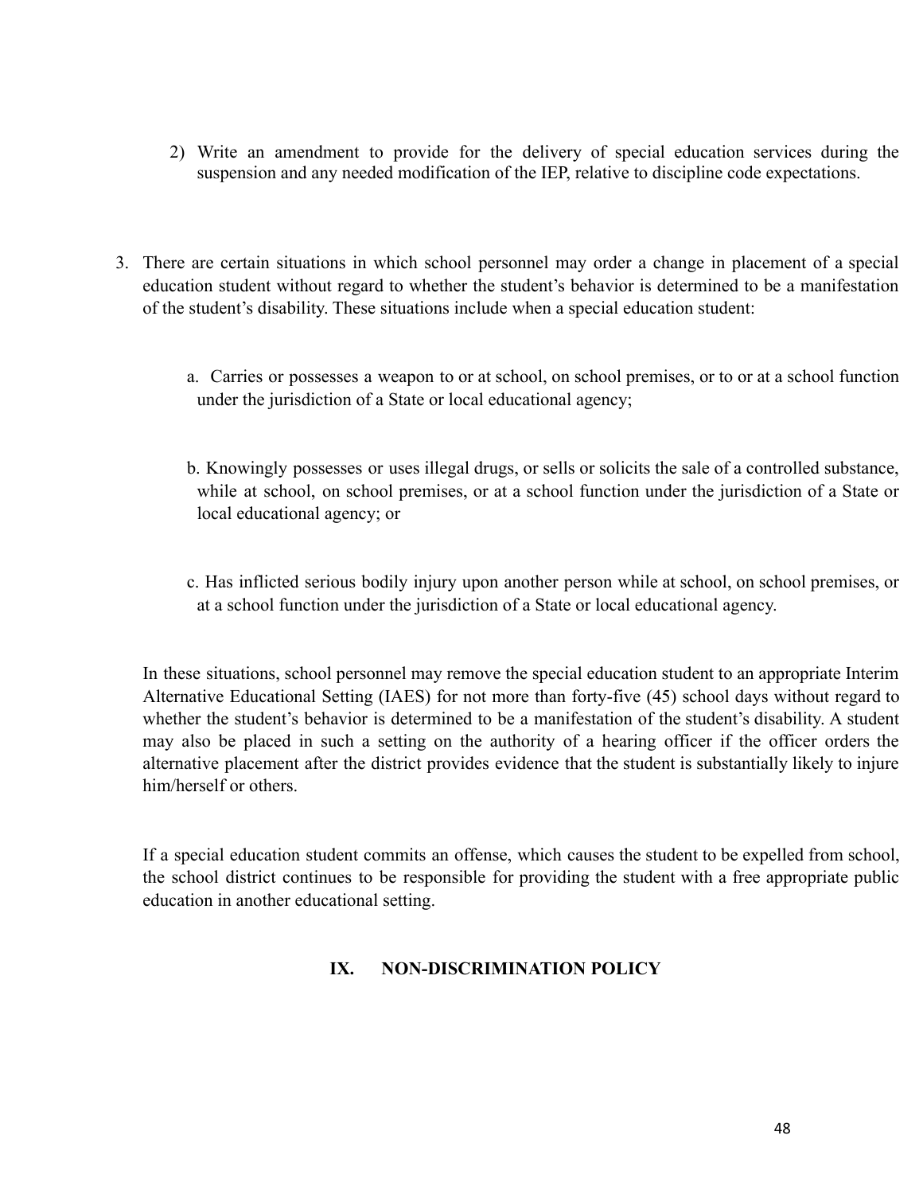2) Write an amendment to provide for the delivery of special education services during the suspension and any needed modification of the IEP, relative to discipline code expectations.

3. There are certain situations in which school personnel may order a change in placement of a special education student without regard to whether the student's behavior is determined to be a manifestation of the student's disability. These situations include when a special education student:

   a. Carries or possesses a weapon to or at school, on school premises, or to or at a school function under the jurisdiction of a State or local educational agency;

   b. Knowingly possesses or uses illegal drugs, or sells or solicits the sale of a controlled substance, while at school, on school premises, or at a school function under the jurisdiction of a State or local educational agency; or

   c. Has inflicted serious bodily injury upon another person while at school, on school premises, or at a school function under the jurisdiction of a State or local educational agency.

   In these situations, school personnel may remove the special education student to an appropriate Interim Alternative Educational Setting (IAES) for not more than forty-five (45) school days without regard to whether the student's behavior is determined to be a manifestation of the student's disability. A student may also be placed in such a setting on the authority of a hearing officer if the officer orders the alternative placement after the district provides evidence that the student is substantially likely to injure him/herself or others.

   If a special education student commits an offense, which causes the student to be expelled from school, the school district continues to be responsible for providing the student with a free appropriate public education in another educational setting.

## IX. NON-DISCRIMINATION POLICY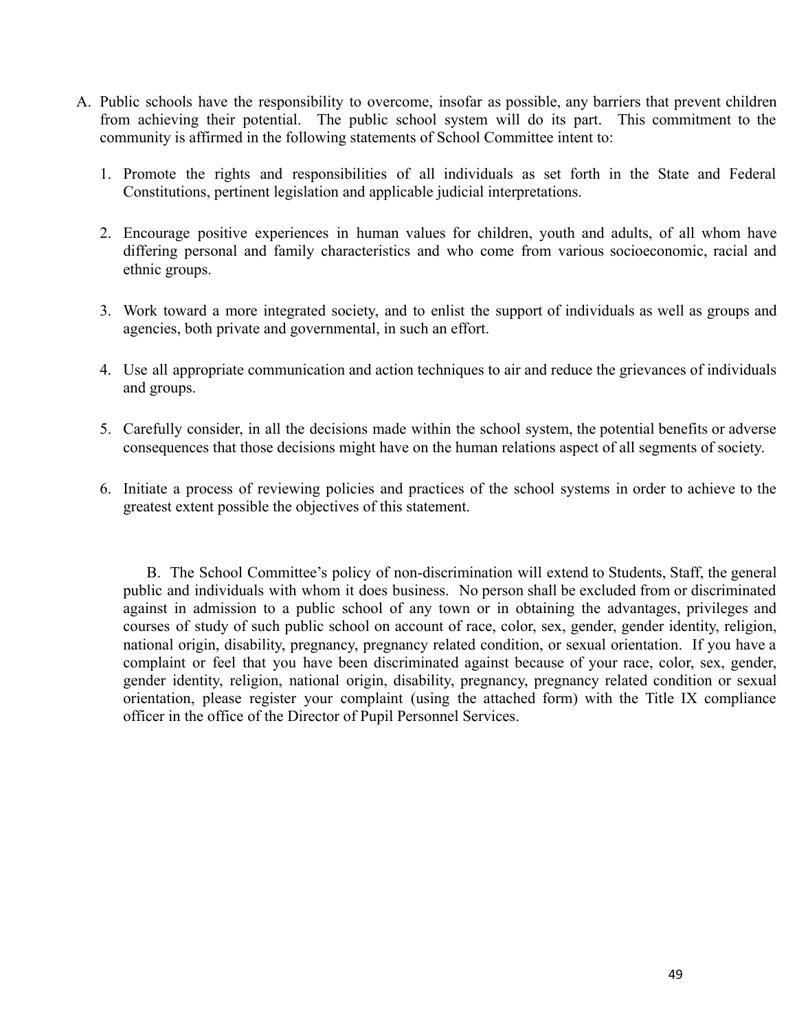A. Public schools have the responsibility to overcome, insofar as possible, any barriers that prevent children from achieving their potential. The public school system will do its part. This commitment to the community is affirmed in the following statements of School Committee intent to:

   1. Promote the rights and responsibilities of all individuals as set forth in the State and Federal Constitutions, pertinent legislation and applicable judicial interpretations.

   2. Encourage positive experiences in human values for children, youth and adults, of all whom have differing personal and family characteristics and who come from various socioeconomic, racial and ethnic groups.

   3. Work toward a more integrated society, and to enlist the support of individuals as well as groups and agencies, both private and governmental, in such an effort.

   4. Use all appropriate communication and action techniques to air and reduce the grievances of individuals and groups.

   5. Carefully consider, in all the decisions made within the school system, the potential benefits or adverse consequences that those decisions might have on the human relations aspect of all segments of society.

   6. Initiate a process of reviewing policies and practices of the school systems in order to achieve to the greatest extent possible the objectives of this statement.

B. The School Committee's policy of non-discrimination will extend to Students, Staff, the general public and individuals with whom it does business. No person shall be excluded from or discriminated against in admission to a public school of any town or in obtaining the advantages, privileges and courses of study of such public school on account of race, color, sex, gender, gender identity, religion, national origin, disability, pregnancy, pregnancy related condition, or sexual orientation. If you have a complaint or feel that you have been discriminated against because of your race, color, sex, gender, gender identity, religion, national origin, disability, pregnancy, pregnancy related condition or sexual orientation, please register your complaint (using the attached form) with the Title IX compliance officer in the office of the Director of Pupil Personnel Services.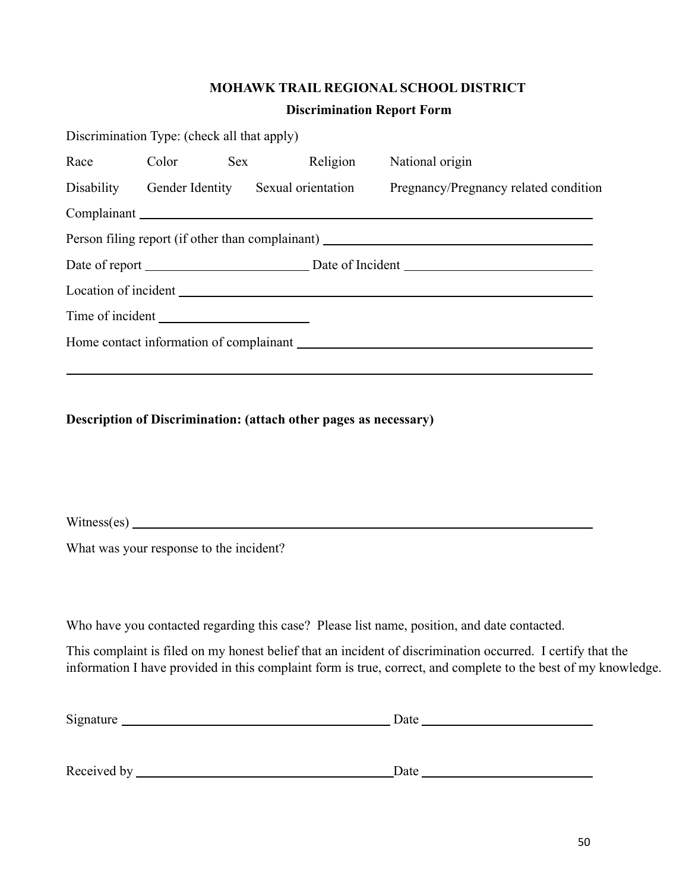**MOHAWK TRAIL REGIONAL SCHOOL DISTRICT**

**Discrimination Report Form**

Discrimination Type: (check all that apply)

Race Color Sex Religion National origin

Disability Gender Identity Sexual orientation Pregnancy/Pregnancy related condition

Complainant ______________________________________________

Person filing report (if other than complainant) ______________________________

Date of report ____________________ Date of Incident ______________________

Location of incident ______________________________________________

Time of incident ____________________

Home contact information of complainant ______________________________

______________________________________________________________

**Description of Discrimination: (attach other pages as necessary)**

Witness(es) ______________________________________________

What was your response to the incident?

Who have you contacted regarding this case? Please list name, position, and date contacted.

This complaint is filed on my honest belief that an incident of discrimination occurred. I certify that the information I have provided in this complaint form is true, correct, and complete to the best of my knowledge.

Signature ________________________________ Date ____________________

Received by ________________________________ Date ____________________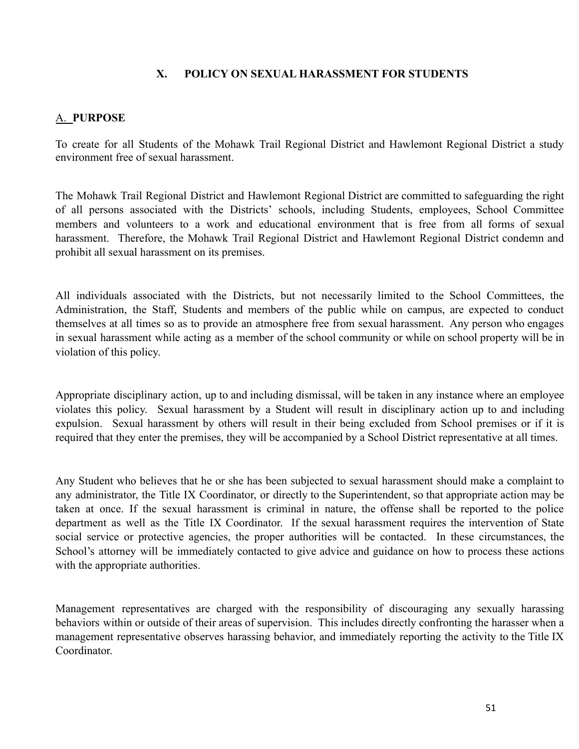## X. POLICY ON SEXUAL HARASSMENT FOR STUDENTS

### A. PURPOSE

To create for all Students of the Mohawk Trail Regional District and Hawlemont Regional District a study environment free of sexual harassment.

The Mohawk Trail Regional District and Hawlemont Regional District are committed to safeguarding the right of all persons associated with the Districts' schools, including Students, employees, School Committee members and volunteers to a work and educational environment that is free from all forms of sexual harassment. Therefore, the Mohawk Trail Regional District and Hawlemont Regional District condemn and prohibit all sexual harassment on its premises.

All individuals associated with the Districts, but not necessarily limited to the School Committees, the Administration, the Staff, Students and members of the public while on campus, are expected to conduct themselves at all times so as to provide an atmosphere free from sexual harassment. Any person who engages in sexual harassment while acting as a member of the school community or while on school property will be in violation of this policy.

Appropriate disciplinary action, up to and including dismissal, will be taken in any instance where an employee violates this policy. Sexual harassment by a Student will result in disciplinary action up to and including expulsion. Sexual harassment by others will result in their being excluded from School premises or if it is required that they enter the premises, they will be accompanied by a School District representative at all times.

Any Student who believes that he or she has been subjected to sexual harassment should make a complaint to any administrator, the Title IX Coordinator, or directly to the Superintendent, so that appropriate action may be taken at once. If the sexual harassment is criminal in nature, the offense shall be reported to the police department as well as the Title IX Coordinator. If the sexual harassment requires the intervention of State social service or protective agencies, the proper authorities will be contacted. In these circumstances, the School's attorney will be immediately contacted to give advice and guidance on how to process these actions with the appropriate authorities.

Management representatives are charged with the responsibility of discouraging any sexually harassing behaviors within or outside of their areas of supervision. This includes directly confronting the harasser when a management representative observes harassing behavior, and immediately reporting the activity to the Title IX Coordinator.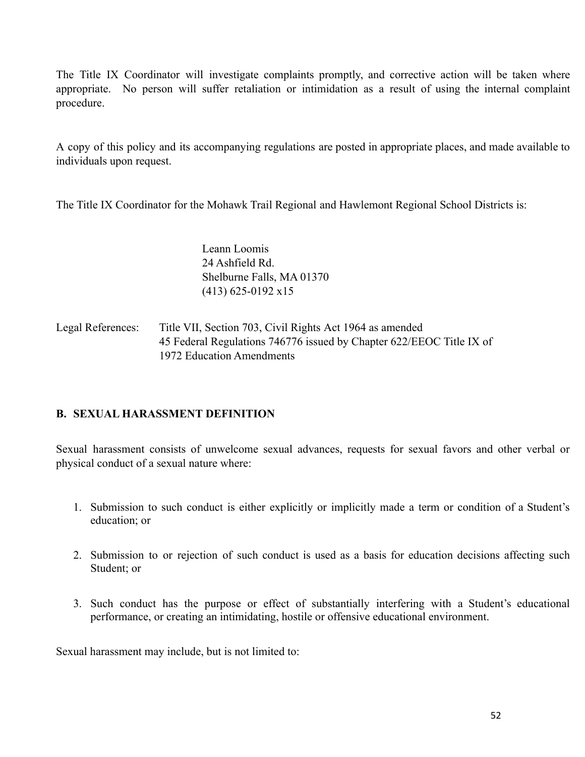The Title IX Coordinator will investigate complaints promptly, and corrective action will be taken where appropriate. No person will suffer retaliation or intimidation as a result of using the internal complaint procedure.

A copy of this policy and its accompanying regulations are posted in appropriate places, and made available to individuals upon request.

The Title IX Coordinator for the Mohawk Trail Regional and Hawlemont Regional School Districts is:

> Leann Loomis
> 24 Ashfield Rd.
> Shelburne Falls, MA 01370
> (413) 625-0192 x15

Legal References: Title VII, Section 703, Civil Rights Act 1964 as amended
45 Federal Regulations 746776 issued by Chapter 622/EEOC Title IX of 1972 Education Amendments

## B. SEXUAL HARASSMENT DEFINITION

Sexual harassment consists of unwelcome sexual advances, requests for sexual favors and other verbal or physical conduct of a sexual nature where:

1. Submission to such conduct is either explicitly or implicitly made a term or condition of a Student's education; or
2. Submission to or rejection of such conduct is used as a basis for education decisions affecting such Student; or
3. Such conduct has the purpose or effect of substantially interfering with a Student's educational performance, or creating an intimidating, hostile or offensive educational environment.

Sexual harassment may include, but is not limited to: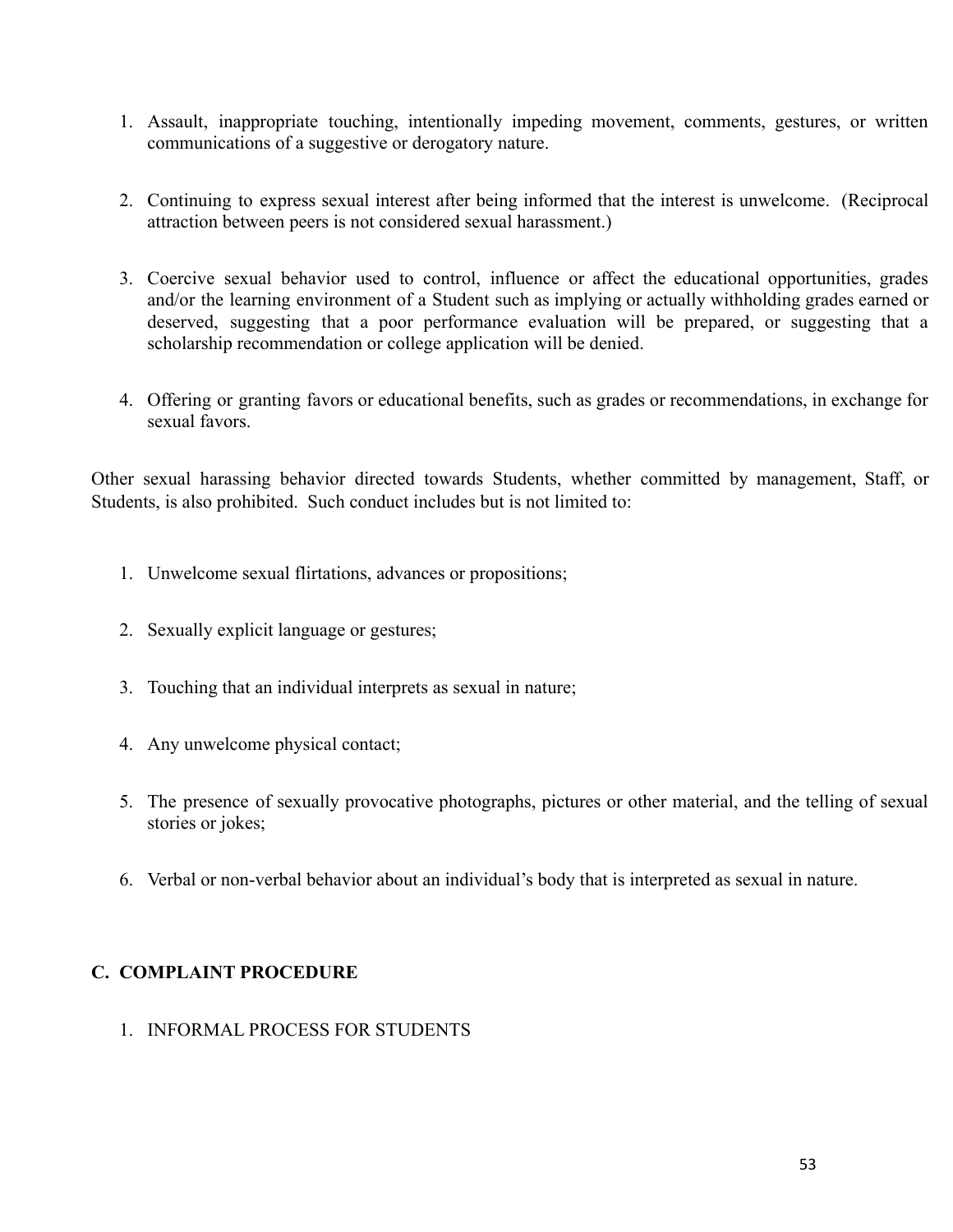1. Assault, inappropriate touching, intentionally impeding movement, comments, gestures, or written communications of a suggestive or derogatory nature.

2. Continuing to express sexual interest after being informed that the interest is unwelcome. (Reciprocal attraction between peers is not considered sexual harassment.)

3. Coercive sexual behavior used to control, influence or affect the educational opportunities, grades and/or the learning environment of a Student such as implying or actually withholding grades earned or deserved, suggesting that a poor performance evaluation will be prepared, or suggesting that a scholarship recommendation or college application will be denied.

4. Offering or granting favors or educational benefits, such as grades or recommendations, in exchange for sexual favors.

Other sexual harassing behavior directed towards Students, whether committed by management, Staff, or Students, is also prohibited. Such conduct includes but is not limited to:

1. Unwelcome sexual flirtations, advances or propositions;

2. Sexually explicit language or gestures;

3. Touching that an individual interprets as sexual in nature;

4. Any unwelcome physical contact;

5. The presence of sexually provocative photographs, pictures or other material, and the telling of sexual stories or jokes;

6. Verbal or non-verbal behavior about an individual's body that is interpreted as sexual in nature.

## C. COMPLAINT PROCEDURE

1. INFORMAL PROCESS FOR STUDENTS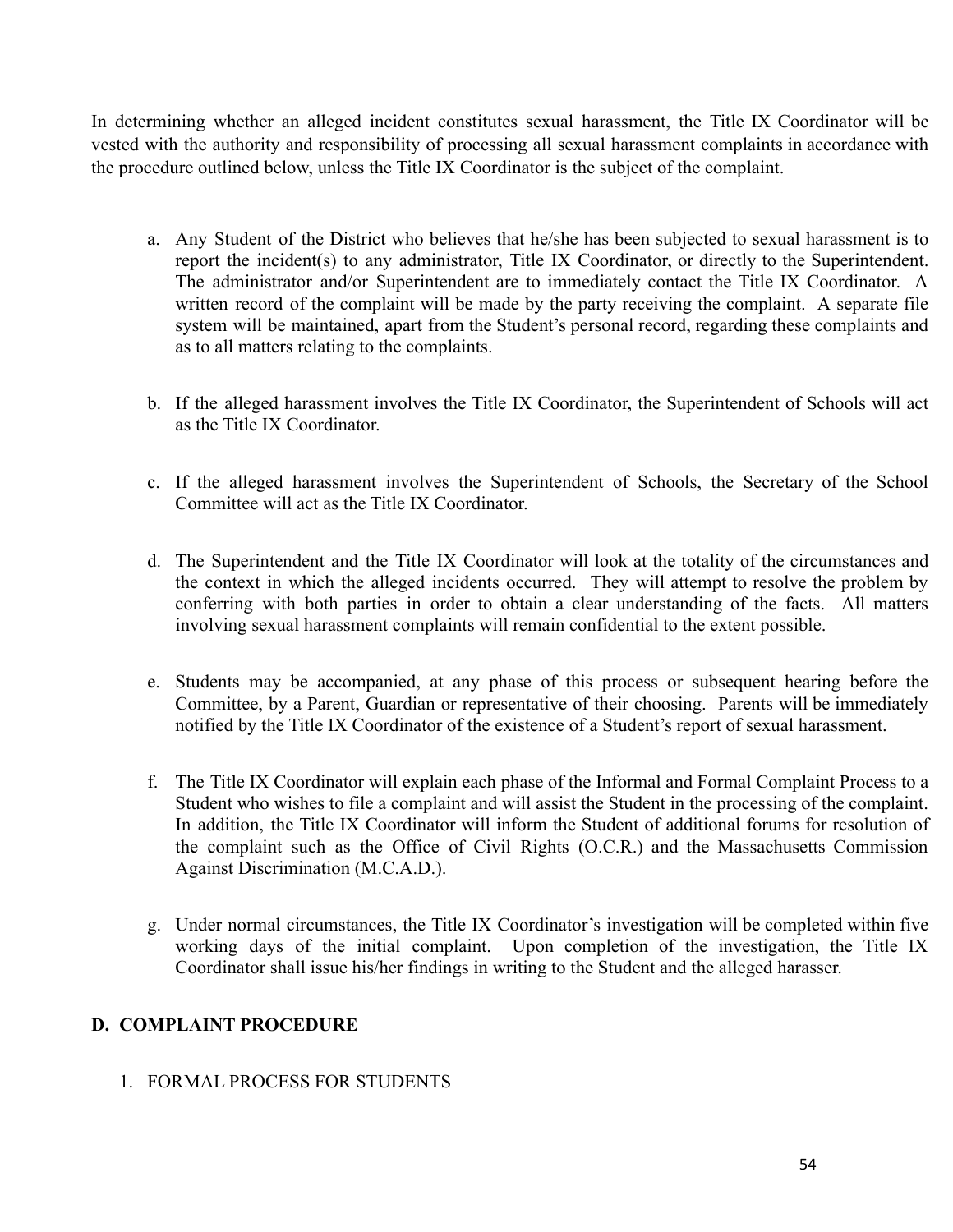In determining whether an alleged incident constitutes sexual harassment, the Title IX Coordinator will be vested with the authority and responsibility of processing all sexual harassment complaints in accordance with the procedure outlined below, unless the Title IX Coordinator is the subject of the complaint.

a. Any Student of the District who believes that he/she has been subjected to sexual harassment is to report the incident(s) to any administrator, Title IX Coordinator, or directly to the Superintendent. The administrator and/or Superintendent are to immediately contact the Title IX Coordinator. A written record of the complaint will be made by the party receiving the complaint. A separate file system will be maintained, apart from the Student's personal record, regarding these complaints and as to all matters relating to the complaints.

b. If the alleged harassment involves the Title IX Coordinator, the Superintendent of Schools will act as the Title IX Coordinator.

c. If the alleged harassment involves the Superintendent of Schools, the Secretary of the School Committee will act as the Title IX Coordinator.

d. The Superintendent and the Title IX Coordinator will look at the totality of the circumstances and the context in which the alleged incidents occurred. They will attempt to resolve the problem by conferring with both parties in order to obtain a clear understanding of the facts. All matters involving sexual harassment complaints will remain confidential to the extent possible.

e. Students may be accompanied, at any phase of this process or subsequent hearing before the Committee, by a Parent, Guardian or representative of their choosing. Parents will be immediately notified by the Title IX Coordinator of the existence of a Student's report of sexual harassment.

f. The Title IX Coordinator will explain each phase of the Informal and Formal Complaint Process to a Student who wishes to file a complaint and will assist the Student in the processing of the complaint. In addition, the Title IX Coordinator will inform the Student of additional forums for resolution of the complaint such as the Office of Civil Rights (O.C.R.) and the Massachusetts Commission Against Discrimination (M.C.A.D.).

g. Under normal circumstances, the Title IX Coordinator's investigation will be completed within five working days of the initial complaint. Upon completion of the investigation, the Title IX Coordinator shall issue his/her findings in writing to the Student and the alleged harasser.

## D. COMPLAINT PROCEDURE

1. FORMAL PROCESS FOR STUDENTS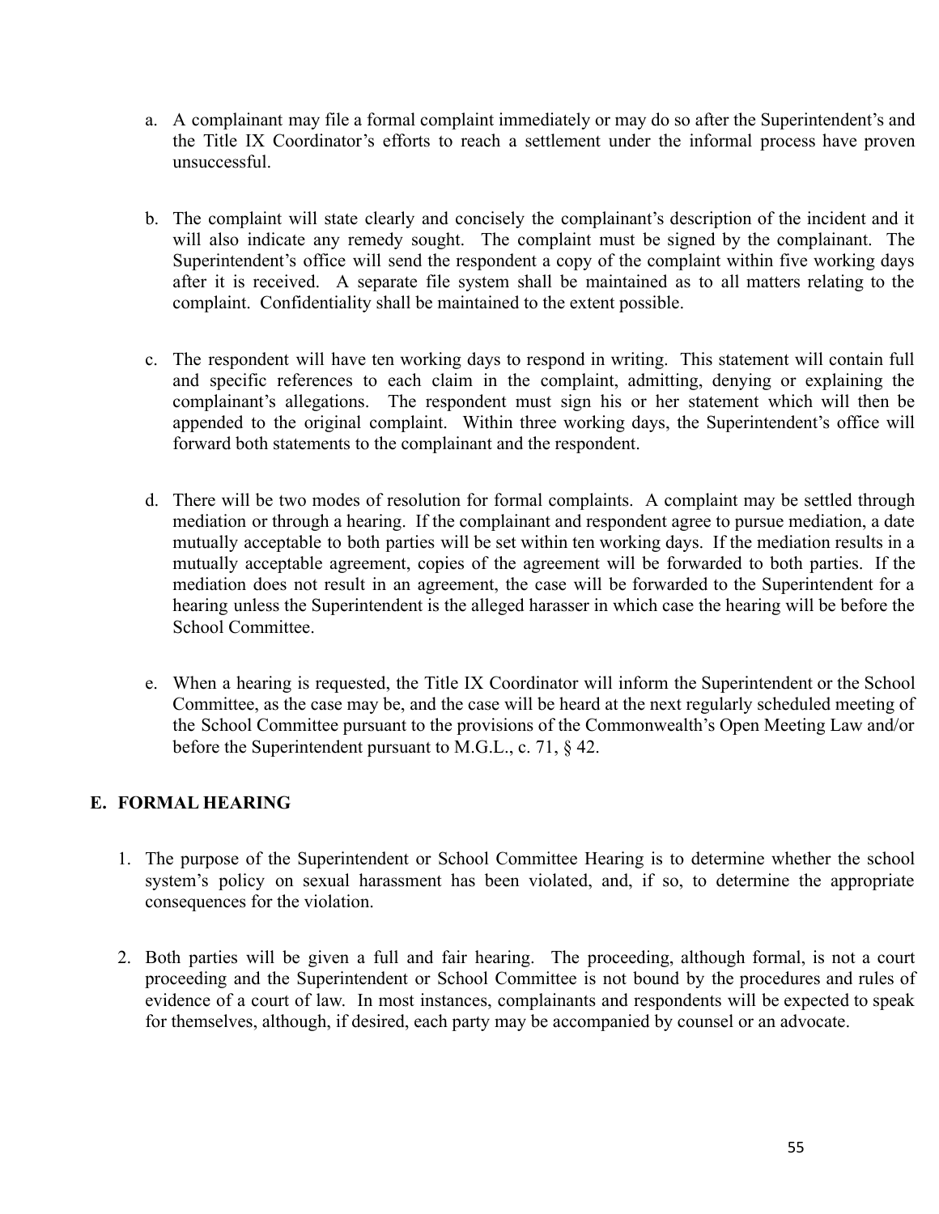a. A complainant may file a formal complaint immediately or may do so after the Superintendent's and the Title IX Coordinator's efforts to reach a settlement under the informal process have proven unsuccessful.

b. The complaint will state clearly and concisely the complainant's description of the incident and it will also indicate any remedy sought. The complaint must be signed by the complainant. The Superintendent's office will send the respondent a copy of the complaint within five working days after it is received. A separate file system shall be maintained as to all matters relating to the complaint. Confidentiality shall be maintained to the extent possible.

c. The respondent will have ten working days to respond in writing. This statement will contain full and specific references to each claim in the complaint, admitting, denying or explaining the complainant's allegations. The respondent must sign his or her statement which will then be appended to the original complaint. Within three working days, the Superintendent's office will forward both statements to the complainant and the respondent.

d. There will be two modes of resolution for formal complaints. A complaint may be settled through mediation or through a hearing. If the complainant and respondent agree to pursue mediation, a date mutually acceptable to both parties will be set within ten working days. If the mediation results in a mutually acceptable agreement, copies of the agreement will be forwarded to both parties. If the mediation does not result in an agreement, the case will be forwarded to the Superintendent for a hearing unless the Superintendent is the alleged harasser in which case the hearing will be before the School Committee.

e. When a hearing is requested, the Title IX Coordinator will inform the Superintendent or the School Committee, as the case may be, and the case will be heard at the next regularly scheduled meeting of the School Committee pursuant to the provisions of the Commonwealth's Open Meeting Law and/or before the Superintendent pursuant to M.G.L., c. 71, § 42.

## E. FORMAL HEARING

1. The purpose of the Superintendent or School Committee Hearing is to determine whether the school system's policy on sexual harassment has been violated, and, if so, to determine the appropriate consequences for the violation.

2. Both parties will be given a full and fair hearing. The proceeding, although formal, is not a court proceeding and the Superintendent or School Committee is not bound by the procedures and rules of evidence of a court of law. In most instances, complainants and respondents will be expected to speak for themselves, although, if desired, each party may be accompanied by counsel or an advocate.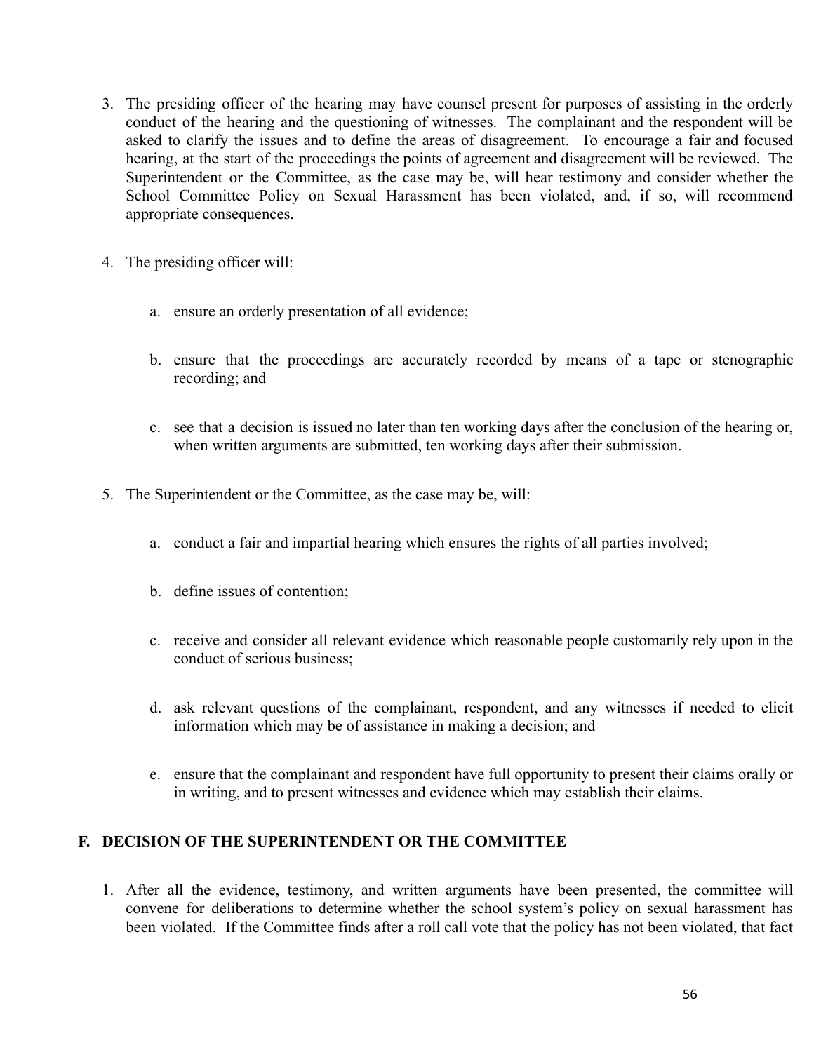3. The presiding officer of the hearing may have counsel present for purposes of assisting in the orderly conduct of the hearing and the questioning of witnesses. The complainant and the respondent will be asked to clarify the issues and to define the areas of disagreement. To encourage a fair and focused hearing, at the start of the proceedings the points of agreement and disagreement will be reviewed. The Superintendent or the Committee, as the case may be, will hear testimony and consider whether the School Committee Policy on Sexual Harassment has been violated, and, if so, will recommend appropriate consequences.

4. The presiding officer will:

   a. ensure an orderly presentation of all evidence;

   b. ensure that the proceedings are accurately recorded by means of a tape or stenographic recording; and

   c. see that a decision is issued no later than ten working days after the conclusion of the hearing or, when written arguments are submitted, ten working days after their submission.

5. The Superintendent or the Committee, as the case may be, will:

   a. conduct a fair and impartial hearing which ensures the rights of all parties involved;

   b. define issues of contention;

   c. receive and consider all relevant evidence which reasonable people customarily rely upon in the conduct of serious business;

   d. ask relevant questions of the complainant, respondent, and any witnesses if needed to elicit information which may be of assistance in making a decision; and

   e. ensure that the complainant and respondent have full opportunity to present their claims orally or in writing, and to present witnesses and evidence which may establish their claims.

## F. DECISION OF THE SUPERINTENDENT OR THE COMMITTEE

1. After all the evidence, testimony, and written arguments have been presented, the committee will convene for deliberations to determine whether the school system's policy on sexual harassment has been violated. If the Committee finds after a roll call vote that the policy has not been violated, that fact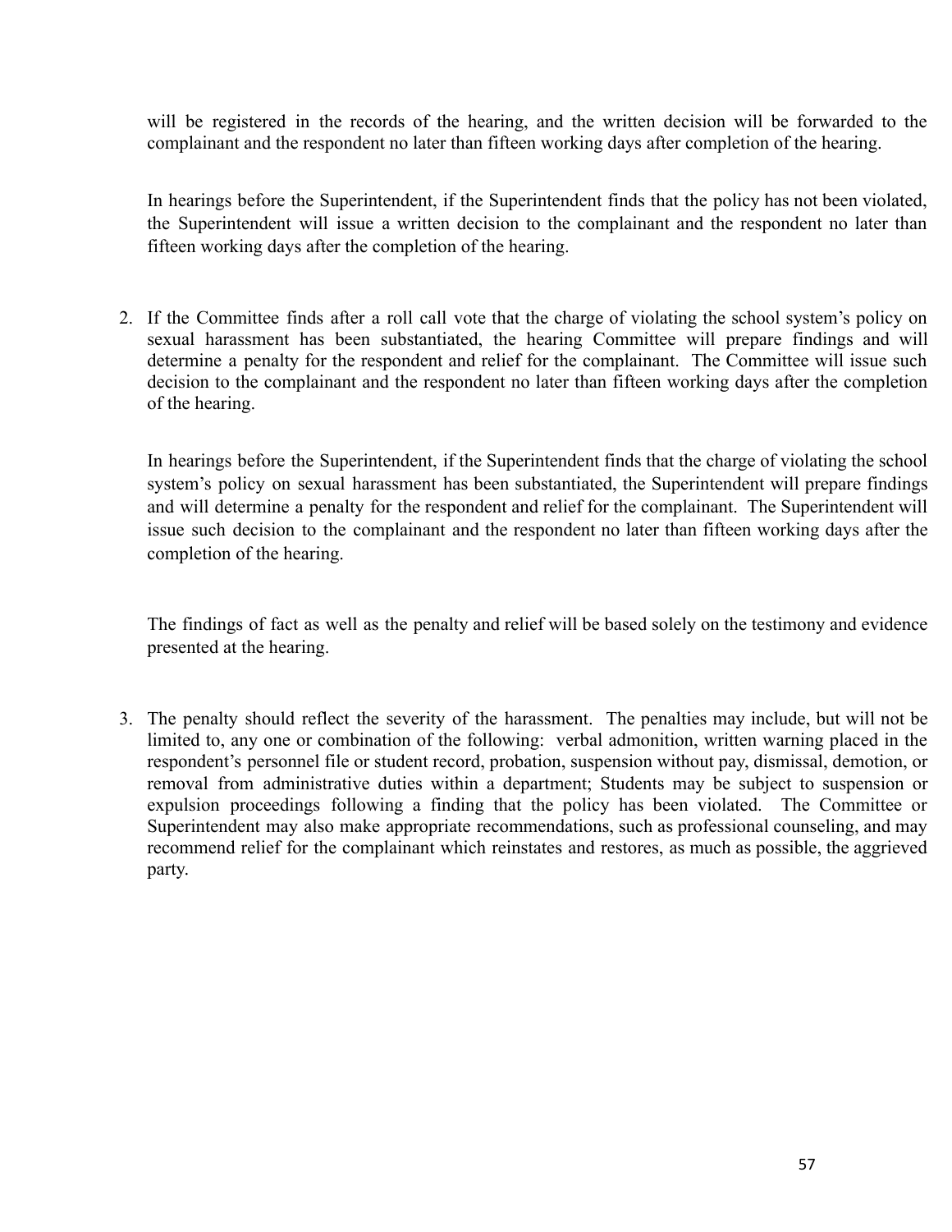will be registered in the records of the hearing, and the written decision will be forwarded to the complainant and the respondent no later than fifteen working days after completion of the hearing.

In hearings before the Superintendent, if the Superintendent finds that the policy has not been violated, the Superintendent will issue a written decision to the complainant and the respondent no later than fifteen working days after the completion of the hearing.

2. If the Committee finds after a roll call vote that the charge of violating the school system's policy on sexual harassment has been substantiated, the hearing Committee will prepare findings and will determine a penalty for the respondent and relief for the complainant. The Committee will issue such decision to the complainant and the respondent no later than fifteen working days after the completion of the hearing.

   In hearings before the Superintendent, if the Superintendent finds that the charge of violating the school system's policy on sexual harassment has been substantiated, the Superintendent will prepare findings and will determine a penalty for the respondent and relief for the complainant. The Superintendent will issue such decision to the complainant and the respondent no later than fifteen working days after the completion of the hearing.

   The findings of fact as well as the penalty and relief will be based solely on the testimony and evidence presented at the hearing.

3. The penalty should reflect the severity of the harassment. The penalties may include, but will not be limited to, any one or combination of the following: verbal admonition, written warning placed in the respondent's personnel file or student record, probation, suspension without pay, dismissal, demotion, or removal from administrative duties within a department; Students may be subject to suspension or expulsion proceedings following a finding that the policy has been violated. The Committee or Superintendent may also make appropriate recommendations, such as professional counseling, and may recommend relief for the complainant which reinstates and restores, as much as possible, the aggrieved party.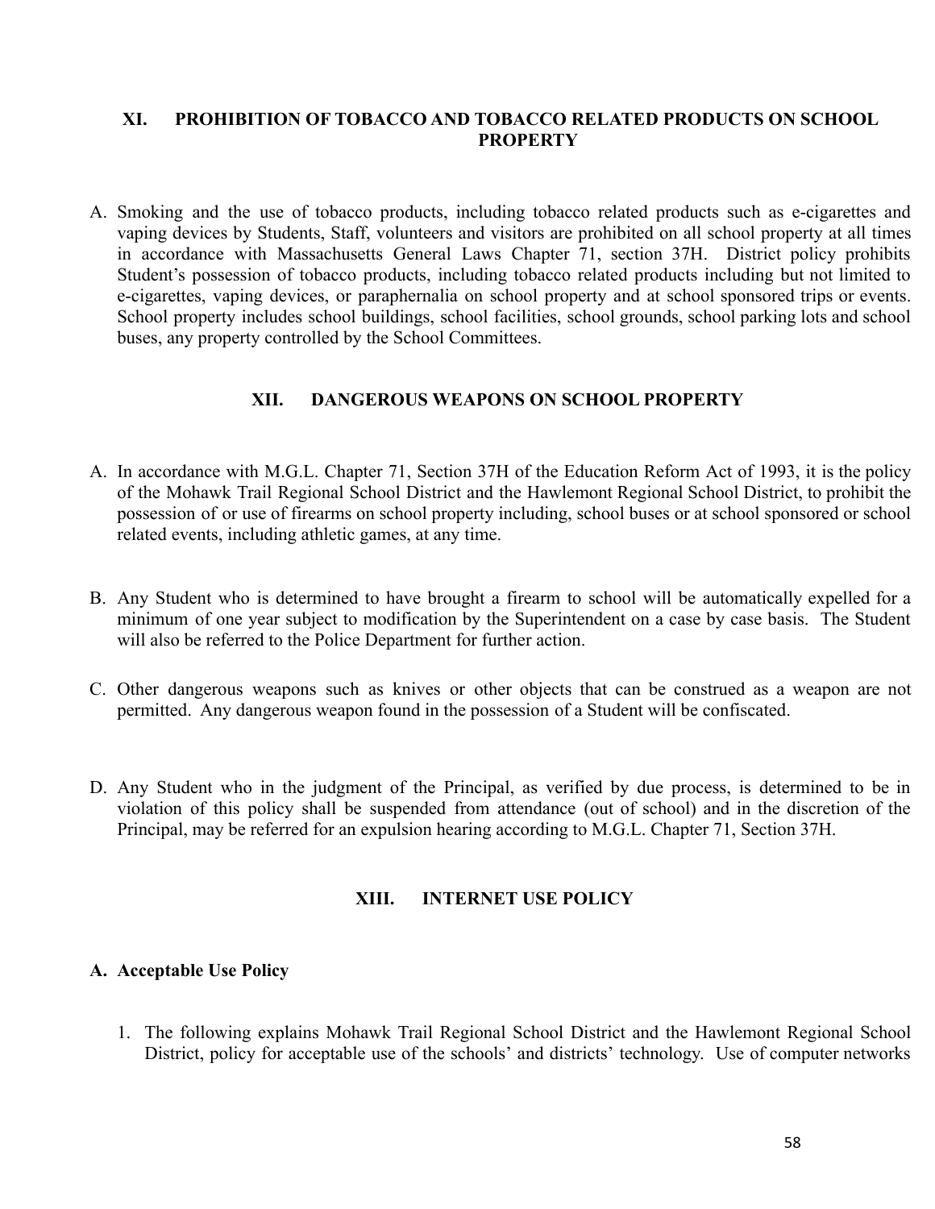## XI. PROHIBITION OF TOBACCO AND TOBACCO RELATED PRODUCTS ON SCHOOL PROPERTY

A. Smoking and the use of tobacco products, including tobacco related products such as e-cigarettes and vaping devices by Students, Staff, volunteers and visitors are prohibited on all school property at all times in accordance with Massachusetts General Laws Chapter 71, section 37H. District policy prohibits Student's possession of tobacco products, including tobacco related products including but not limited to e-cigarettes, vaping devices, or paraphernalia on school property and at school sponsored trips or events. School property includes school buildings, school facilities, school grounds, school parking lots and school buses, any property controlled by the School Committees.

## XII. DANGEROUS WEAPONS ON SCHOOL PROPERTY

A. In accordance with M.G.L. Chapter 71, Section 37H of the Education Reform Act of 1993, it is the policy of the Mohawk Trail Regional School District and the Hawlemont Regional School District, to prohibit the possession of or use of firearms on school property including, school buses or at school sponsored or school related events, including athletic games, at any time.

B. Any Student who is determined to have brought a firearm to school will be automatically expelled for a minimum of one year subject to modification by the Superintendent on a case by case basis. The Student will also be referred to the Police Department for further action.

C. Other dangerous weapons such as knives or other objects that can be construed as a weapon are not permitted. Any dangerous weapon found in the possession of a Student will be confiscated.

D. Any Student who in the judgment of the Principal, as verified by due process, is determined to be in violation of this policy shall be suspended from attendance (out of school) and in the discretion of the Principal, may be referred for an expulsion hearing according to M.G.L. Chapter 71, Section 37H.

## XIII. INTERNET USE POLICY

### A. Acceptable Use Policy

1. The following explains Mohawk Trail Regional School District and the Hawlemont Regional School District, policy for acceptable use of the schools' and districts' technology. Use of computer networks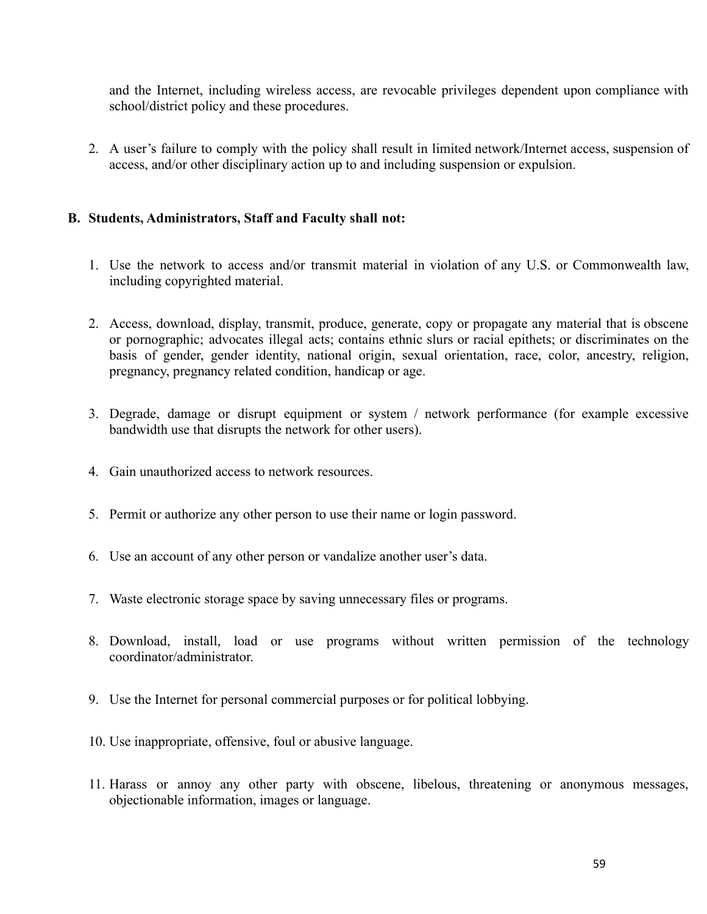and the Internet, including wireless access, are revocable privileges dependent upon compliance with school/district policy and these procedures.

2. A user's failure to comply with the policy shall result in limited network/Internet access, suspension of access, and/or other disciplinary action up to and including suspension or expulsion.

**B. Students, Administrators, Staff and Faculty shall not:**

1. Use the network to access and/or transmit material in violation of any U.S. or Commonwealth law, including copyrighted material.

2. Access, download, display, transmit, produce, generate, copy or propagate any material that is obscene or pornographic; advocates illegal acts; contains ethnic slurs or racial epithets; or discriminates on the basis of gender, gender identity, national origin, sexual orientation, race, color, ancestry, religion, pregnancy, pregnancy related condition, handicap or age.

3. Degrade, damage or disrupt equipment or system / network performance (for example excessive bandwidth use that disrupts the network for other users).

4. Gain unauthorized access to network resources.

5. Permit or authorize any other person to use their name or login password.

6. Use an account of any other person or vandalize another user's data.

7. Waste electronic storage space by saving unnecessary files or programs.

8. Download, install, load or use programs without written permission of the technology coordinator/administrator.

9. Use the Internet for personal commercial purposes or for political lobbying.

10. Use inappropriate, offensive, foul or abusive language.

11. Harass or annoy any other party with obscene, libelous, threatening or anonymous messages, objectionable information, images or language.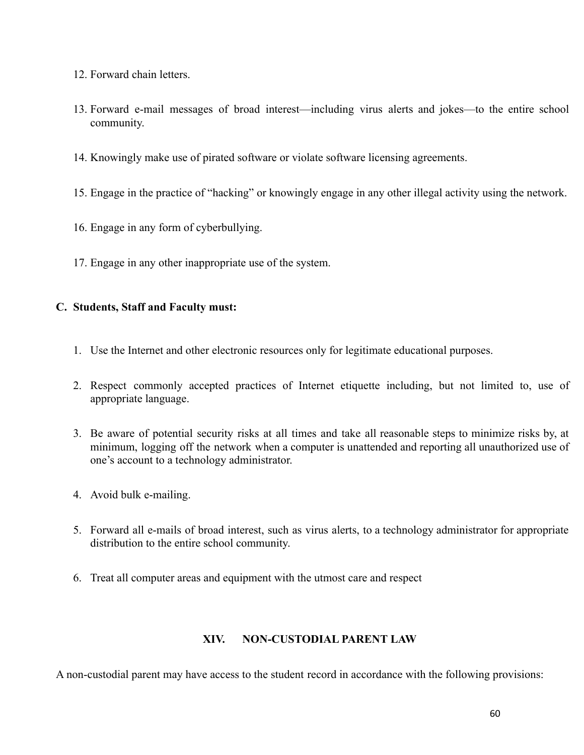12. Forward chain letters.

13. Forward e-mail messages of broad interest—including virus alerts and jokes—to the entire school community.

14. Knowingly make use of pirated software or violate software licensing agreements.

15. Engage in the practice of "hacking" or knowingly engage in any other illegal activity using the network.

16. Engage in any form of cyberbullying.

17. Engage in any other inappropriate use of the system.

**C. Students, Staff and Faculty must:**

1. Use the Internet and other electronic resources only for legitimate educational purposes.

2. Respect commonly accepted practices of Internet etiquette including, but not limited to, use of appropriate language.

3. Be aware of potential security risks at all times and take all reasonable steps to minimize risks by, at minimum, logging off the network when a computer is unattended and reporting all unauthorized use of one's account to a technology administrator.

4. Avoid bulk e-mailing.

5. Forward all e-mails of broad interest, such as virus alerts, to a technology administrator for appropriate distribution to the entire school community.

6. Treat all computer areas and equipment with the utmost care and respect

## XIV. NON-CUSTODIAL PARENT LAW

A non-custodial parent may have access to the student record in accordance with the following provisions: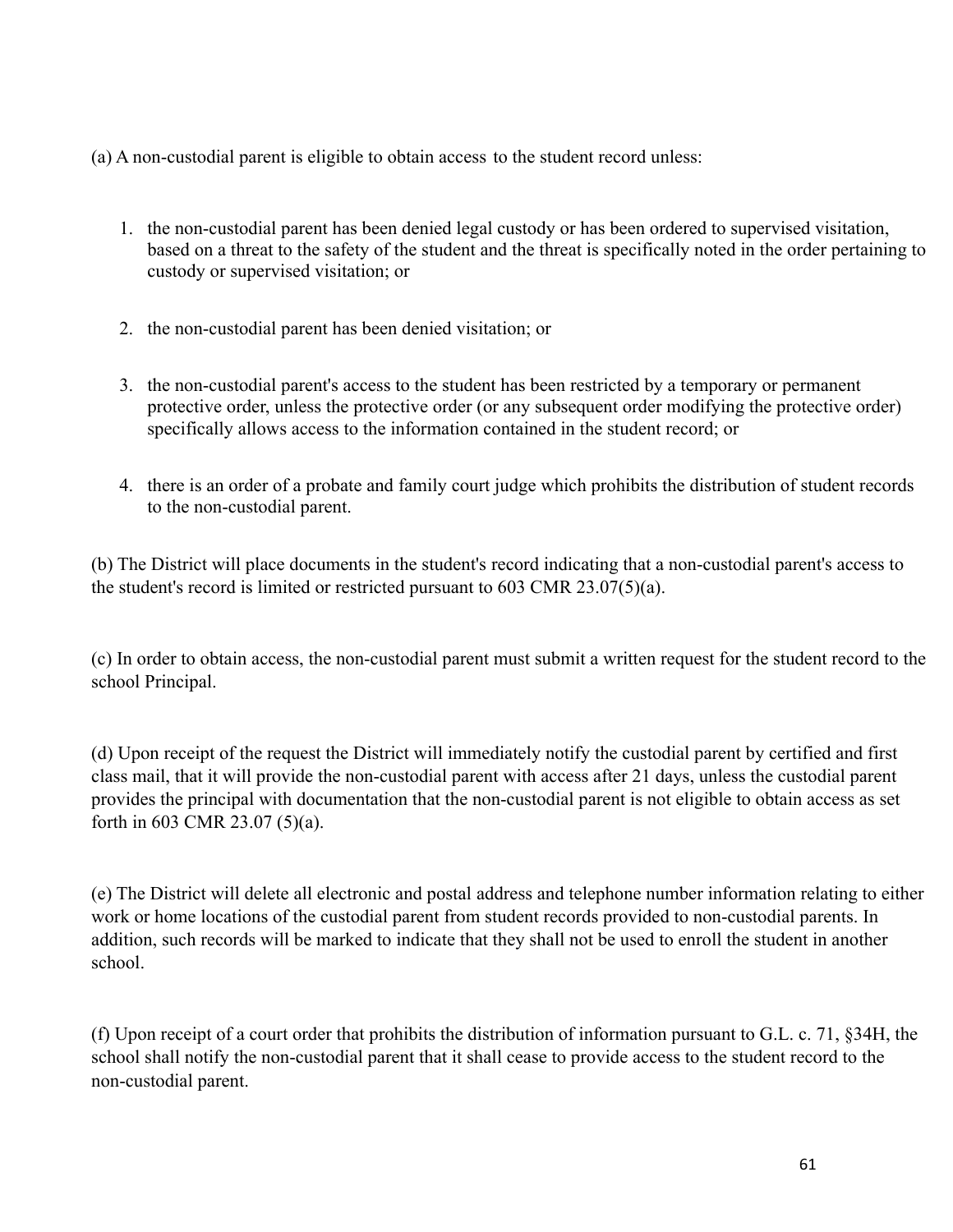(a) A non-custodial parent is eligible to obtain access to the student record unless:

1. the non-custodial parent has been denied legal custody or has been ordered to supervised visitation, based on a threat to the safety of the student and the threat is specifically noted in the order pertaining to custody or supervised visitation; or
2. the non-custodial parent has been denied visitation; or
3. the non-custodial parent's access to the student has been restricted by a temporary or permanent protective order, unless the protective order (or any subsequent order modifying the protective order) specifically allows access to the information contained in the student record; or
4. there is an order of a probate and family court judge which prohibits the distribution of student records to the non-custodial parent.

(b) The District will place documents in the student's record indicating that a non-custodial parent's access to the student's record is limited or restricted pursuant to 603 CMR 23.07(5)(a).

(c) In order to obtain access, the non-custodial parent must submit a written request for the student record to the school Principal.

(d) Upon receipt of the request the District will immediately notify the custodial parent by certified and first class mail, that it will provide the non-custodial parent with access after 21 days, unless the custodial parent provides the principal with documentation that the non-custodial parent is not eligible to obtain access as set forth in 603 CMR 23.07 (5)(a).

(e) The District will delete all electronic and postal address and telephone number information relating to either work or home locations of the custodial parent from student records provided to non-custodial parents. In addition, such records will be marked to indicate that they shall not be used to enroll the student in another school.

(f) Upon receipt of a court order that prohibits the distribution of information pursuant to G.L. c. 71, §34H, the school shall notify the non-custodial parent that it shall cease to provide access to the student record to the non-custodial parent.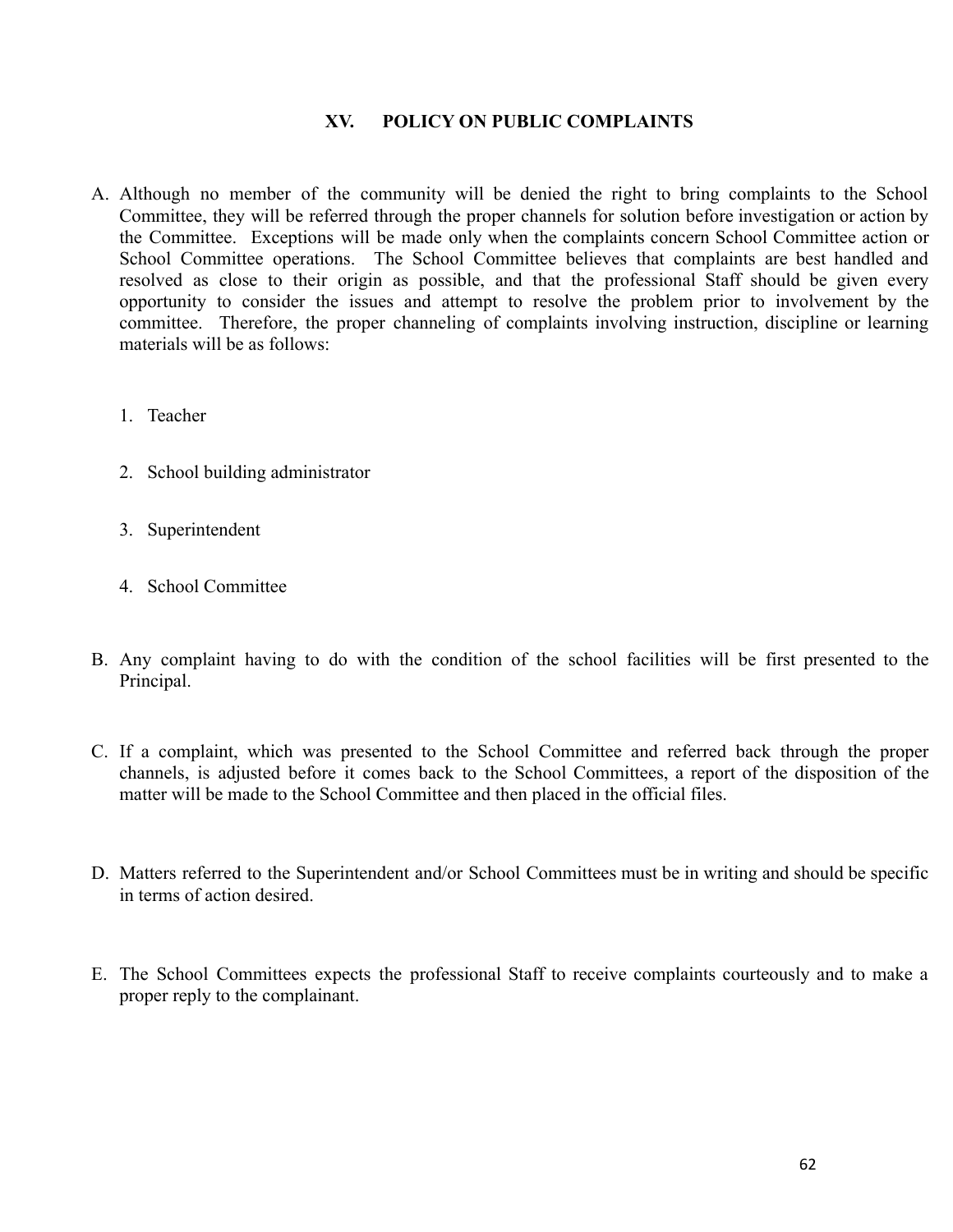## XV. POLICY ON PUBLIC COMPLAINTS

A. Although no member of the community will be denied the right to bring complaints to the School Committee, they will be referred through the proper channels for solution before investigation or action by the Committee. Exceptions will be made only when the complaints concern School Committee action or School Committee operations. The School Committee believes that complaints are best handled and resolved as close to their origin as possible, and that the professional Staff should be given every opportunity to consider the issues and attempt to resolve the problem prior to involvement by the committee. Therefore, the proper channeling of complaints involving instruction, discipline or learning materials will be as follows:

   1. Teacher

   2. School building administrator

   3. Superintendent

   4. School Committee

B. Any complaint having to do with the condition of the school facilities will be first presented to the Principal.

C. If a complaint, which was presented to the School Committee and referred back through the proper channels, is adjusted before it comes back to the School Committees, a report of the disposition of the matter will be made to the School Committee and then placed in the official files.

D. Matters referred to the Superintendent and/or School Committees must be in writing and should be specific in terms of action desired.

E. The School Committees expects the professional Staff to receive complaints courteously and to make a proper reply to the complainant.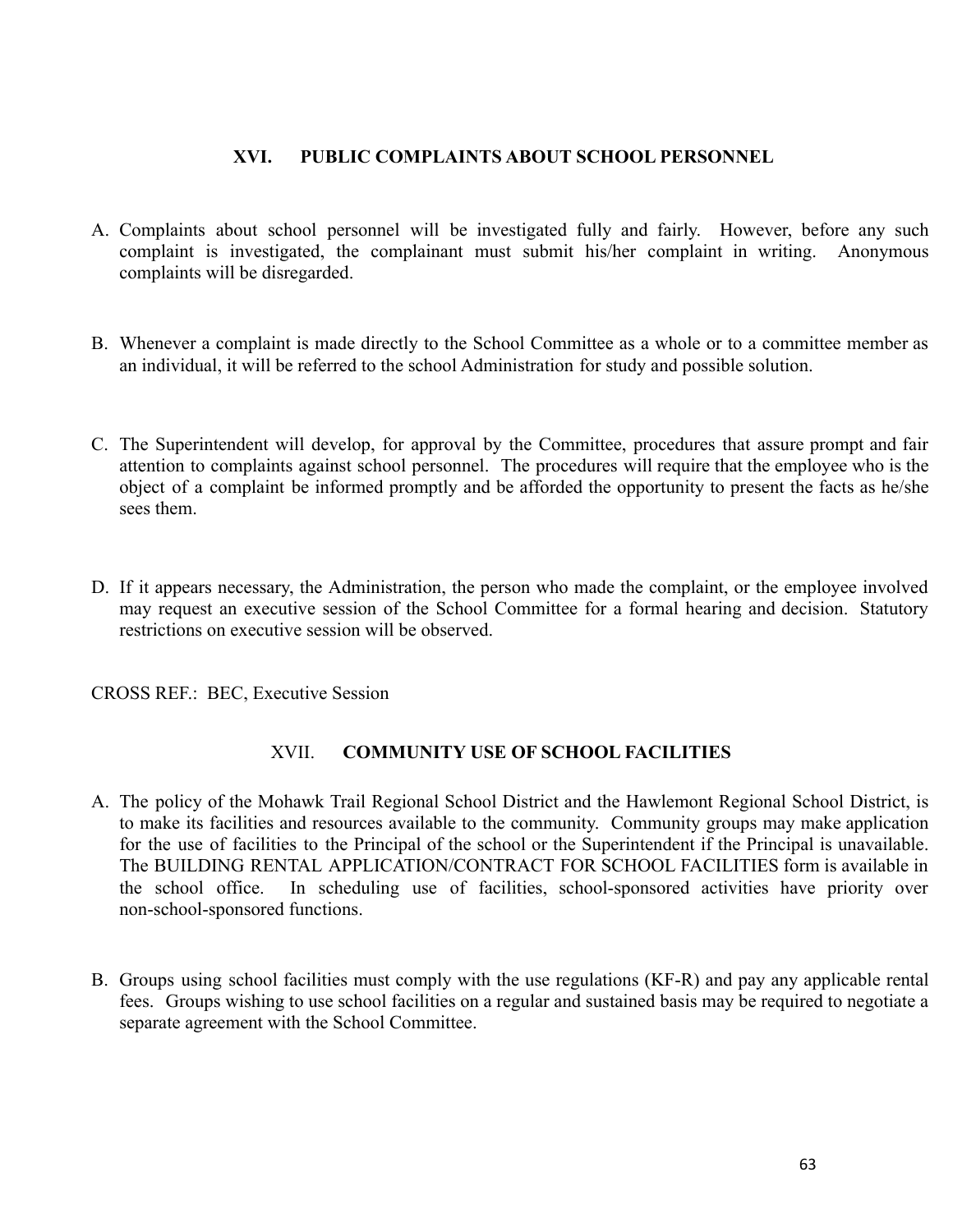## XVI. PUBLIC COMPLAINTS ABOUT SCHOOL PERSONNEL

A. Complaints about school personnel will be investigated fully and fairly. However, before any such complaint is investigated, the complainant must submit his/her complaint in writing. Anonymous complaints will be disregarded.

B. Whenever a complaint is made directly to the School Committee as a whole or to a committee member as an individual, it will be referred to the school Administration for study and possible solution.

C. The Superintendent will develop, for approval by the Committee, procedures that assure prompt and fair attention to complaints against school personnel. The procedures will require that the employee who is the object of a complaint be informed promptly and be afforded the opportunity to present the facts as he/she sees them.

D. If it appears necessary, the Administration, the person who made the complaint, or the employee involved may request an executive session of the School Committee for a formal hearing and decision. Statutory restrictions on executive session will be observed.

CROSS REF.: BEC, Executive Session

## XVII. COMMUNITY USE OF SCHOOL FACILITIES

A. The policy of the Mohawk Trail Regional School District and the Hawlemont Regional School District, is to make its facilities and resources available to the community. Community groups may make application for the use of facilities to the Principal of the school or the Superintendent if the Principal is unavailable. The BUILDING RENTAL APPLICATION/CONTRACT FOR SCHOOL FACILITIES form is available in the school office. In scheduling use of facilities, school-sponsored activities have priority over non-school-sponsored functions.

B. Groups using school facilities must comply with the use regulations (KF-R) and pay any applicable rental fees. Groups wishing to use school facilities on a regular and sustained basis may be required to negotiate a separate agreement with the School Committee.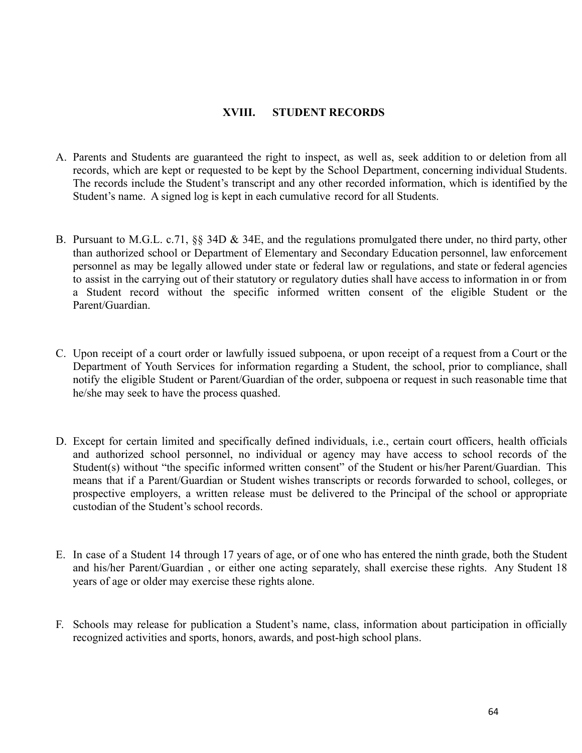## XVIII. STUDENT RECORDS

A. Parents and Students are guaranteed the right to inspect, as well as, seek addition to or deletion from all records, which are kept or requested to be kept by the School Department, concerning individual Students. The records include the Student's transcript and any other recorded information, which is identified by the Student's name. A signed log is kept in each cumulative record for all Students.

B. Pursuant to M.G.L. c.71, §§ 34D & 34E, and the regulations promulgated there under, no third party, other than authorized school or Department of Elementary and Secondary Education personnel, law enforcement personnel as may be legally allowed under state or federal law or regulations, and state or federal agencies to assist in the carrying out of their statutory or regulatory duties shall have access to information in or from a Student record without the specific informed written consent of the eligible Student or the Parent/Guardian.

C. Upon receipt of a court order or lawfully issued subpoena, or upon receipt of a request from a Court or the Department of Youth Services for information regarding a Student, the school, prior to compliance, shall notify the eligible Student or Parent/Guardian of the order, subpoena or request in such reasonable time that he/she may seek to have the process quashed.

D. Except for certain limited and specifically defined individuals, i.e., certain court officers, health officials and authorized school personnel, no individual or agency may have access to school records of the Student(s) without "the specific informed written consent" of the Student or his/her Parent/Guardian. This means that if a Parent/Guardian or Student wishes transcripts or records forwarded to school, colleges, or prospective employers, a written release must be delivered to the Principal of the school or appropriate custodian of the Student's school records.

E. In case of a Student 14 through 17 years of age, or of one who has entered the ninth grade, both the Student and his/her Parent/Guardian , or either one acting separately, shall exercise these rights. Any Student 18 years of age or older may exercise these rights alone.

F. Schools may release for publication a Student's name, class, information about participation in officially recognized activities and sports, honors, awards, and post-high school plans.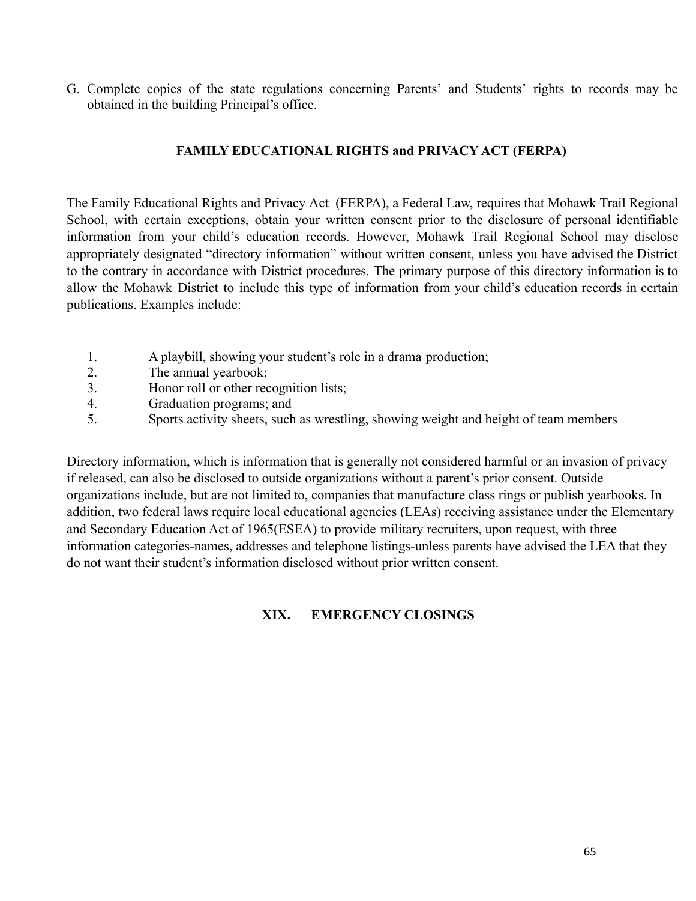G. Complete copies of the state regulations concerning Parents' and Students' rights to records may be obtained in the building Principal's office.

## FAMILY EDUCATIONAL RIGHTS and PRIVACY ACT (FERPA)

The Family Educational Rights and Privacy Act (FERPA), a Federal Law, requires that Mohawk Trail Regional School, with certain exceptions, obtain your written consent prior to the disclosure of personal identifiable information from your child's education records. However, Mohawk Trail Regional School may disclose appropriately designated "directory information" without written consent, unless you have advised the District to the contrary in accordance with District procedures. The primary purpose of this directory information is to allow the Mohawk District to include this type of information from your child's education records in certain publications. Examples include:

1. A playbill, showing your student's role in a drama production;
2. The annual yearbook;
3. Honor roll or other recognition lists;
4. Graduation programs; and
5. Sports activity sheets, such as wrestling, showing weight and height of team members

Directory information, which is information that is generally not considered harmful or an invasion of privacy if released, can also be disclosed to outside organizations without a parent's prior consent. Outside organizations include, but are not limited to, companies that manufacture class rings or publish yearbooks. In addition, two federal laws require local educational agencies (LEAs) receiving assistance under the Elementary and Secondary Education Act of 1965(ESEA) to provide military recruiters, upon request, with three information categories-names, addresses and telephone listings-unless parents have advised the LEA that they do not want their student's information disclosed without prior written consent.

## XIX. EMERGENCY CLOSINGS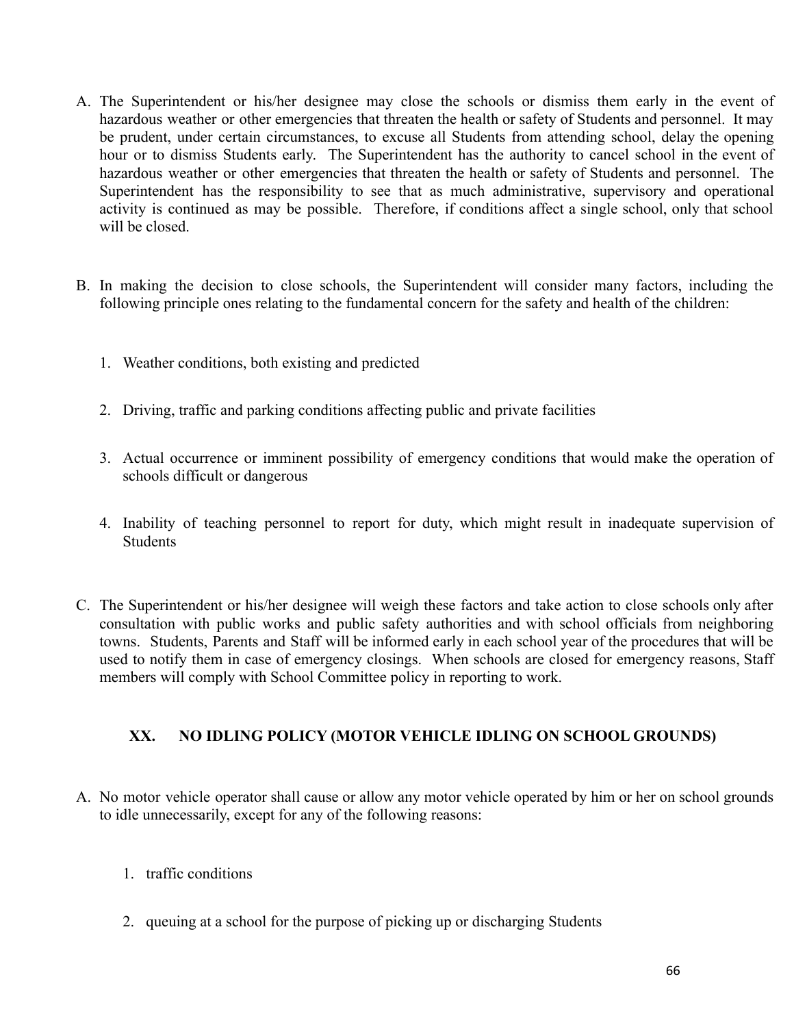A. The Superintendent or his/her designee may close the schools or dismiss them early in the event of hazardous weather or other emergencies that threaten the health or safety of Students and personnel. It may be prudent, under certain circumstances, to excuse all Students from attending school, delay the opening hour or to dismiss Students early. The Superintendent has the authority to cancel school in the event of hazardous weather or other emergencies that threaten the health or safety of Students and personnel. The Superintendent has the responsibility to see that as much administrative, supervisory and operational activity is continued as may be possible. Therefore, if conditions affect a single school, only that school will be closed.

B. In making the decision to close schools, the Superintendent will consider many factors, including the following principle ones relating to the fundamental concern for the safety and health of the children:

   1. Weather conditions, both existing and predicted

   2. Driving, traffic and parking conditions affecting public and private facilities

   3. Actual occurrence or imminent possibility of emergency conditions that would make the operation of schools difficult or dangerous

   4. Inability of teaching personnel to report for duty, which might result in inadequate supervision of Students

C. The Superintendent or his/her designee will weigh these factors and take action to close schools only after consultation with public works and public safety authorities and with school officials from neighboring towns. Students, Parents and Staff will be informed early in each school year of the procedures that will be used to notify them in case of emergency closings. When schools are closed for emergency reasons, Staff members will comply with School Committee policy in reporting to work.

## XX. NO IDLING POLICY (MOTOR VEHICLE IDLING ON SCHOOL GROUNDS)

A. No motor vehicle operator shall cause or allow any motor vehicle operated by him or her on school grounds to idle unnecessarily, except for any of the following reasons:

   1. traffic conditions

   2. queuing at a school for the purpose of picking up or discharging Students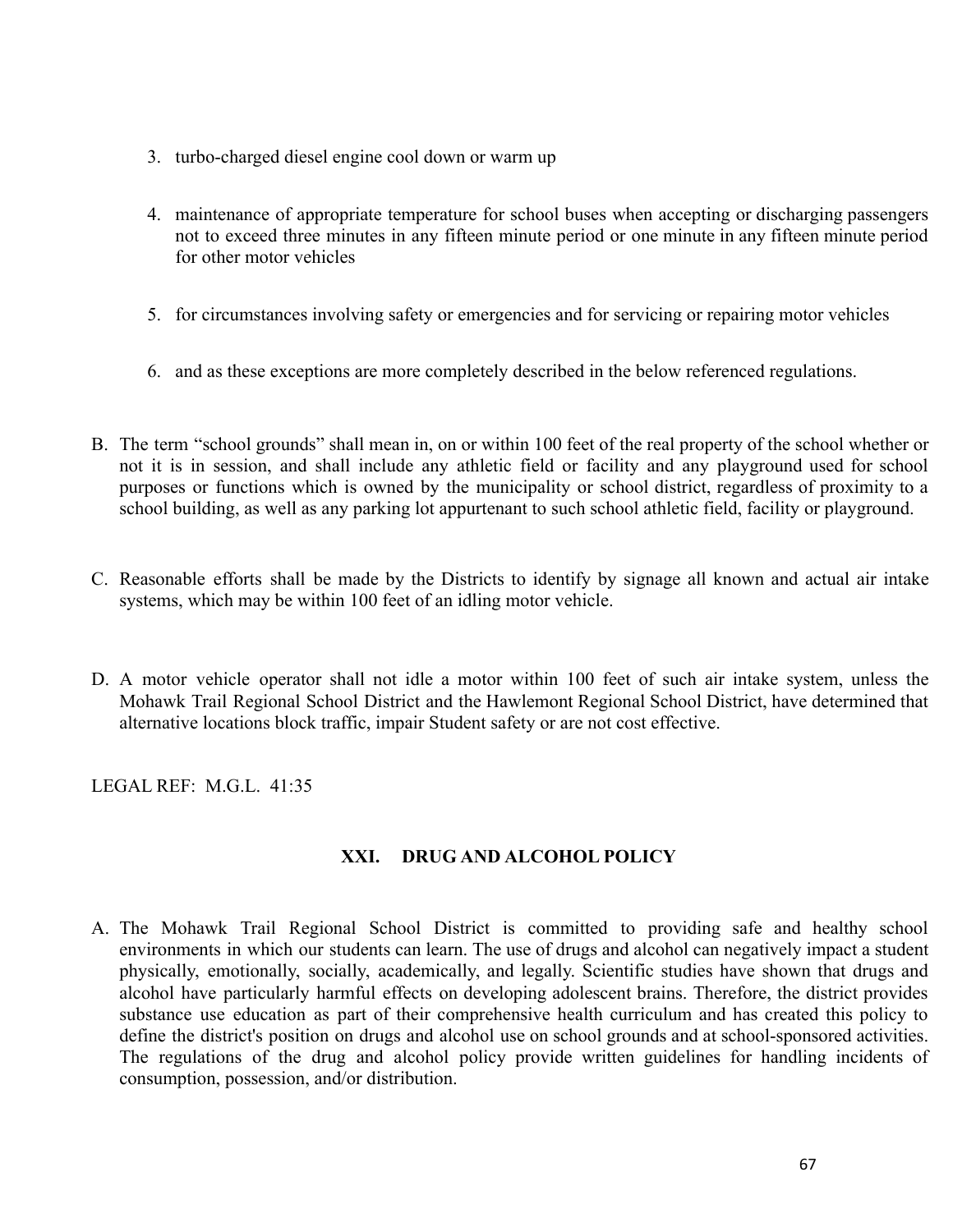3. turbo-charged diesel engine cool down or warm up

4. maintenance of appropriate temperature for school buses when accepting or discharging passengers not to exceed three minutes in any fifteen minute period or one minute in any fifteen minute period for other motor vehicles

5. for circumstances involving safety or emergencies and for servicing or repairing motor vehicles

6. and as these exceptions are more completely described in the below referenced regulations.

B. The term “school grounds” shall mean in, on or within 100 feet of the real property of the school whether or not it is in session, and shall include any athletic field or facility and any playground used for school purposes or functions which is owned by the municipality or school district, regardless of proximity to a school building, as well as any parking lot appurtenant to such school athletic field, facility or playground.

C. Reasonable efforts shall be made by the Districts to identify by signage all known and actual air intake systems, which may be within 100 feet of an idling motor vehicle.

D. A motor vehicle operator shall not idle a motor within 100 feet of such air intake system, unless the Mohawk Trail Regional School District and the Hawlemont Regional School District, have determined that alternative locations block traffic, impair Student safety or are not cost effective.

LEGAL REF: M.G.L. 41:35

## XXI. DRUG AND ALCOHOL POLICY

A. The Mohawk Trail Regional School District is committed to providing safe and healthy school environments in which our students can learn. The use of drugs and alcohol can negatively impact a student physically, emotionally, socially, academically, and legally. Scientific studies have shown that drugs and alcohol have particularly harmful effects on developing adolescent brains. Therefore, the district provides substance use education as part of their comprehensive health curriculum and has created this policy to define the district's position on drugs and alcohol use on school grounds and at school-sponsored activities. The regulations of the drug and alcohol policy provide written guidelines for handling incidents of consumption, possession, and/or distribution.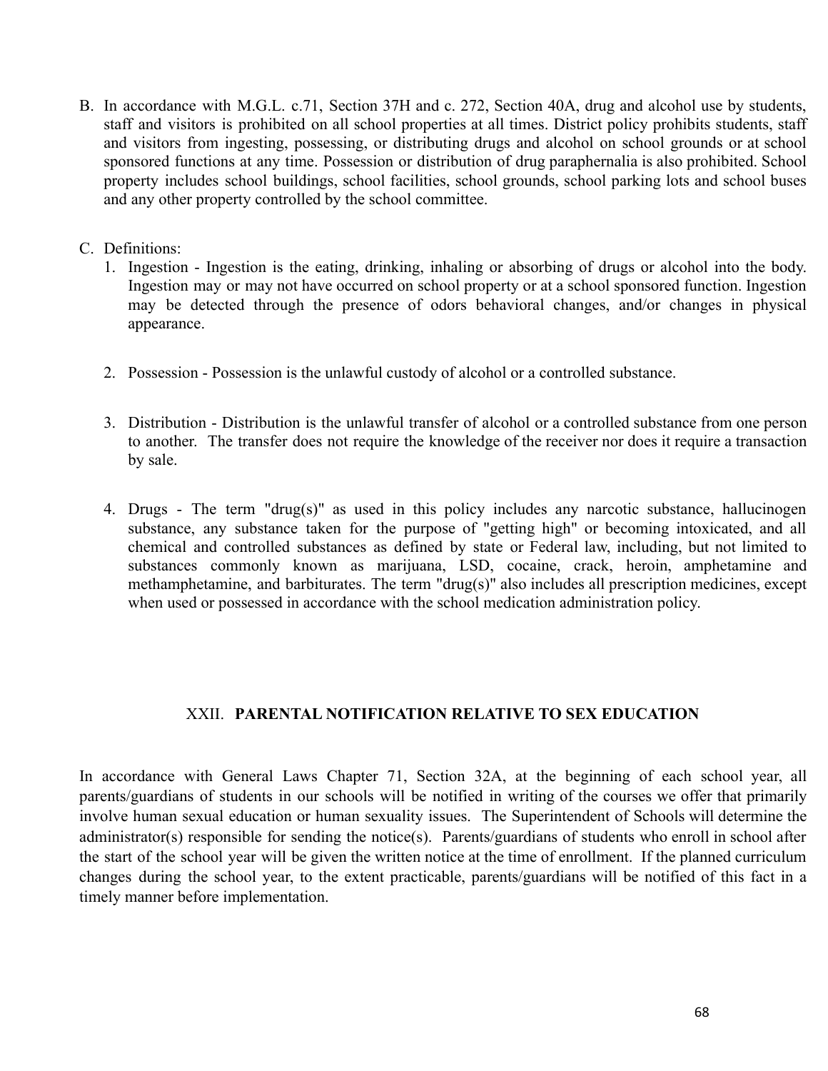B. In accordance with M.G.L. c.71, Section 37H and c. 272, Section 40A, drug and alcohol use by students, staff and visitors is prohibited on all school properties at all times. District policy prohibits students, staff and visitors from ingesting, possessing, or distributing drugs and alcohol on school grounds or at school sponsored functions at any time. Possession or distribution of drug paraphernalia is also prohibited. School property includes school buildings, school facilities, school grounds, school parking lots and school buses and any other property controlled by the school committee.

C. Definitions:
   1. Ingestion - Ingestion is the eating, drinking, inhaling or absorbing of drugs or alcohol into the body. Ingestion may or may not have occurred on school property or at a school sponsored function. Ingestion may be detected through the presence of odors behavioral changes, and/or changes in physical appearance.

   2. Possession - Possession is the unlawful custody of alcohol or a controlled substance.

   3. Distribution - Distribution is the unlawful transfer of alcohol or a controlled substance from one person to another. The transfer does not require the knowledge of the receiver nor does it require a transaction by sale.

   4. Drugs - The term "drug(s)" as used in this policy includes any narcotic substance, hallucinogen substance, any substance taken for the purpose of "getting high" or becoming intoxicated, and all chemical and controlled substances as defined by state or Federal law, including, but not limited to substances commonly known as marijuana, LSD, cocaine, crack, heroin, amphetamine and methamphetamine, and barbiturates. The term "drug(s)" also includes all prescription medicines, except when used or possessed in accordance with the school medication administration policy.

## XXII. **PARENTAL NOTIFICATION RELATIVE TO SEX EDUCATION**

In accordance with General Laws Chapter 71, Section 32A, at the beginning of each school year, all parents/guardians of students in our schools will be notified in writing of the courses we offer that primarily involve human sexual education or human sexuality issues. The Superintendent of Schools will determine the administrator(s) responsible for sending the notice(s). Parents/guardians of students who enroll in school after the start of the school year will be given the written notice at the time of enrollment. If the planned curriculum changes during the school year, to the extent practicable, parents/guardians will be notified of this fact in a timely manner before implementation.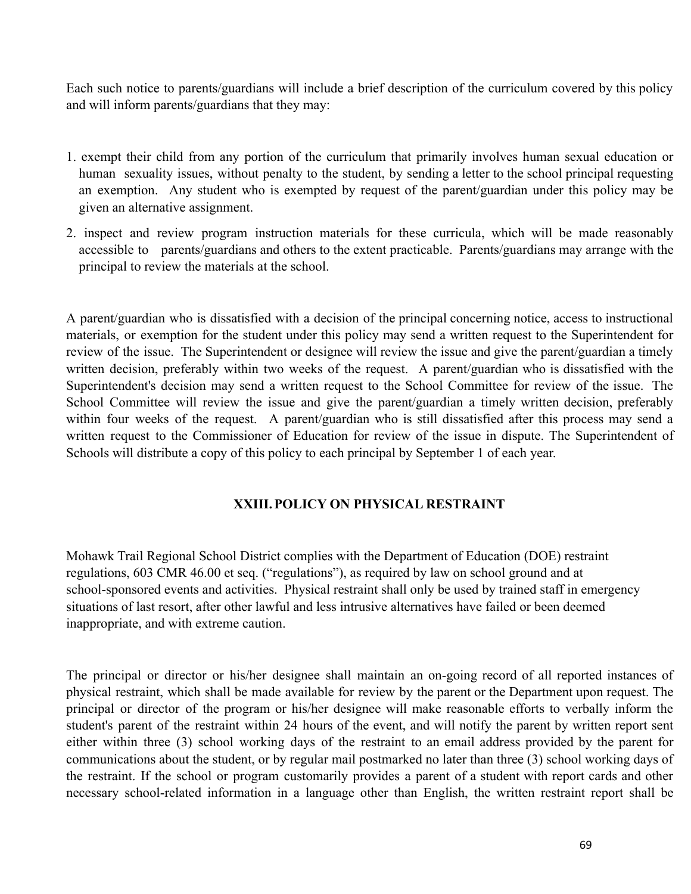Each such notice to parents/guardians will include a brief description of the curriculum covered by this policy and will inform parents/guardians that they may:

1. exempt their child from any portion of the curriculum that primarily involves human sexual education or human sexuality issues, without penalty to the student, by sending a letter to the school principal requesting an exemption. Any student who is exempted by request of the parent/guardian under this policy may be given an alternative assignment.
2. inspect and review program instruction materials for these curricula, which will be made reasonably accessible to parents/guardians and others to the extent practicable. Parents/guardians may arrange with the principal to review the materials at the school.

A parent/guardian who is dissatisfied with a decision of the principal concerning notice, access to instructional materials, or exemption for the student under this policy may send a written request to the Superintendent for review of the issue. The Superintendent or designee will review the issue and give the parent/guardian a timely written decision, preferably within two weeks of the request. A parent/guardian who is dissatisfied with the Superintendent's decision may send a written request to the School Committee for review of the issue. The School Committee will review the issue and give the parent/guardian a timely written decision, preferably within four weeks of the request. A parent/guardian who is still dissatisfied after this process may send a written request to the Commissioner of Education for review of the issue in dispute. The Superintendent of Schools will distribute a copy of this policy to each principal by September 1 of each year.

## XXIII. POLICY ON PHYSICAL RESTRAINT

Mohawk Trail Regional School District complies with the Department of Education (DOE) restraint regulations, 603 CMR 46.00 et seq. ("regulations"), as required by law on school ground and at school-sponsored events and activities. Physical restraint shall only be used by trained staff in emergency situations of last resort, after other lawful and less intrusive alternatives have failed or been deemed inappropriate, and with extreme caution.

The principal or director or his/her designee shall maintain an on-going record of all reported instances of physical restraint, which shall be made available for review by the parent or the Department upon request. The principal or director of the program or his/her designee will make reasonable efforts to verbally inform the student's parent of the restraint within 24 hours of the event, and will notify the parent by written report sent either within three (3) school working days of the restraint to an email address provided by the parent for communications about the student, or by regular mail postmarked no later than three (3) school working days of the restraint. If the school or program customarily provides a parent of a student with report cards and other necessary school-related information in a language other than English, the written restraint report shall be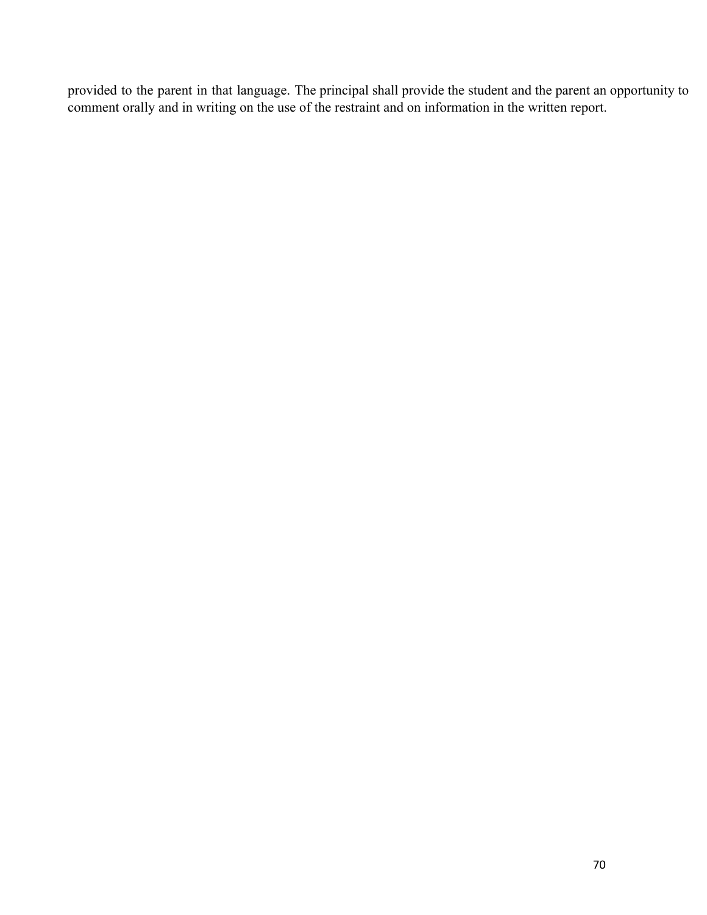provided to the parent in that language. The principal shall provide the student and the parent an opportunity to comment orally and in writing on the use of the restraint and on information in the written report.